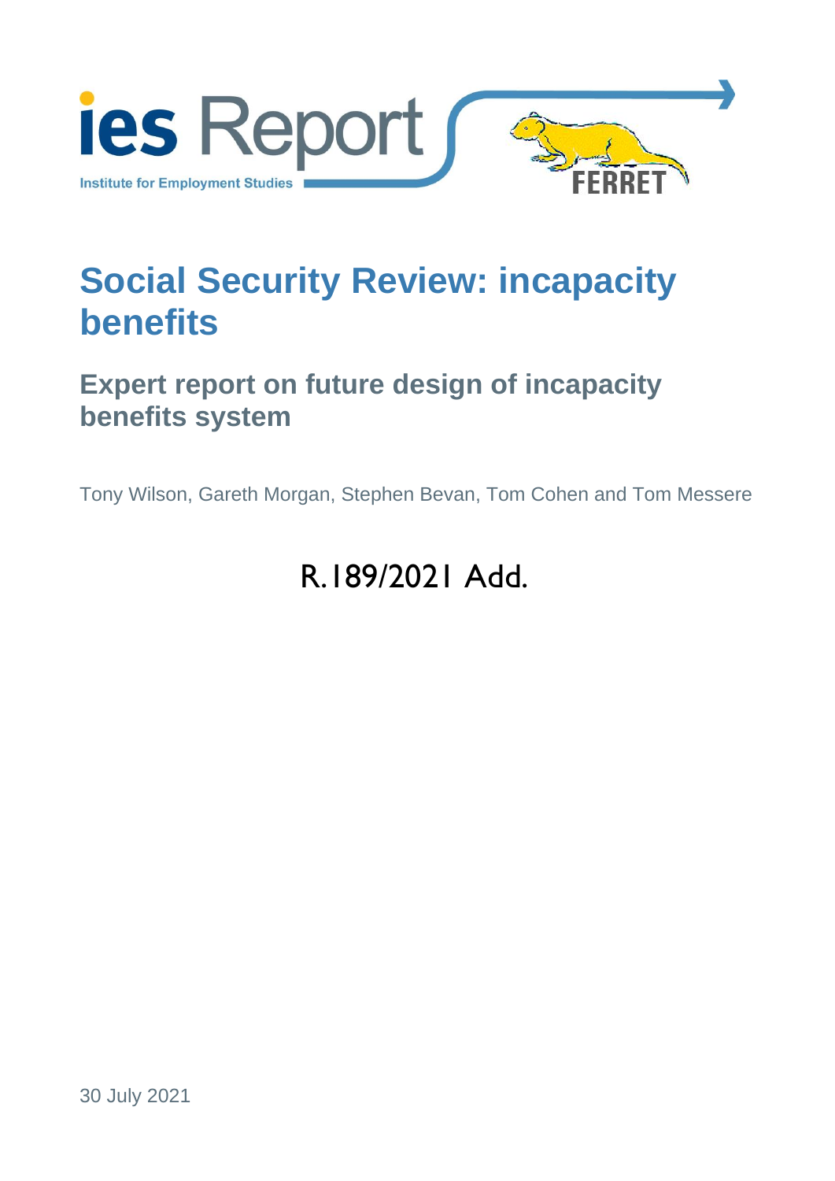ies Report

Institute for Employment Studies

FERRET

# Social Security Review: incapacity benefits

## Expert report on future design of incapacity benefits system

Tony Wilson, Gareth Morgan, Stephen Bevan, Tom Cohen and Tom Messere

R.189/2021 Add.

30 July 2021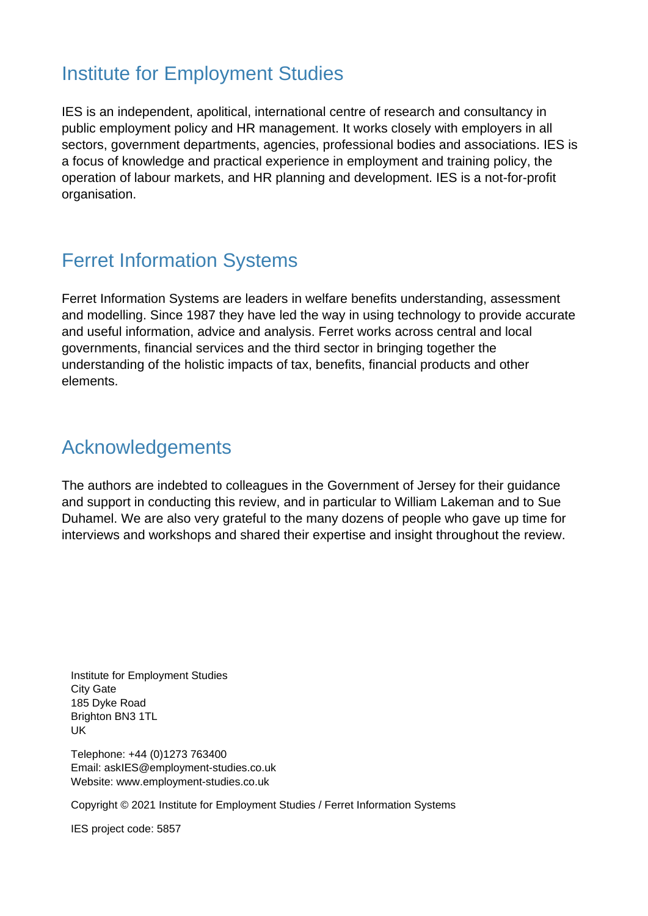## Institute for Employment Studies

IES is an independent, apolitical, international centre of research and consultancy in public employment policy and HR management. It works closely with employers in all sectors, government departments, agencies, professional bodies and associations. IES is a focus of knowledge and practical experience in employment and training policy, the operation of labour markets, and HR planning and development. IES is a not-for-profit organisation.

## Ferret Information Systems

Ferret Information Systems are leaders in welfare benefits understanding, assessment and modelling. Since 1987 they have led the way in using technology to provide accurate and useful information, advice and analysis. Ferret works across central and local governments, financial services and the third sector in bringing together the understanding of the holistic impacts of tax, benefits, financial products and other elements.

## Acknowledgements

The authors are indebted to colleagues in the Government of Jersey for their guidance and support in conducting this review, and in particular to William Lakeman and to Sue Duhamel. We are also very grateful to the many dozens of people who gave up time for interviews and workshops and shared their expertise and insight throughout the review.

Institute for Employment Studies
City Gate
185 Dyke Road
Brighton BN3 1TL
UK

Telephone: +44 (0)1273 763400
Email: askIES@employment-studies.co.uk
Website: www.employment-studies.co.uk

Copyright © 2021 Institute for Employment Studies / Ferret Information Systems

IES project code: 5857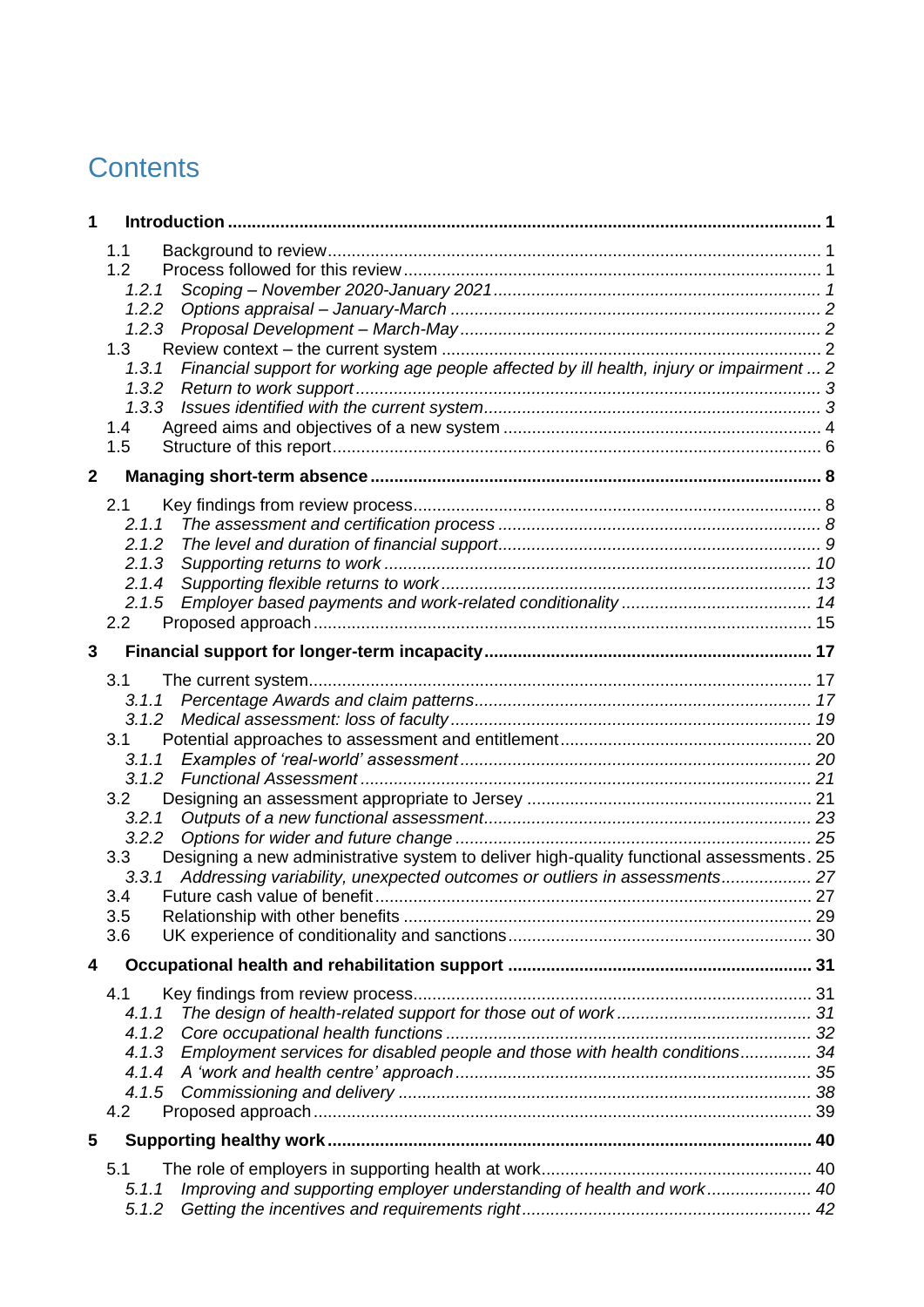# Contents

**1 Introduction ........ 1**

- 1.1 Background to review ........ 1
- 1.2 Process followed for this review ........ 1
  - *1.2.1 Scoping – November 2020-January 2021 ........ 1*
  - *1.2.2 Options appraisal – January-March ........ 2*
  - *1.2.3 Proposal Development – March-May ........ 2*
- 1.3 Review context – the current system ........ 2
  - *1.3.1 Financial support for working age people affected by ill health, injury or impairment ... 2*
  - *1.3.2 Return to work support ........ 3*
  - *1.3.3 Issues identified with the current system ........ 3*
- 1.4 Agreed aims and objectives of a new system ........ 4
- 1.5 Structure of this report ........ 6

**2 Managing short-term absence ........ 8**

- 2.1 Key findings from review process ........ 8
  - *2.1.1 The assessment and certification process ........ 8*
  - *2.1.2 The level and duration of financial support ........ 9*
  - *2.1.3 Supporting returns to work ........ 10*
  - *2.1.4 Supporting flexible returns to work ........ 13*
  - *2.1.5 Employer based payments and work-related conditionality ........ 14*
- 2.2 Proposed approach ........ 15

**3 Financial support for longer-term incapacity ........ 17**

- 3.1 The current system ........ 17
  - *3.1.1 Percentage Awards and claim patterns ........ 17*
  - *3.1.2 Medical assessment: loss of faculty ........ 19*
- 3.1 Potential approaches to assessment and entitlement ........ 20
  - *3.1.1 Examples of 'real-world' assessment ........ 20*
  - *3.1.2 Functional Assessment ........ 21*
- 3.2 Designing an assessment appropriate to Jersey ........ 21
  - *3.2.1 Outputs of a new functional assessment ........ 23*
  - *3.2.2 Options for wider and future change ........ 25*
- 3.3 Designing a new administrative system to deliver high-quality functional assessments. 25
  - *3.3.1 Addressing variability, unexpected outcomes or outliers in assessments ........ 27*
- 3.4 Future cash value of benefit ........ 27
- 3.5 Relationship with other benefits ........ 29
- 3.6 UK experience of conditionality and sanctions ........ 30

**4 Occupational health and rehabilitation support ........ 31**

- 4.1 Key findings from review process ........ 31
  - *4.1.1 The design of health-related support for those out of work ........ 31*
  - *4.1.2 Core occupational health functions ........ 32*
  - *4.1.3 Employment services for disabled people and those with health conditions ........ 34*
  - *4.1.4 A 'work and health centre' approach ........ 35*
  - *4.1.5 Commissioning and delivery ........ 38*
- 4.2 Proposed approach ........ 39

**5 Supporting healthy work ........ 40**

- 5.1 The role of employers in supporting health at work ........ 40
  - *5.1.1 Improving and supporting employer understanding of health and work ........ 40*
  - *5.1.2 Getting the incentives and requirements right ........ 42*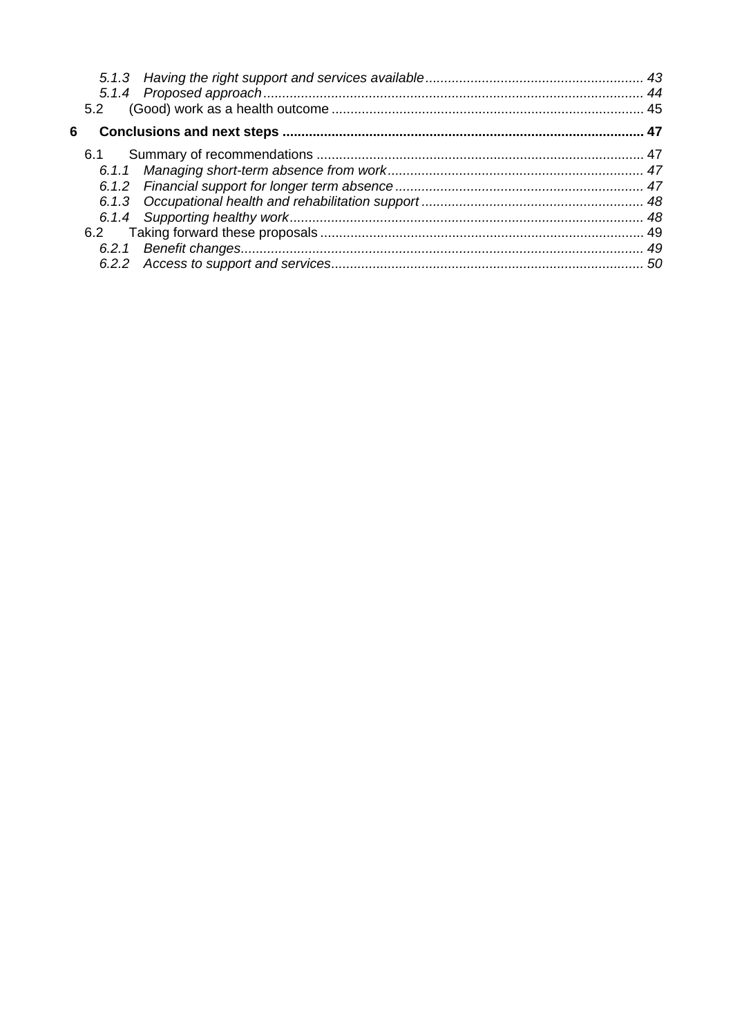*5.1.3 Having the right support and services available* ... *43*
*5.1.4 Proposed approach* ... *44*
5.2 (Good) work as a health outcome ... 45

**6 Conclusions and next steps ... 47**

6.1 Summary of recommendations ... 47
*6.1.1 Managing short-term absence from work* ... *47*
*6.1.2 Financial support for longer term absence* ... *47*
*6.1.3 Occupational health and rehabilitation support* ... *48*
*6.1.4 Supporting healthy work* ... *48*
6.2 Taking forward these proposals ... 49
*6.2.1 Benefit changes* ... *49*
*6.2.2 Access to support and services* ... *50*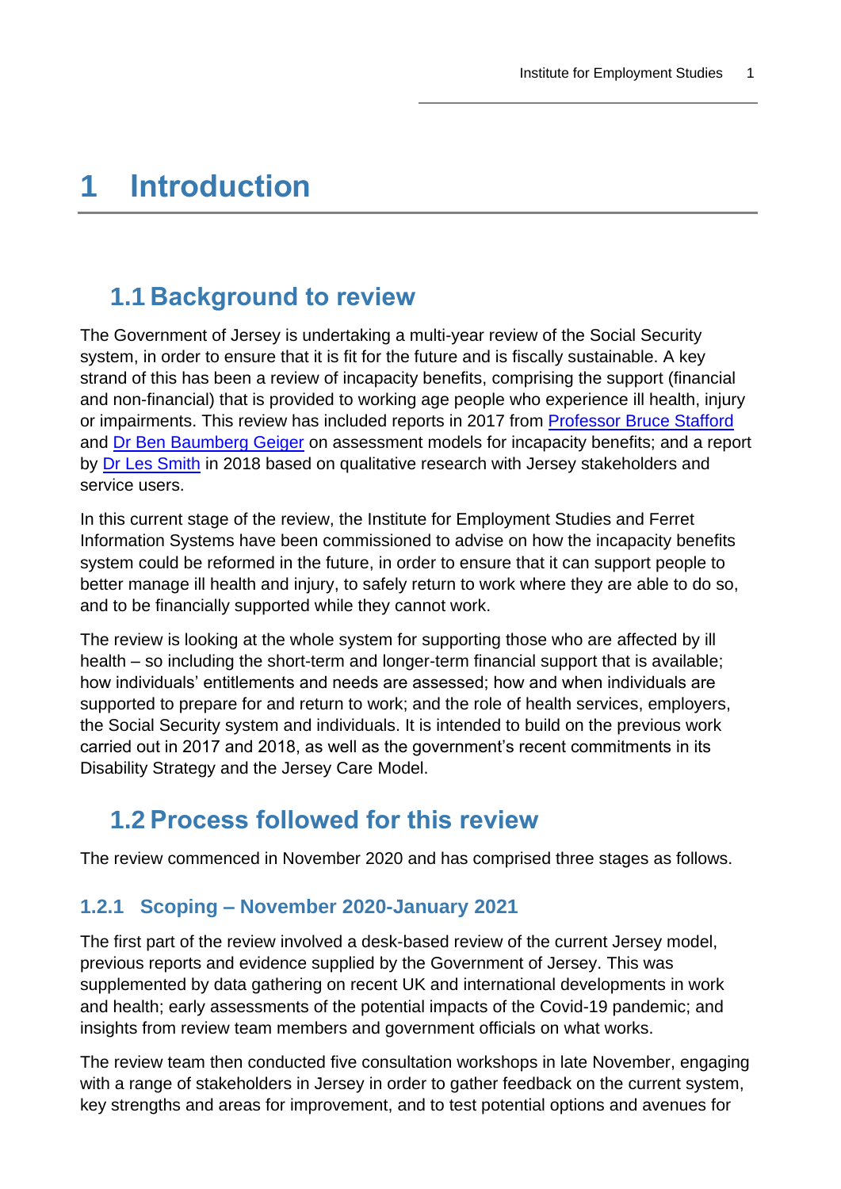# 1 Introduction

## 1.1 Background to review

The Government of Jersey is undertaking a multi-year review of the Social Security system, in order to ensure that it is fit for the future and is fiscally sustainable. A key strand of this has been a review of incapacity benefits, comprising the support (financial and non-financial) that is provided to working age people who experience ill health, injury or impairments. This review has included reports in 2017 from Professor Bruce Stafford and Dr Ben Baumberg Geiger on assessment models for incapacity benefits; and a report by Dr Les Smith in 2018 based on qualitative research with Jersey stakeholders and service users.

In this current stage of the review, the Institute for Employment Studies and Ferret Information Systems have been commissioned to advise on how the incapacity benefits system could be reformed in the future, in order to ensure that it can support people to better manage ill health and injury, to safely return to work where they are able to do so, and to be financially supported while they cannot work.

The review is looking at the whole system for supporting those who are affected by ill health – so including the short-term and longer-term financial support that is available; how individuals' entitlements and needs are assessed; how and when individuals are supported to prepare for and return to work; and the role of health services, employers, the Social Security system and individuals. It is intended to build on the previous work carried out in 2017 and 2018, as well as the government's recent commitments in its Disability Strategy and the Jersey Care Model.

## 1.2 Process followed for this review

The review commenced in November 2020 and has comprised three stages as follows.

### 1.2.1 Scoping – November 2020-January 2021

The first part of the review involved a desk-based review of the current Jersey model, previous reports and evidence supplied by the Government of Jersey. This was supplemented by data gathering on recent UK and international developments in work and health; early assessments of the potential impacts of the Covid-19 pandemic; and insights from review team members and government officials on what works.

The review team then conducted five consultation workshops in late November, engaging with a range of stakeholders in Jersey in order to gather feedback on the current system, key strengths and areas for improvement, and to test potential options and avenues for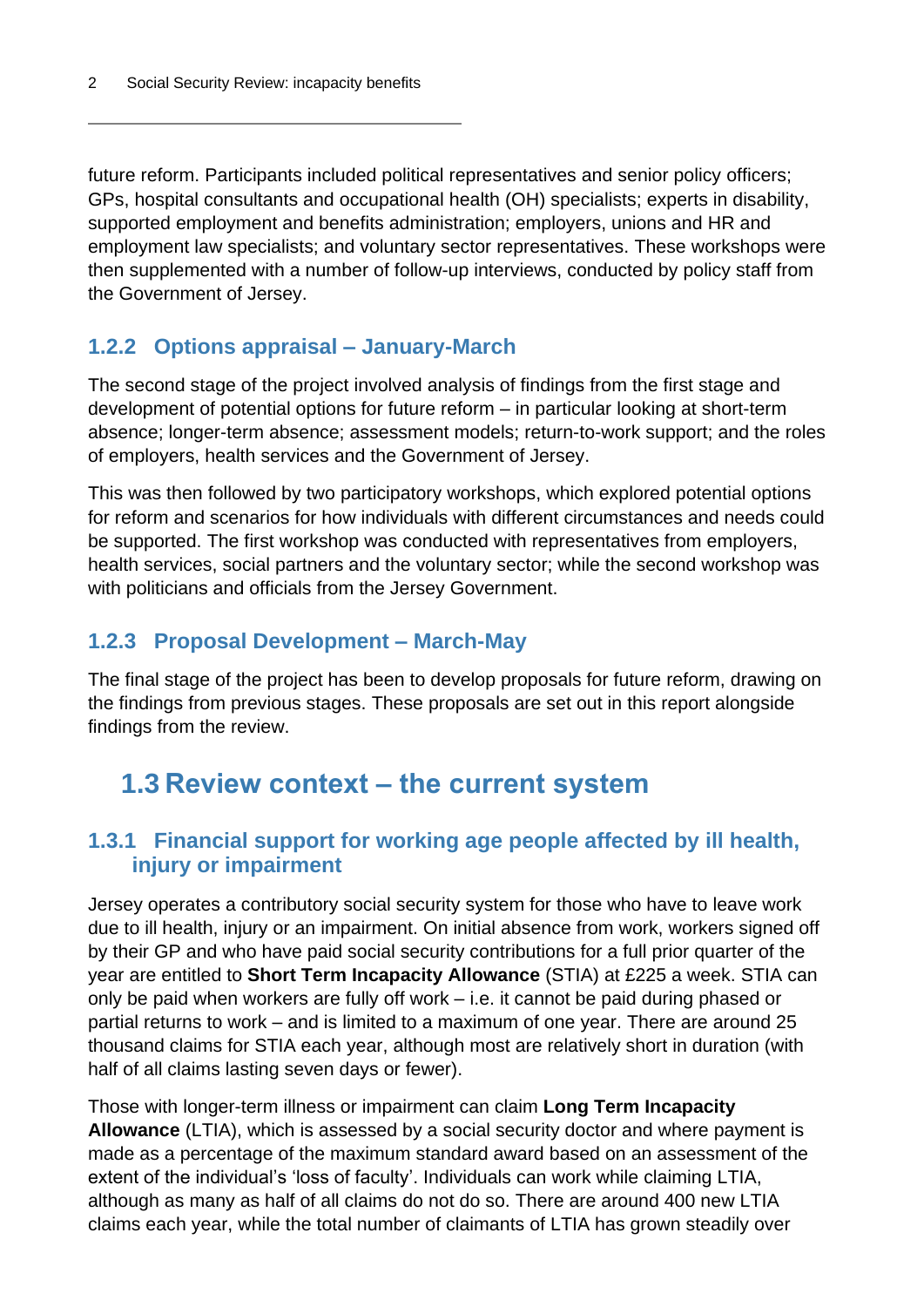future reform. Participants included political representatives and senior policy officers; GPs, hospital consultants and occupational health (OH) specialists; experts in disability, supported employment and benefits administration; employers, unions and HR and employment law specialists; and voluntary sector representatives. These workshops were then supplemented with a number of follow-up interviews, conducted by policy staff from the Government of Jersey.

### 1.2.2 Options appraisal – January-March

The second stage of the project involved analysis of findings from the first stage and development of potential options for future reform – in particular looking at short-term absence; longer-term absence; assessment models; return-to-work support; and the roles of employers, health services and the Government of Jersey.

This was then followed by two participatory workshops, which explored potential options for reform and scenarios for how individuals with different circumstances and needs could be supported. The first workshop was conducted with representatives from employers, health services, social partners and the voluntary sector; while the second workshop was with politicians and officials from the Jersey Government.

### 1.2.3 Proposal Development – March-May

The final stage of the project has been to develop proposals for future reform, drawing on the findings from previous stages. These proposals are set out in this report alongside findings from the review.

## 1.3 Review context – the current system

### 1.3.1 Financial support for working age people affected by ill health, injury or impairment

Jersey operates a contributory social security system for those who have to leave work due to ill health, injury or an impairment. On initial absence from work, workers signed off by their GP and who have paid social security contributions for a full prior quarter of the year are entitled to **Short Term Incapacity Allowance** (STIA) at £225 a week. STIA can only be paid when workers are fully off work – i.e. it cannot be paid during phased or partial returns to work – and is limited to a maximum of one year. There are around 25 thousand claims for STIA each year, although most are relatively short in duration (with half of all claims lasting seven days or fewer).

Those with longer-term illness or impairment can claim **Long Term Incapacity Allowance** (LTIA), which is assessed by a social security doctor and where payment is made as a percentage of the maximum standard award based on an assessment of the extent of the individual's 'loss of faculty'. Individuals can work while claiming LTIA, although as many as half of all claims do not do so. There are around 400 new LTIA claims each year, while the total number of claimants of LTIA has grown steadily over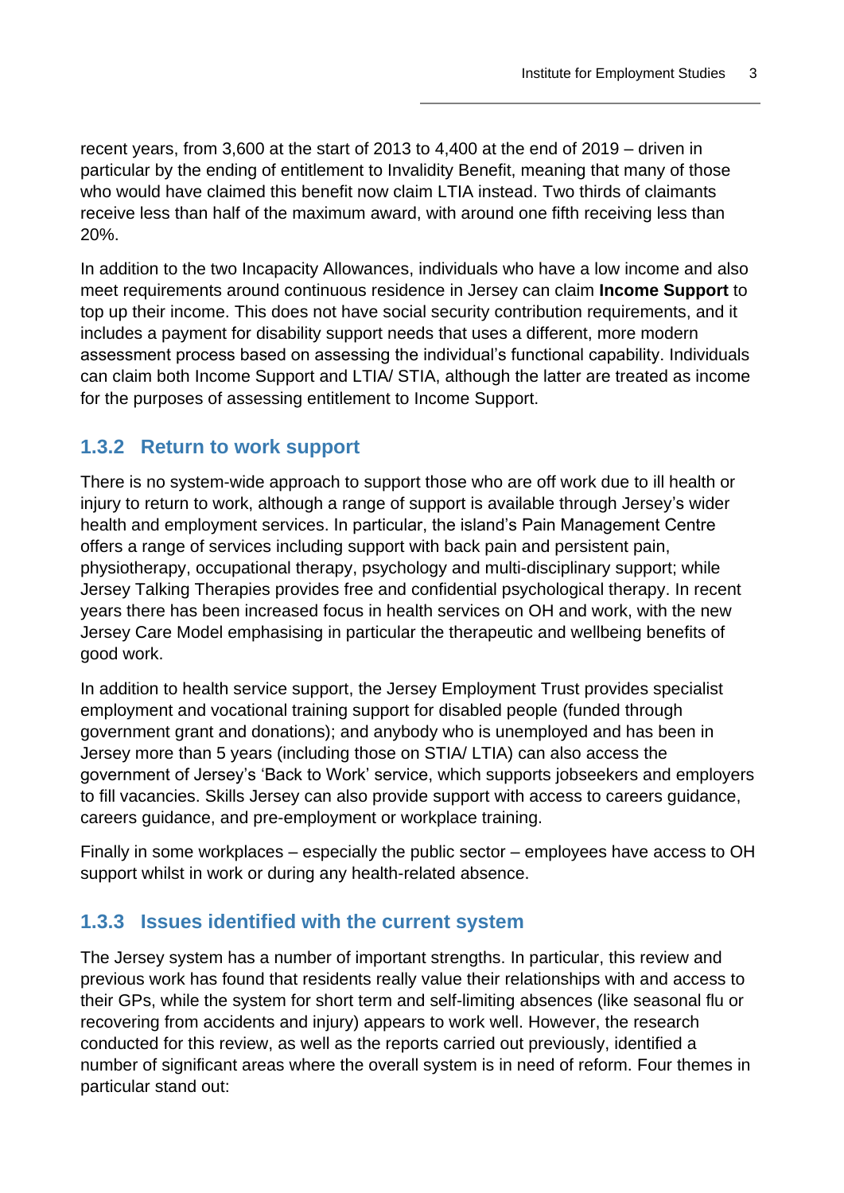recent years, from 3,600 at the start of 2013 to 4,400 at the end of 2019 – driven in particular by the ending of entitlement to Invalidity Benefit, meaning that many of those who would have claimed this benefit now claim LTIA instead. Two thirds of claimants receive less than half of the maximum award, with around one fifth receiving less than 20%.

In addition to the two Incapacity Allowances, individuals who have a low income and also meet requirements around continuous residence in Jersey can claim **Income Support** to top up their income. This does not have social security contribution requirements, and it includes a payment for disability support needs that uses a different, more modern assessment process based on assessing the individual's functional capability. Individuals can claim both Income Support and LTIA/ STIA, although the latter are treated as income for the purposes of assessing entitlement to Income Support.

### 1.3.2 Return to work support

There is no system-wide approach to support those who are off work due to ill health or injury to return to work, although a range of support is available through Jersey's wider health and employment services. In particular, the island's Pain Management Centre offers a range of services including support with back pain and persistent pain, physiotherapy, occupational therapy, psychology and multi-disciplinary support; while Jersey Talking Therapies provides free and confidential psychological therapy. In recent years there has been increased focus in health services on OH and work, with the new Jersey Care Model emphasising in particular the therapeutic and wellbeing benefits of good work.

In addition to health service support, the Jersey Employment Trust provides specialist employment and vocational training support for disabled people (funded through government grant and donations); and anybody who is unemployed and has been in Jersey more than 5 years (including those on STIA/ LTIA) can also access the government of Jersey's 'Back to Work' service, which supports jobseekers and employers to fill vacancies. Skills Jersey can also provide support with access to careers guidance, careers guidance, and pre-employment or workplace training.

Finally in some workplaces – especially the public sector – employees have access to OH support whilst in work or during any health-related absence.

### 1.3.3 Issues identified with the current system

The Jersey system has a number of important strengths. In particular, this review and previous work has found that residents really value their relationships with and access to their GPs, while the system for short term and self-limiting absences (like seasonal flu or recovering from accidents and injury) appears to work well. However, the research conducted for this review, as well as the reports carried out previously, identified a number of significant areas where the overall system is in need of reform. Four themes in particular stand out: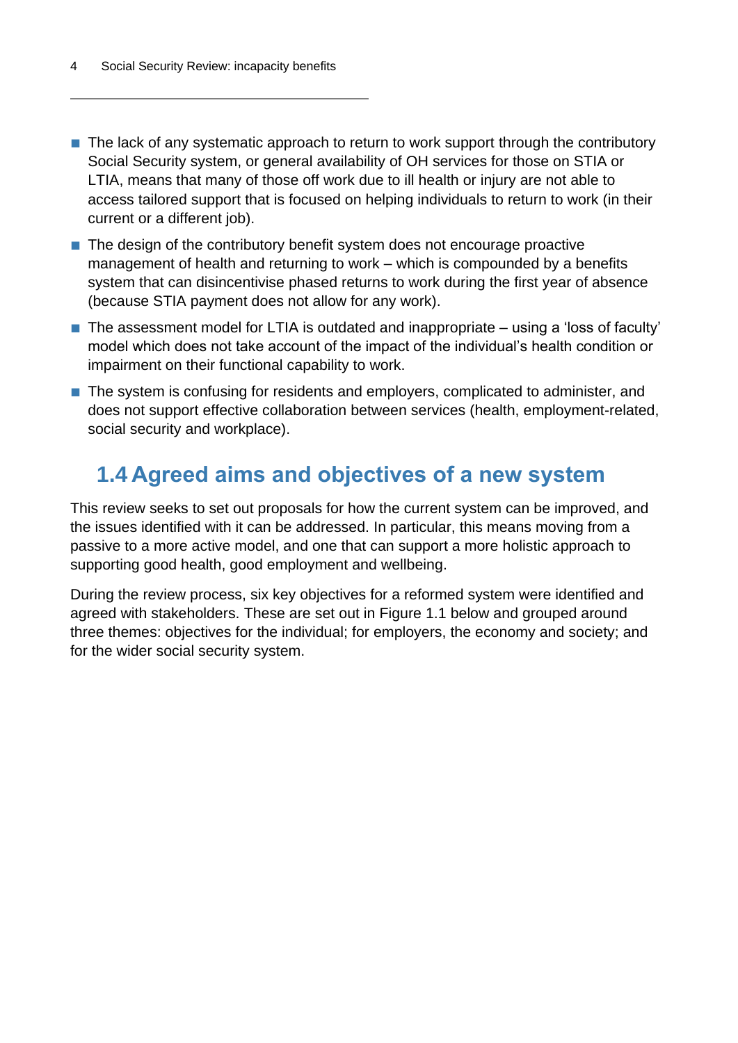- The lack of any systematic approach to return to work support through the contributory Social Security system, or general availability of OH services for those on STIA or LTIA, means that many of those off work due to ill health or injury are not able to access tailored support that is focused on helping individuals to return to work (in their current or a different job).
- The design of the contributory benefit system does not encourage proactive management of health and returning to work – which is compounded by a benefits system that can disincentivise phased returns to work during the first year of absence (because STIA payment does not allow for any work).
- The assessment model for LTIA is outdated and inappropriate – using a 'loss of faculty' model which does not take account of the impact of the individual's health condition or impairment on their functional capability to work.
- The system is confusing for residents and employers, complicated to administer, and does not support effective collaboration between services (health, employment-related, social security and workplace).

## 1.4 Agreed aims and objectives of a new system

This review seeks to set out proposals for how the current system can be improved, and the issues identified with it can be addressed. In particular, this means moving from a passive to a more active model, and one that can support a more holistic approach to supporting good health, good employment and wellbeing.

During the review process, six key objectives for a reformed system were identified and agreed with stakeholders. These are set out in Figure 1.1 below and grouped around three themes: objectives for the individual; for employers, the economy and society; and for the wider social security system.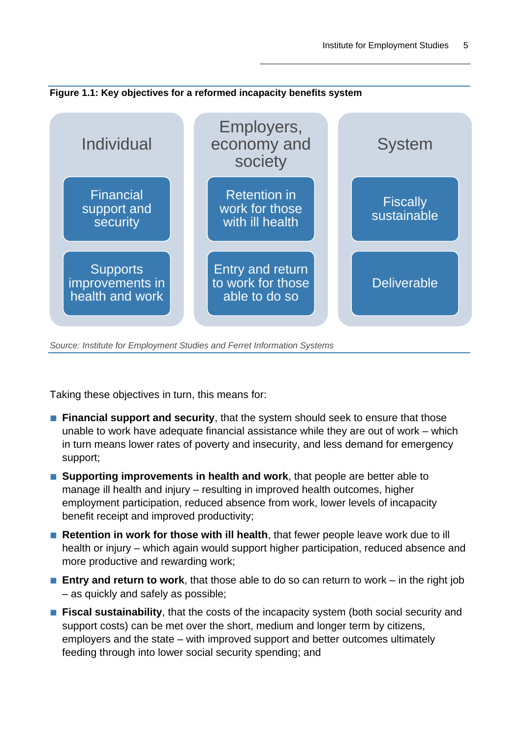**Figure 1.1: Key objectives for a reformed incapacity benefits system**

| Individual | Employers, economy and society | System |
|---|---|---|
| Financial support and security | Retention in work for those with ill health | Fiscally sustainable |
| Supports improvements in health and work | Entry and return to work for those able to do so | Deliverable |

*Source: Institute for Employment Studies and Ferret Information Systems*

Taking these objectives in turn, this means for:

- **Financial support and security**, that the system should seek to ensure that those unable to work have adequate financial assistance while they are out of work – which in turn means lower rates of poverty and insecurity, and less demand for emergency support;
- **Supporting improvements in health and work**, that people are better able to manage ill health and injury – resulting in improved health outcomes, higher employment participation, reduced absence from work, lower levels of incapacity benefit receipt and improved productivity;
- **Retention in work for those with ill health**, that fewer people leave work due to ill health or injury – which again would support higher participation, reduced absence and more productive and rewarding work;
- **Entry and return to work**, that those able to do so can return to work – in the right job – as quickly and safely as possible;
- **Fiscal sustainability**, that the costs of the incapacity system (both social security and support costs) can be met over the short, medium and longer term by citizens, employers and the state – with improved support and better outcomes ultimately feeding through into lower social security spending; and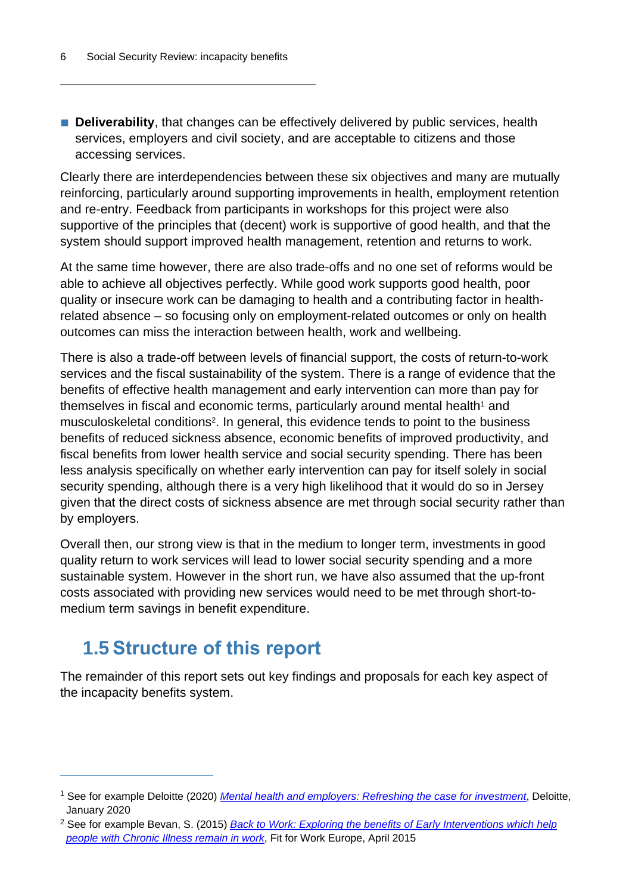- **Deliverability**, that changes can be effectively delivered by public services, health services, employers and civil society, and are acceptable to citizens and those accessing services.

Clearly there are interdependencies between these six objectives and many are mutually reinforcing, particularly around supporting improvements in health, employment retention and re-entry. Feedback from participants in workshops for this project were also supportive of the principles that (decent) work is supportive of good health, and that the system should support improved health management, retention and returns to work.

At the same time however, there are also trade-offs and no one set of reforms would be able to achieve all objectives perfectly. While good work supports good health, poor quality or insecure work can be damaging to health and a contributing factor in health-related absence – so focusing only on employment-related outcomes or only on health outcomes can miss the interaction between health, work and wellbeing.

There is also a trade-off between levels of financial support, the costs of return-to-work services and the fiscal sustainability of the system. There is a range of evidence that the benefits of effective health management and early intervention can more than pay for themselves in fiscal and economic terms, particularly around mental health[1] and musculoskeletal conditions[2]. In general, this evidence tends to point to the business benefits of reduced sickness absence, economic benefits of improved productivity, and fiscal benefits from lower health service and social security spending. There has been less analysis specifically on whether early intervention can pay for itself solely in social security spending, although there is a very high likelihood that it would do so in Jersey given that the direct costs of sickness absence are met through social security rather than by employers.

Overall then, our strong view is that in the medium to longer term, investments in good quality return to work services will lead to lower social security spending and a more sustainable system. However in the short run, we have also assumed that the up-front costs associated with providing new services would need to be met through short-to-medium term savings in benefit expenditure.

## 1.5 Structure of this report

The remainder of this report sets out key findings and proposals for each key aspect of the incapacity benefits system.

---

[1] See for example Deloitte (2020) *Mental health and employers: Refreshing the case for investment*, Deloitte, January 2020

[2] See for example Bevan, S. (2015) *Back to Work: Exploring the benefits of Early Interventions which help people with Chronic Illness remain in work*, Fit for Work Europe, April 2015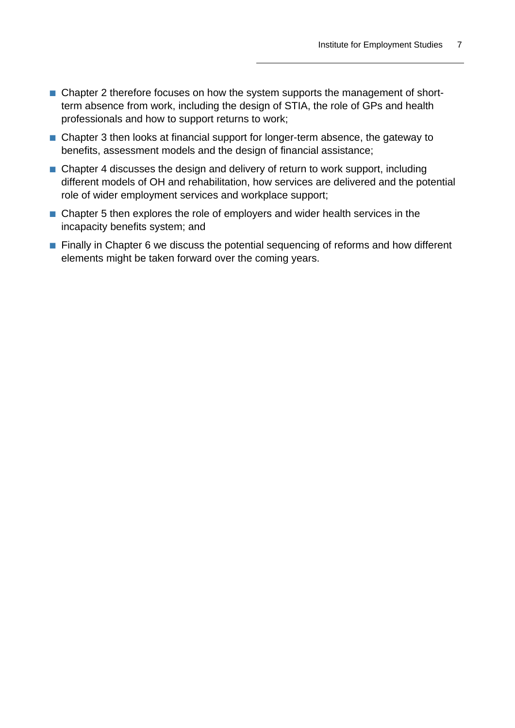- Chapter 2 therefore focuses on how the system supports the management of short-term absence from work, including the design of STIA, the role of GPs and health professionals and how to support returns to work;
- Chapter 3 then looks at financial support for longer-term absence, the gateway to benefits, assessment models and the design of financial assistance;
- Chapter 4 discusses the design and delivery of return to work support, including different models of OH and rehabilitation, how services are delivered and the potential role of wider employment services and workplace support;
- Chapter 5 then explores the role of employers and wider health services in the incapacity benefits system; and
- Finally in Chapter 6 we discuss the potential sequencing of reforms and how different elements might be taken forward over the coming years.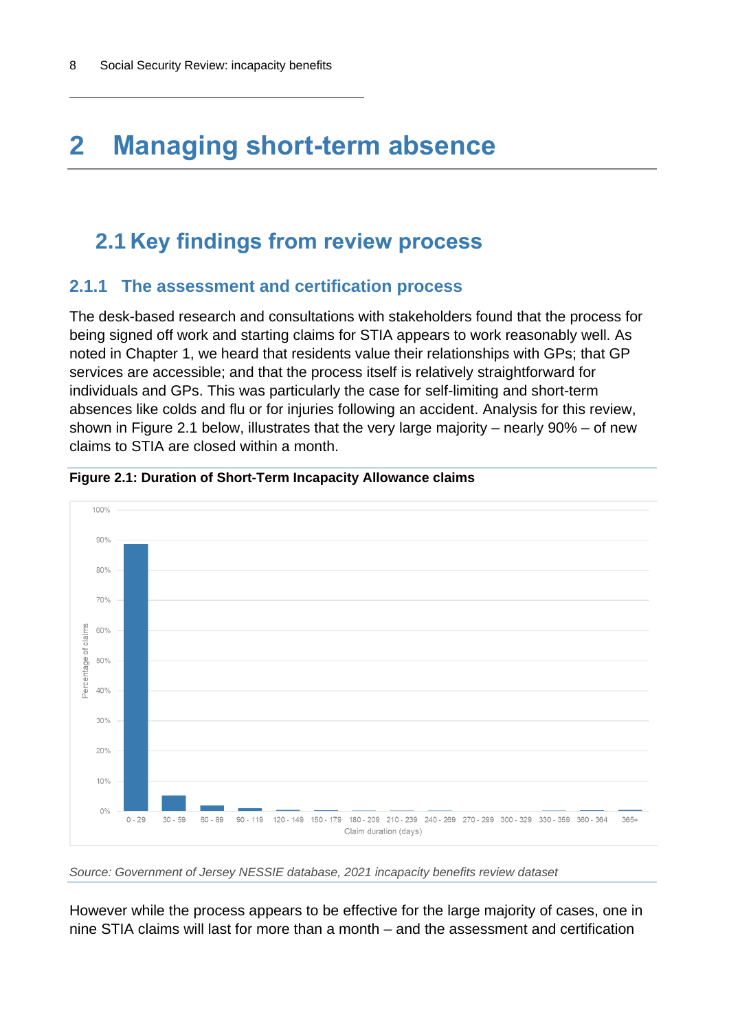# 2 Managing short-term absence

## 2.1 Key findings from review process

### 2.1.1 The assessment and certification process

The desk-based research and consultations with stakeholders found that the process for being signed off work and starting claims for STIA appears to work reasonably well. As noted in Chapter 1, we heard that residents value their relationships with GPs; that GP services are accessible; and that the process itself is relatively straightforward for individuals and GPs. This was particularly the case for self-limiting and short-term absences like colds and flu or for injuries following an accident. Analysis for this review, shown in Figure 2.1 below, illustrates that the very large majority – nearly 90% – of new claims to STIA are closed within a month.

**Figure 2.1: Duration of Short-Term Incapacity Allowance claims**

*Source: Government of Jersey NESSIE database, 2021 incapacity benefits review dataset*

However while the process appears to be effective for the large majority of cases, one in nine STIA claims will last for more than a month – and the assessment and certification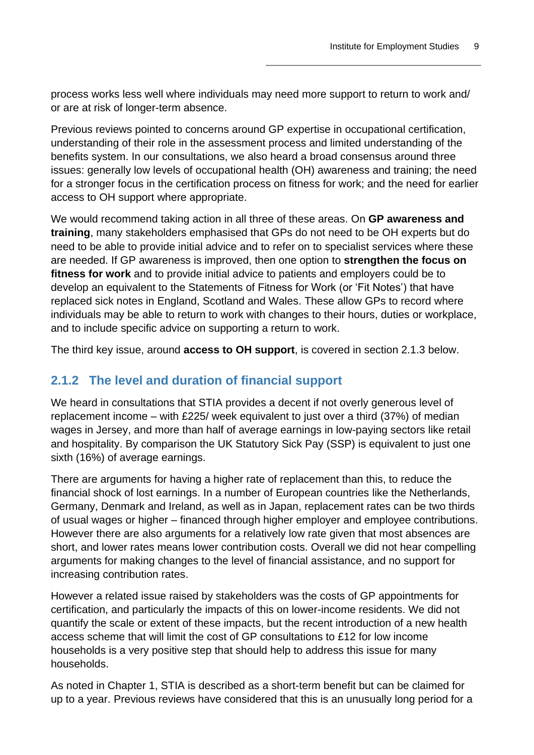process works less well where individuals may need more support to return to work and/ or are at risk of longer-term absence.

Previous reviews pointed to concerns around GP expertise in occupational certification, understanding of their role in the assessment process and limited understanding of the benefits system. In our consultations, we also heard a broad consensus around three issues: generally low levels of occupational health (OH) awareness and training; the need for a stronger focus in the certification process on fitness for work; and the need for earlier access to OH support where appropriate.

We would recommend taking action in all three of these areas. On **GP awareness and training**, many stakeholders emphasised that GPs do not need to be OH experts but do need to be able to provide initial advice and to refer on to specialist services where these are needed. If GP awareness is improved, then one option to **strengthen the focus on fitness for work** and to provide initial advice to patients and employers could be to develop an equivalent to the Statements of Fitness for Work (or 'Fit Notes') that have replaced sick notes in England, Scotland and Wales. These allow GPs to record where individuals may be able to return to work with changes to their hours, duties or workplace, and to include specific advice on supporting a return to work.

The third key issue, around **access to OH support**, is covered in section 2.1.3 below.

### 2.1.2 The level and duration of financial support

We heard in consultations that STIA provides a decent if not overly generous level of replacement income – with £225/ week equivalent to just over a third (37%) of median wages in Jersey, and more than half of average earnings in low-paying sectors like retail and hospitality. By comparison the UK Statutory Sick Pay (SSP) is equivalent to just one sixth (16%) of average earnings.

There are arguments for having a higher rate of replacement than this, to reduce the financial shock of lost earnings. In a number of European countries like the Netherlands, Germany, Denmark and Ireland, as well as in Japan, replacement rates can be two thirds of usual wages or higher – financed through higher employer and employee contributions. However there are also arguments for a relatively low rate given that most absences are short, and lower rates means lower contribution costs. Overall we did not hear compelling arguments for making changes to the level of financial assistance, and no support for increasing contribution rates.

However a related issue raised by stakeholders was the costs of GP appointments for certification, and particularly the impacts of this on lower-income residents. We did not quantify the scale or extent of these impacts, but the recent introduction of a new health access scheme that will limit the cost of GP consultations to £12 for low income households is a very positive step that should help to address this issue for many households.

As noted in Chapter 1, STIA is described as a short-term benefit but can be claimed for up to a year. Previous reviews have considered that this is an unusually long period for a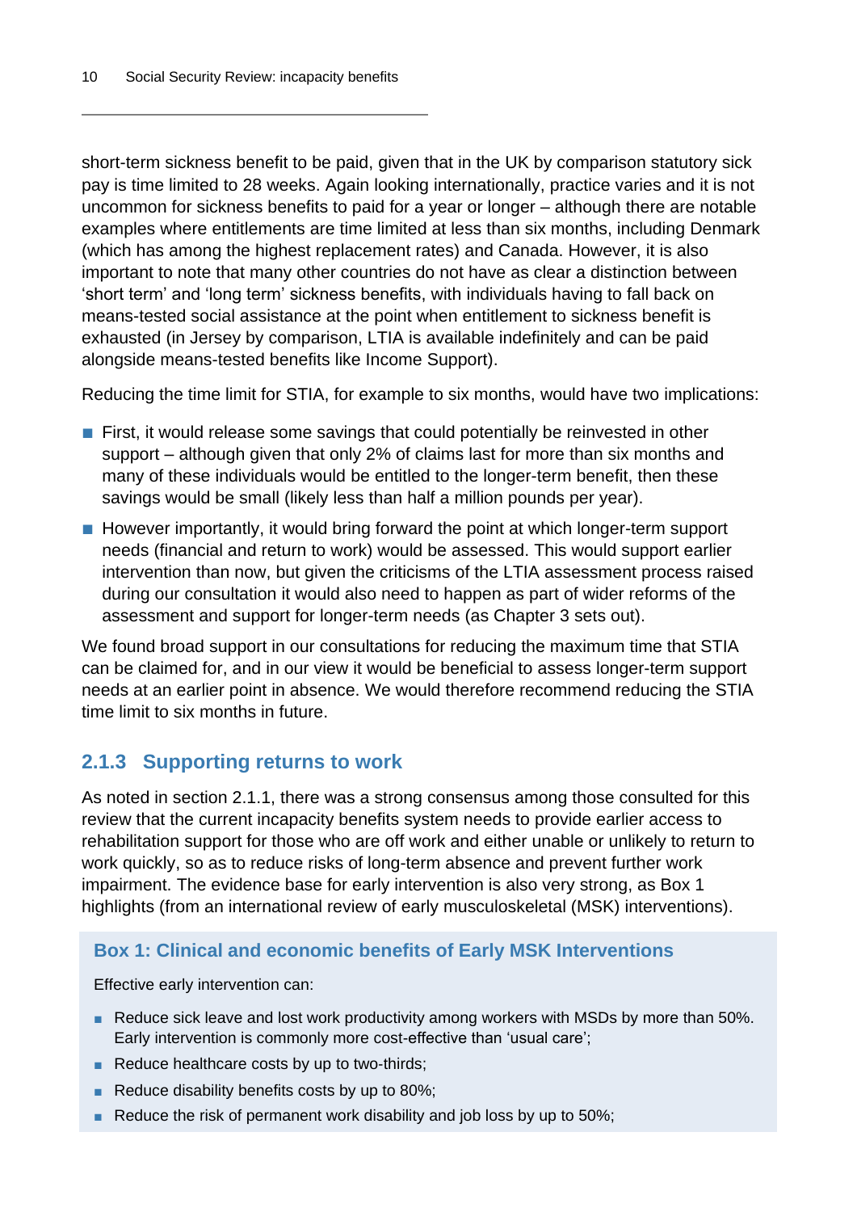short-term sickness benefit to be paid, given that in the UK by comparison statutory sick pay is time limited to 28 weeks. Again looking internationally, practice varies and it is not uncommon for sickness benefits to paid for a year or longer – although there are notable examples where entitlements are time limited at less than six months, including Denmark (which has among the highest replacement rates) and Canada. However, it is also important to note that many other countries do not have as clear a distinction between 'short term' and 'long term' sickness benefits, with individuals having to fall back on means-tested social assistance at the point when entitlement to sickness benefit is exhausted (in Jersey by comparison, LTIA is available indefinitely and can be paid alongside means-tested benefits like Income Support).

Reducing the time limit for STIA, for example to six months, would have two implications:

- First, it would release some savings that could potentially be reinvested in other support – although given that only 2% of claims last for more than six months and many of these individuals would be entitled to the longer-term benefit, then these savings would be small (likely less than half a million pounds per year).
- However importantly, it would bring forward the point at which longer-term support needs (financial and return to work) would be assessed. This would support earlier intervention than now, but given the criticisms of the LTIA assessment process raised during our consultation it would also need to happen as part of wider reforms of the assessment and support for longer-term needs (as Chapter 3 sets out).

We found broad support in our consultations for reducing the maximum time that STIA can be claimed for, and in our view it would be beneficial to assess longer-term support needs at an earlier point in absence. We would therefore recommend reducing the STIA time limit to six months in future.

### 2.1.3 Supporting returns to work

As noted in section 2.1.1, there was a strong consensus among those consulted for this review that the current incapacity benefits system needs to provide earlier access to rehabilitation support for those who are off work and either unable or unlikely to return to work quickly, so as to reduce risks of long-term absence and prevent further work impairment. The evidence base for early intervention is also very strong, as Box 1 highlights (from an international review of early musculoskeletal (MSK) interventions).

#### Box 1: Clinical and economic benefits of Early MSK Interventions

Effective early intervention can:

- Reduce sick leave and lost work productivity among workers with MSDs by more than 50%. Early intervention is commonly more cost-effective than 'usual care';
- Reduce healthcare costs by up to two-thirds;
- Reduce disability benefits costs by up to 80%;
- Reduce the risk of permanent work disability and job loss by up to 50%;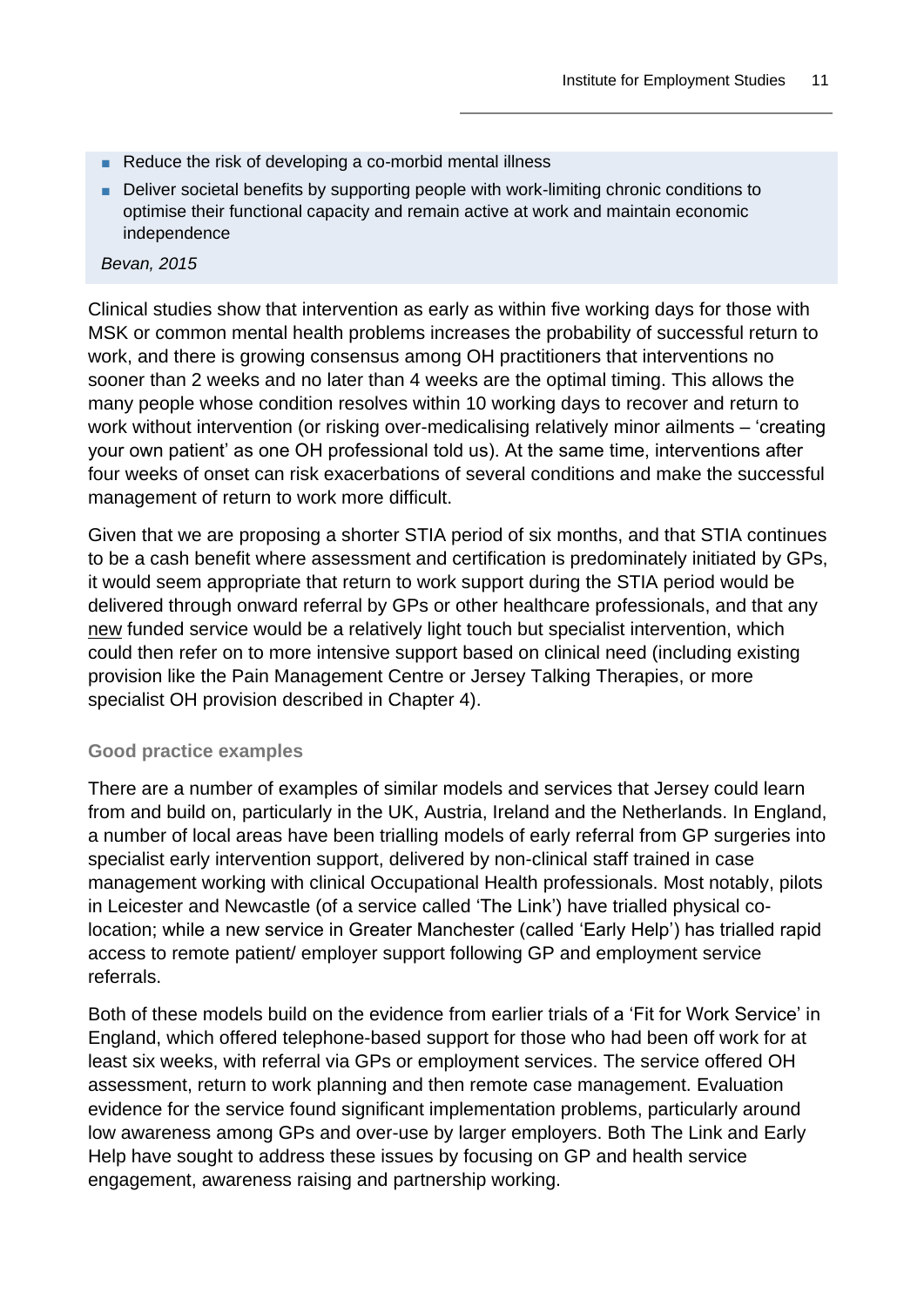- Reduce the risk of developing a co-morbid mental illness
- Deliver societal benefits by supporting people with work-limiting chronic conditions to optimise their functional capacity and remain active at work and maintain economic independence

*Bevan, 2015*

Clinical studies show that intervention as early as within five working days for those with MSK or common mental health problems increases the probability of successful return to work, and there is growing consensus among OH practitioners that interventions no sooner than 2 weeks and no later than 4 weeks are the optimal timing. This allows the many people whose condition resolves within 10 working days to recover and return to work without intervention (or risking over-medicalising relatively minor ailments – 'creating your own patient' as one OH professional told us). At the same time, interventions after four weeks of onset can risk exacerbations of several conditions and make the successful management of return to work more difficult.

Given that we are proposing a shorter STIA period of six months, and that STIA continues to be a cash benefit where assessment and certification is predominately initiated by GPs, it would seem appropriate that return to work support during the STIA period would be delivered through onward referral by GPs or other healthcare professionals, and that any <u>new</u> funded service would be a relatively light touch but specialist intervention, which could then refer on to more intensive support based on clinical need (including existing provision like the Pain Management Centre or Jersey Talking Therapies, or more specialist OH provision described in Chapter 4).

### Good practice examples

There are a number of examples of similar models and services that Jersey could learn from and build on, particularly in the UK, Austria, Ireland and the Netherlands. In England, a number of local areas have been trialling models of early referral from GP surgeries into specialist early intervention support, delivered by non-clinical staff trained in case management working with clinical Occupational Health professionals. Most notably, pilots in Leicester and Newcastle (of a service called 'The Link') have trialled physical co-location; while a new service in Greater Manchester (called 'Early Help') has trialled rapid access to remote patient/ employer support following GP and employment service referrals.

Both of these models build on the evidence from earlier trials of a 'Fit for Work Service' in England, which offered telephone-based support for those who had been off work for at least six weeks, with referral via GPs or employment services. The service offered OH assessment, return to work planning and then remote case management. Evaluation evidence for the service found significant implementation problems, particularly around low awareness among GPs and over-use by larger employers. Both The Link and Early Help have sought to address these issues by focusing on GP and health service engagement, awareness raising and partnership working.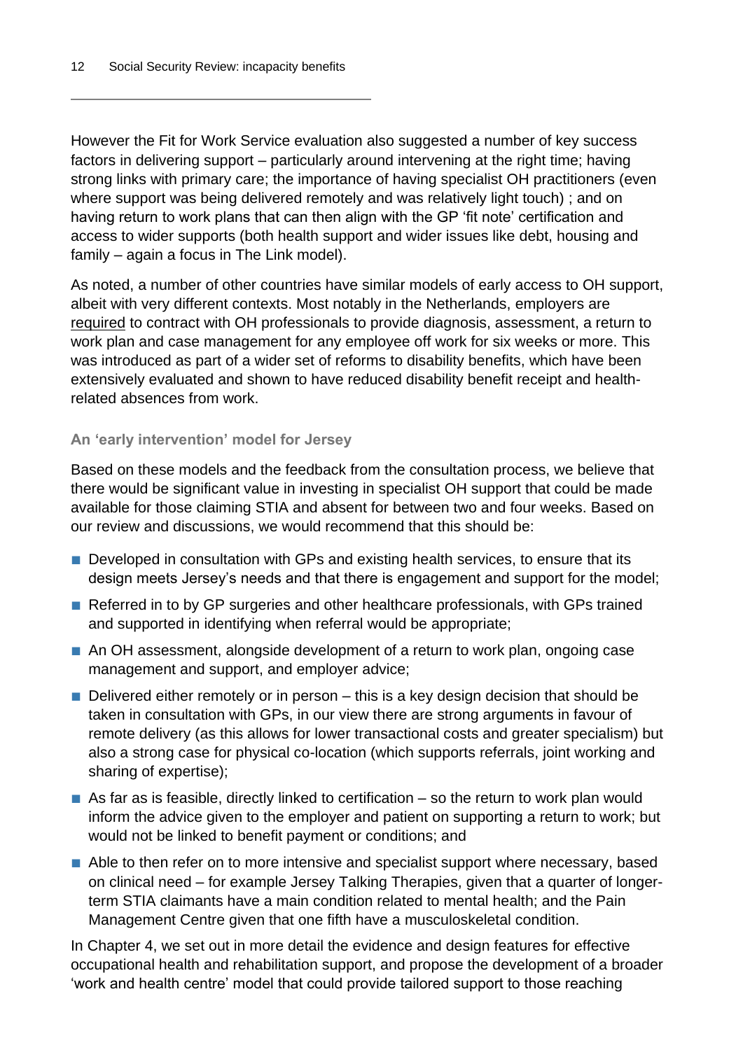However the Fit for Work Service evaluation also suggested a number of key success factors in delivering support – particularly around intervening at the right time; having strong links with primary care; the importance of having specialist OH practitioners (even where support was being delivered remotely and was relatively light touch) ; and on having return to work plans that can then align with the GP 'fit note' certification and access to wider supports (both health support and wider issues like debt, housing and family – again a focus in The Link model).

As noted, a number of other countries have similar models of early access to OH support, albeit with very different contexts. Most notably in the Netherlands, employers are required to contract with OH professionals to provide diagnosis, assessment, a return to work plan and case management for any employee off work for six weeks or more. This was introduced as part of a wider set of reforms to disability benefits, which have been extensively evaluated and shown to have reduced disability benefit receipt and health-related absences from work.

### An 'early intervention' model for Jersey

Based on these models and the feedback from the consultation process, we believe that there would be significant value in investing in specialist OH support that could be made available for those claiming STIA and absent for between two and four weeks. Based on our review and discussions, we would recommend that this should be:

- Developed in consultation with GPs and existing health services, to ensure that its design meets Jersey's needs and that there is engagement and support for the model;
- Referred in to by GP surgeries and other healthcare professionals, with GPs trained and supported in identifying when referral would be appropriate;
- An OH assessment, alongside development of a return to work plan, ongoing case management and support, and employer advice;
- Delivered either remotely or in person – this is a key design decision that should be taken in consultation with GPs, in our view there are strong arguments in favour of remote delivery (as this allows for lower transactional costs and greater specialism) but also a strong case for physical co-location (which supports referrals, joint working and sharing of expertise);
- As far as is feasible, directly linked to certification – so the return to work plan would inform the advice given to the employer and patient on supporting a return to work; but would not be linked to benefit payment or conditions; and
- Able to then refer on to more intensive and specialist support where necessary, based on clinical need – for example Jersey Talking Therapies, given that a quarter of longer-term STIA claimants have a main condition related to mental health; and the Pain Management Centre given that one fifth have a musculoskeletal condition.

In Chapter 4, we set out in more detail the evidence and design features for effective occupational health and rehabilitation support, and propose the development of a broader 'work and health centre' model that could provide tailored support to those reaching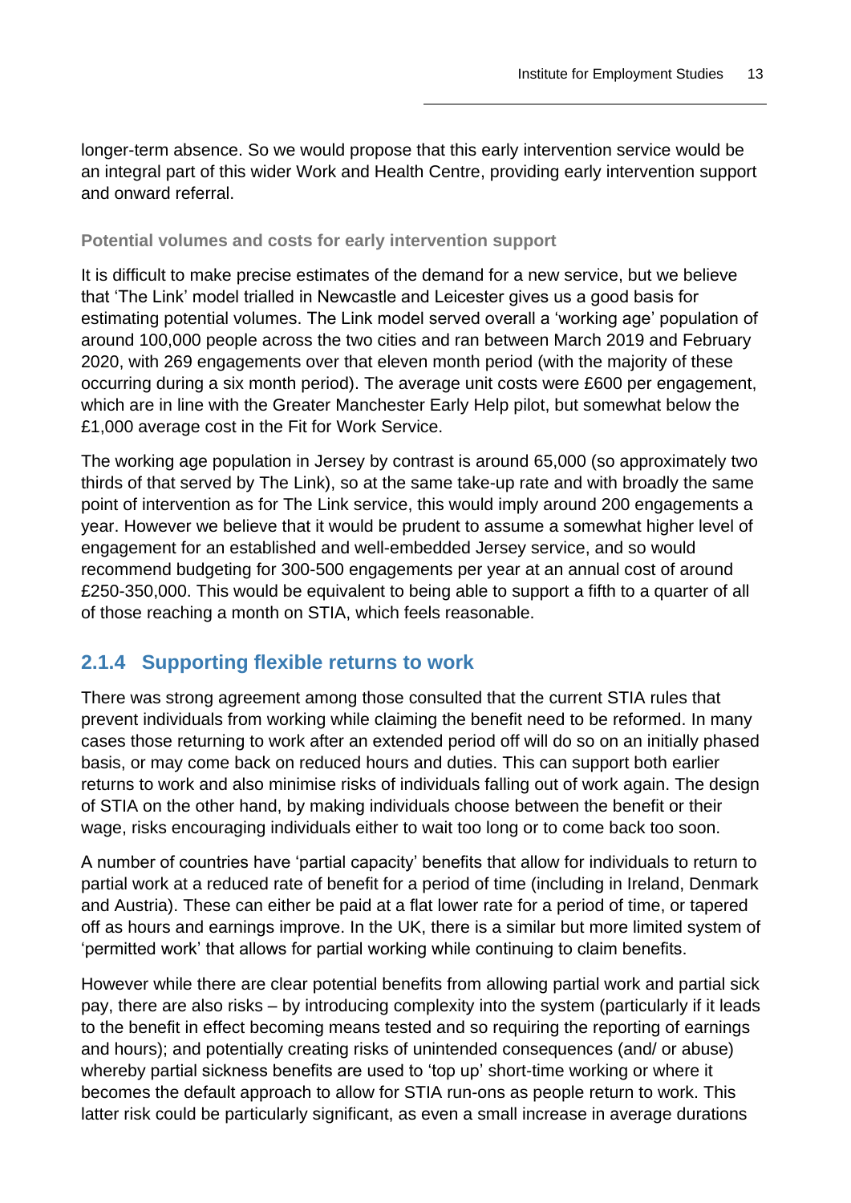longer-term absence. So we would propose that this early intervention service would be an integral part of this wider Work and Health Centre, providing early intervention support and onward referral.

**Potential volumes and costs for early intervention support**

It is difficult to make precise estimates of the demand for a new service, but we believe that 'The Link' model trialled in Newcastle and Leicester gives us a good basis for estimating potential volumes. The Link model served overall a 'working age' population of around 100,000 people across the two cities and ran between March 2019 and February 2020, with 269 engagements over that eleven month period (with the majority of these occurring during a six month period). The average unit costs were £600 per engagement, which are in line with the Greater Manchester Early Help pilot, but somewhat below the £1,000 average cost in the Fit for Work Service.

The working age population in Jersey by contrast is around 65,000 (so approximately two thirds of that served by The Link), so at the same take-up rate and with broadly the same point of intervention as for The Link service, this would imply around 200 engagements a year. However we believe that it would be prudent to assume a somewhat higher level of engagement for an established and well-embedded Jersey service, and so would recommend budgeting for 300-500 engagements per year at an annual cost of around £250-350,000. This would be equivalent to being able to support a fifth to a quarter of all of those reaching a month on STIA, which feels reasonable.

### 2.1.4 Supporting flexible returns to work

There was strong agreement among those consulted that the current STIA rules that prevent individuals from working while claiming the benefit need to be reformed. In many cases those returning to work after an extended period off will do so on an initially phased basis, or may come back on reduced hours and duties. This can support both earlier returns to work and also minimise risks of individuals falling out of work again. The design of STIA on the other hand, by making individuals choose between the benefit or their wage, risks encouraging individuals either to wait too long or to come back too soon.

A number of countries have 'partial capacity' benefits that allow for individuals to return to partial work at a reduced rate of benefit for a period of time (including in Ireland, Denmark and Austria). These can either be paid at a flat lower rate for a period of time, or tapered off as hours and earnings improve. In the UK, there is a similar but more limited system of 'permitted work' that allows for partial working while continuing to claim benefits.

However while there are clear potential benefits from allowing partial work and partial sick pay, there are also risks – by introducing complexity into the system (particularly if it leads to the benefit in effect becoming means tested and so requiring the reporting of earnings and hours); and potentially creating risks of unintended consequences (and/ or abuse) whereby partial sickness benefits are used to 'top up' short-time working or where it becomes the default approach to allow for STIA run-ons as people return to work. This latter risk could be particularly significant, as even a small increase in average durations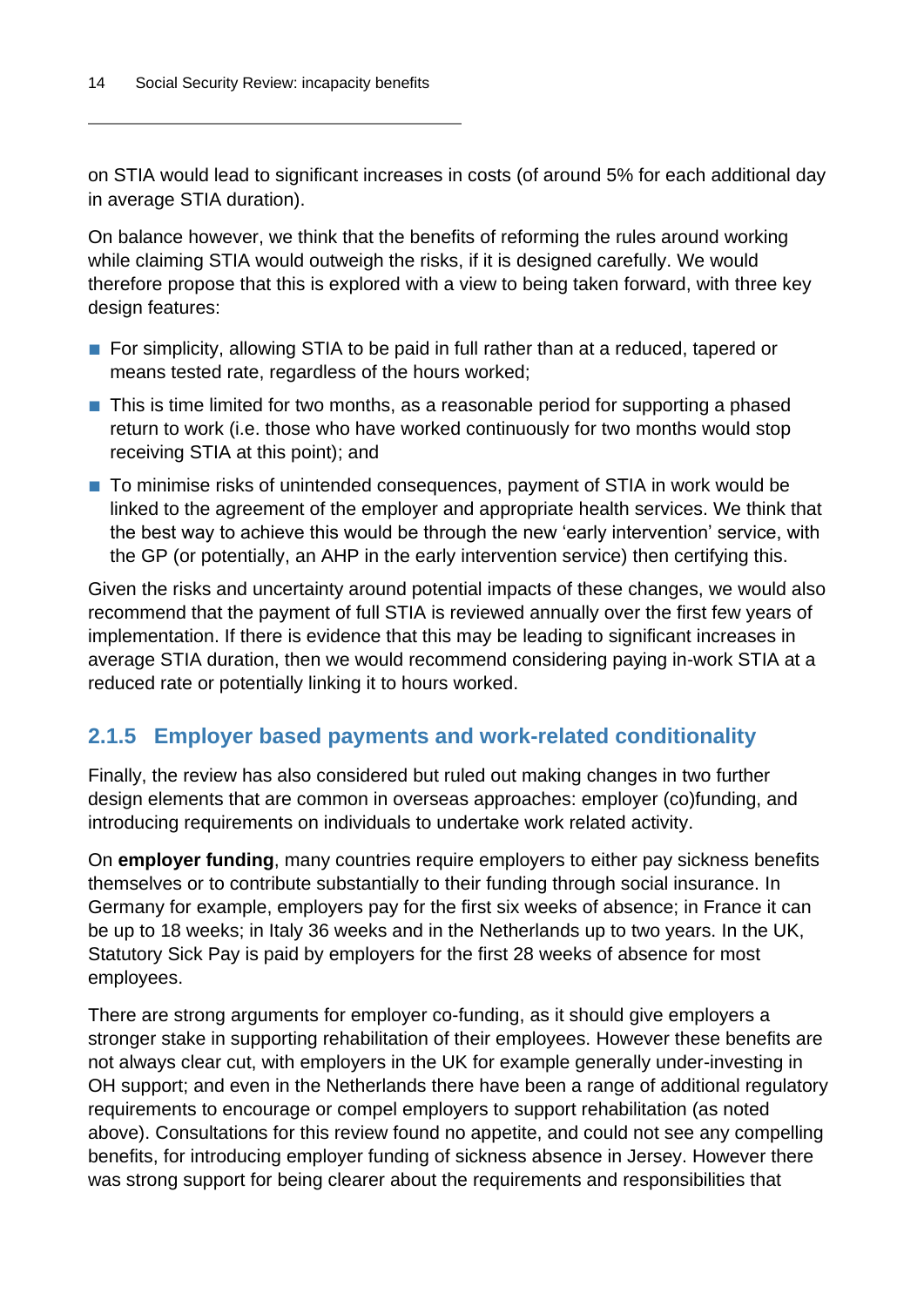on STIA would lead to significant increases in costs (of around 5% for each additional day in average STIA duration).

On balance however, we think that the benefits of reforming the rules around working while claiming STIA would outweigh the risks, if it is designed carefully. We would therefore propose that this is explored with a view to being taken forward, with three key design features:

- For simplicity, allowing STIA to be paid in full rather than at a reduced, tapered or means tested rate, regardless of the hours worked;
- This is time limited for two months, as a reasonable period for supporting a phased return to work (i.e. those who have worked continuously for two months would stop receiving STIA at this point); and
- To minimise risks of unintended consequences, payment of STIA in work would be linked to the agreement of the employer and appropriate health services. We think that the best way to achieve this would be through the new 'early intervention' service, with the GP (or potentially, an AHP in the early intervention service) then certifying this.

Given the risks and uncertainty around potential impacts of these changes, we would also recommend that the payment of full STIA is reviewed annually over the first few years of implementation. If there is evidence that this may be leading to significant increases in average STIA duration, then we would recommend considering paying in-work STIA at a reduced rate or potentially linking it to hours worked.

### 2.1.5 Employer based payments and work-related conditionality

Finally, the review has also considered but ruled out making changes in two further design elements that are common in overseas approaches: employer (co)funding, and introducing requirements on individuals to undertake work related activity.

On **employer funding**, many countries require employers to either pay sickness benefits themselves or to contribute substantially to their funding through social insurance. In Germany for example, employers pay for the first six weeks of absence; in France it can be up to 18 weeks; in Italy 36 weeks and in the Netherlands up to two years. In the UK, Statutory Sick Pay is paid by employers for the first 28 weeks of absence for most employees.

There are strong arguments for employer co-funding, as it should give employers a stronger stake in supporting rehabilitation of their employees. However these benefits are not always clear cut, with employers in the UK for example generally under-investing in OH support; and even in the Netherlands there have been a range of additional regulatory requirements to encourage or compel employers to support rehabilitation (as noted above). Consultations for this review found no appetite, and could not see any compelling benefits, for introducing employer funding of sickness absence in Jersey. However there was strong support for being clearer about the requirements and responsibilities that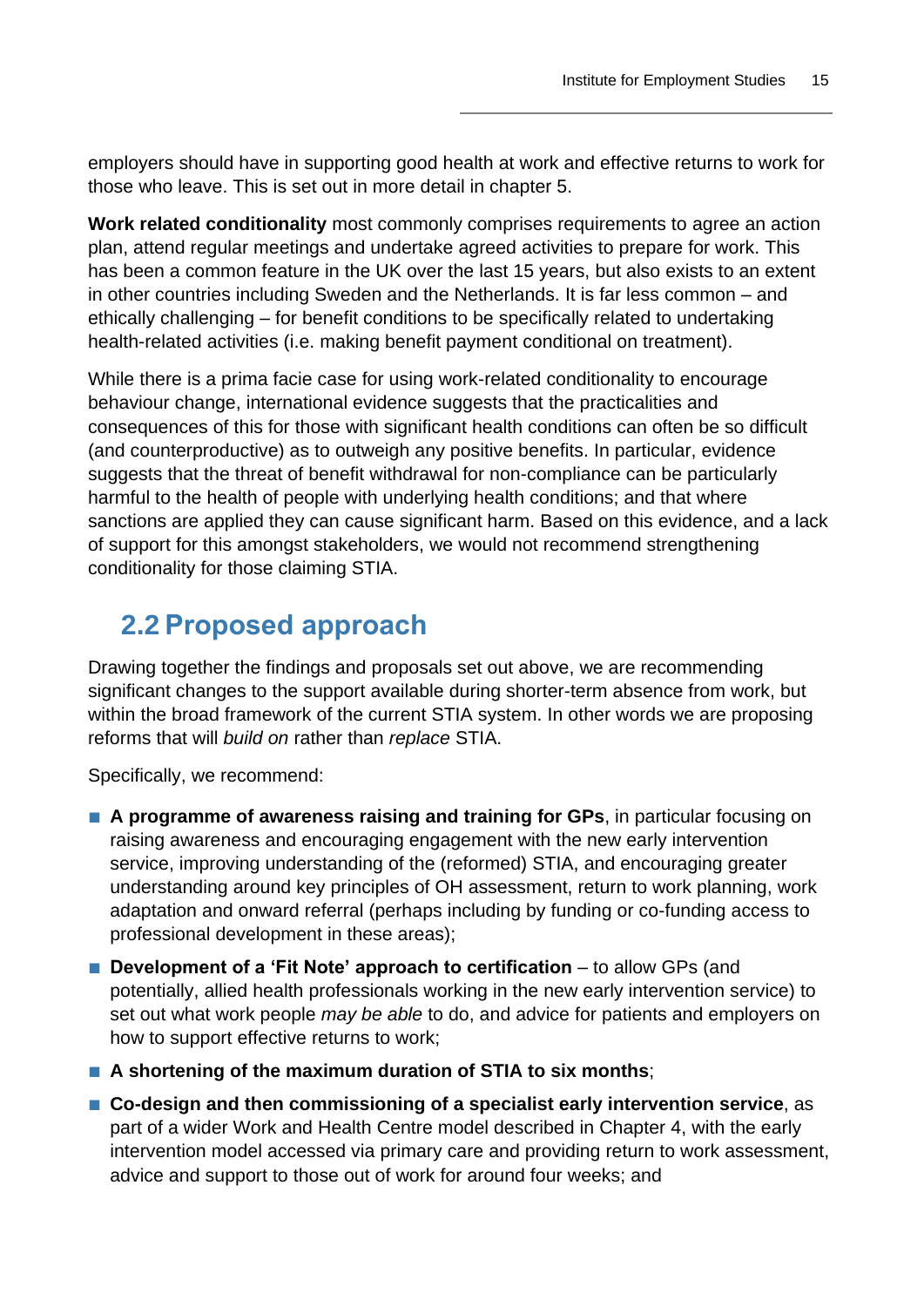employers should have in supporting good health at work and effective returns to work for those who leave. This is set out in more detail in chapter 5.

**Work related conditionality** most commonly comprises requirements to agree an action plan, attend regular meetings and undertake agreed activities to prepare for work. This has been a common feature in the UK over the last 15 years, but also exists to an extent in other countries including Sweden and the Netherlands. It is far less common – and ethically challenging – for benefit conditions to be specifically related to undertaking health-related activities (i.e. making benefit payment conditional on treatment).

While there is a prima facie case for using work-related conditionality to encourage behaviour change, international evidence suggests that the practicalities and consequences of this for those with significant health conditions can often be so difficult (and counterproductive) as to outweigh any positive benefits. In particular, evidence suggests that the threat of benefit withdrawal for non-compliance can be particularly harmful to the health of people with underlying health conditions; and that where sanctions are applied they can cause significant harm. Based on this evidence, and a lack of support for this amongst stakeholders, we would not recommend strengthening conditionality for those claiming STIA.

## 2.2 Proposed approach

Drawing together the findings and proposals set out above, we are recommending significant changes to the support available during shorter-term absence from work, but within the broad framework of the current STIA system. In other words we are proposing reforms that will *build on* rather than *replace* STIA.

Specifically, we recommend:

- **A programme of awareness raising and training for GPs**, in particular focusing on raising awareness and encouraging engagement with the new early intervention service, improving understanding of the (reformed) STIA, and encouraging greater understanding around key principles of OH assessment, return to work planning, work adaptation and onward referral (perhaps including by funding or co-funding access to professional development in these areas);
- **Development of a 'Fit Note' approach to certification** – to allow GPs (and potentially, allied health professionals working in the new early intervention service) to set out what work people *may be able* to do, and advice for patients and employers on how to support effective returns to work;
- **A shortening of the maximum duration of STIA to six months**;
- **Co-design and then commissioning of a specialist early intervention service**, as part of a wider Work and Health Centre model described in Chapter 4, with the early intervention model accessed via primary care and providing return to work assessment, advice and support to those out of work for around four weeks; and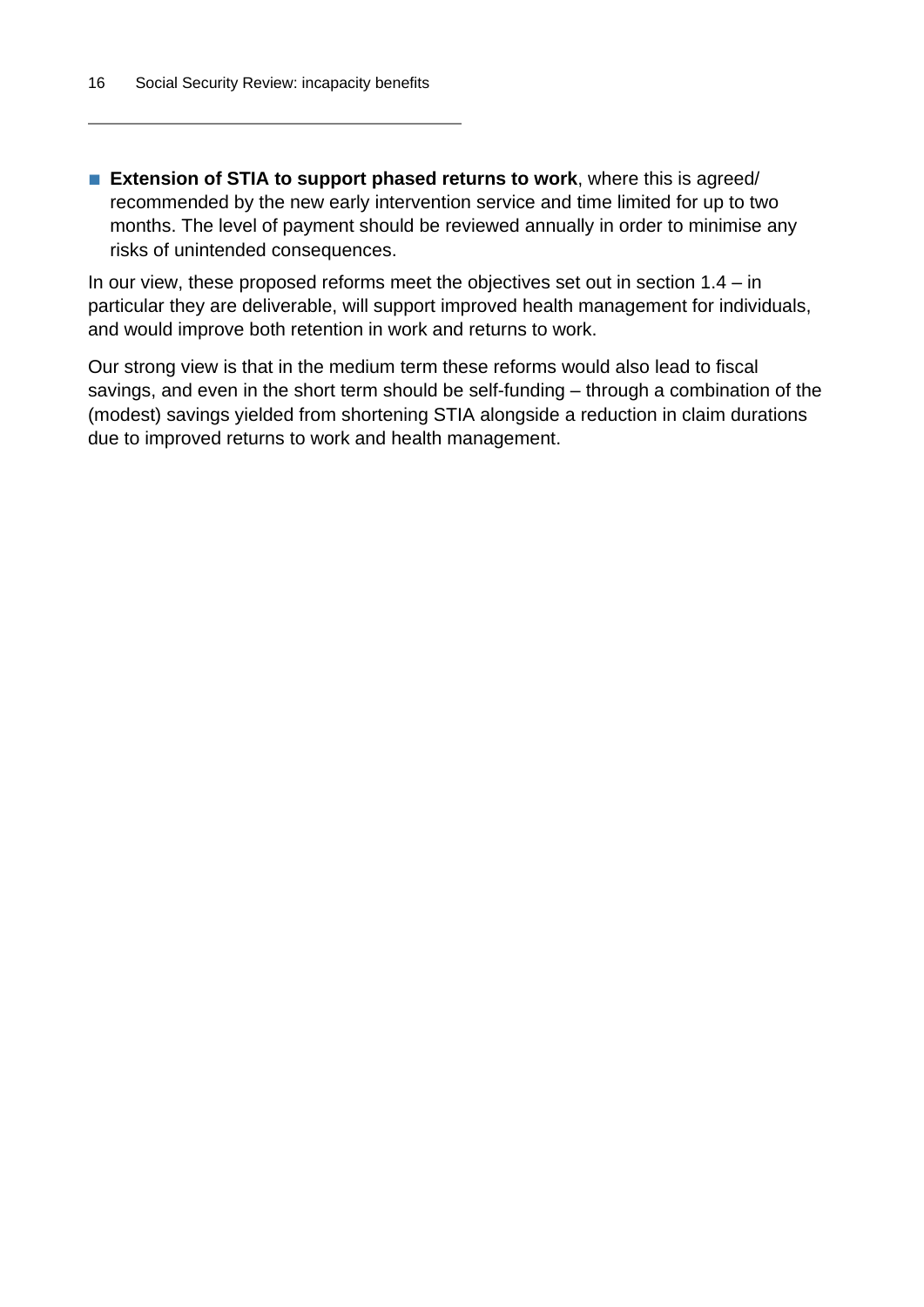- **Extension of STIA to support phased returns to work**, where this is agreed/ recommended by the new early intervention service and time limited for up to two months. The level of payment should be reviewed annually in order to minimise any risks of unintended consequences.

In our view, these proposed reforms meet the objectives set out in section 1.4 – in particular they are deliverable, will support improved health management for individuals, and would improve both retention in work and returns to work.

Our strong view is that in the medium term these reforms would also lead to fiscal savings, and even in the short term should be self-funding – through a combination of the (modest) savings yielded from shortening STIA alongside a reduction in claim durations due to improved returns to work and health management.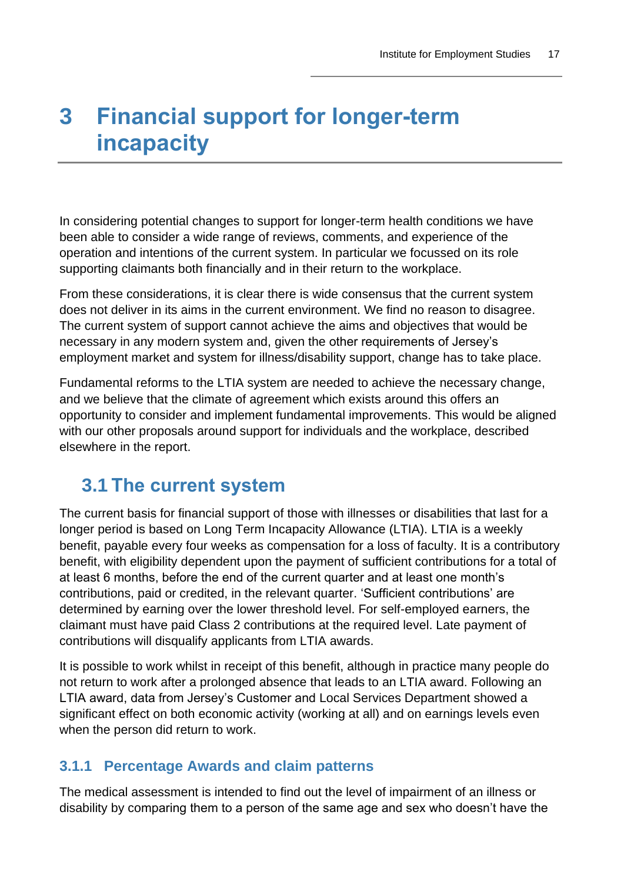# 3 Financial support for longer-term incapacity

In considering potential changes to support for longer-term health conditions we have been able to consider a wide range of reviews, comments, and experience of the operation and intentions of the current system. In particular we focussed on its role supporting claimants both financially and in their return to the workplace.

From these considerations, it is clear there is wide consensus that the current system does not deliver in its aims in the current environment. We find no reason to disagree. The current system of support cannot achieve the aims and objectives that would be necessary in any modern system and, given the other requirements of Jersey's employment market and system for illness/disability support, change has to take place.

Fundamental reforms to the LTIA system are needed to achieve the necessary change, and we believe that the climate of agreement which exists around this offers an opportunity to consider and implement fundamental improvements. This would be aligned with our other proposals around support for individuals and the workplace, described elsewhere in the report.

## 3.1 The current system

The current basis for financial support of those with illnesses or disabilities that last for a longer period is based on Long Term Incapacity Allowance (LTIA). LTIA is a weekly benefit, payable every four weeks as compensation for a loss of faculty. It is a contributory benefit, with eligibility dependent upon the payment of sufficient contributions for a total of at least 6 months, before the end of the current quarter and at least one month's contributions, paid or credited, in the relevant quarter. 'Sufficient contributions' are determined by earning over the lower threshold level. For self-employed earners, the claimant must have paid Class 2 contributions at the required level. Late payment of contributions will disqualify applicants from LTIA awards.

It is possible to work whilst in receipt of this benefit, although in practice many people do not return to work after a prolonged absence that leads to an LTIA award. Following an LTIA award, data from Jersey's Customer and Local Services Department showed a significant effect on both economic activity (working at all) and on earnings levels even when the person did return to work.

### 3.1.1 Percentage Awards and claim patterns

The medical assessment is intended to find out the level of impairment of an illness or disability by comparing them to a person of the same age and sex who doesn't have the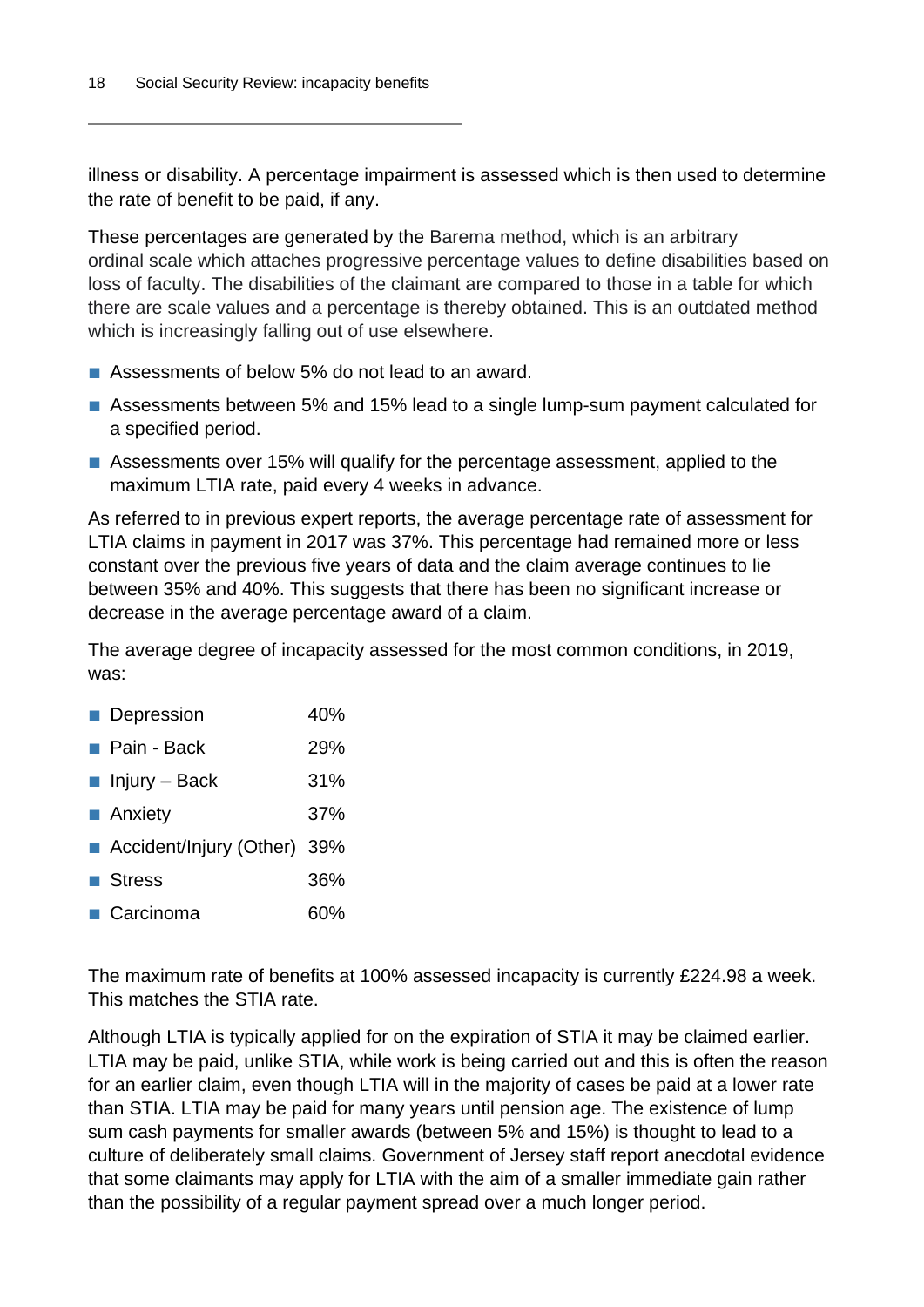illness or disability. A percentage impairment is assessed which is then used to determine the rate of benefit to be paid, if any.

These percentages are generated by the Barema method, which is an arbitrary ordinal scale which attaches progressive percentage values to define disabilities based on loss of faculty. The disabilities of the claimant are compared to those in a table for which there are scale values and a percentage is thereby obtained. This is an outdated method which is increasingly falling out of use elsewhere.

- Assessments of below 5% do not lead to an award.
- Assessments between 5% and 15% lead to a single lump-sum payment calculated for a specified period.
- Assessments over 15% will qualify for the percentage assessment, applied to the maximum LTIA rate, paid every 4 weeks in advance.

As referred to in previous expert reports, the average percentage rate of assessment for LTIA claims in payment in 2017 was 37%. This percentage had remained more or less constant over the previous five years of data and the claim average continues to lie between 35% and 40%. This suggests that there has been no significant increase or decrease in the average percentage award of a claim.

The average degree of incapacity assessed for the most common conditions, in 2019, was:

- Depression 40%
- Pain - Back 29%
- Injury – Back 31%
- Anxiety 37%
- Accident/Injury (Other) 39%
- Stress 36%
- Carcinoma 60%

The maximum rate of benefits at 100% assessed incapacity is currently £224.98 a week. This matches the STIA rate.

Although LTIA is typically applied for on the expiration of STIA it may be claimed earlier. LTIA may be paid, unlike STIA, while work is being carried out and this is often the reason for an earlier claim, even though LTIA will in the majority of cases be paid at a lower rate than STIA. LTIA may be paid for many years until pension age. The existence of lump sum cash payments for smaller awards (between 5% and 15%) is thought to lead to a culture of deliberately small claims. Government of Jersey staff report anecdotal evidence that some claimants may apply for LTIA with the aim of a smaller immediate gain rather than the possibility of a regular payment spread over a much longer period.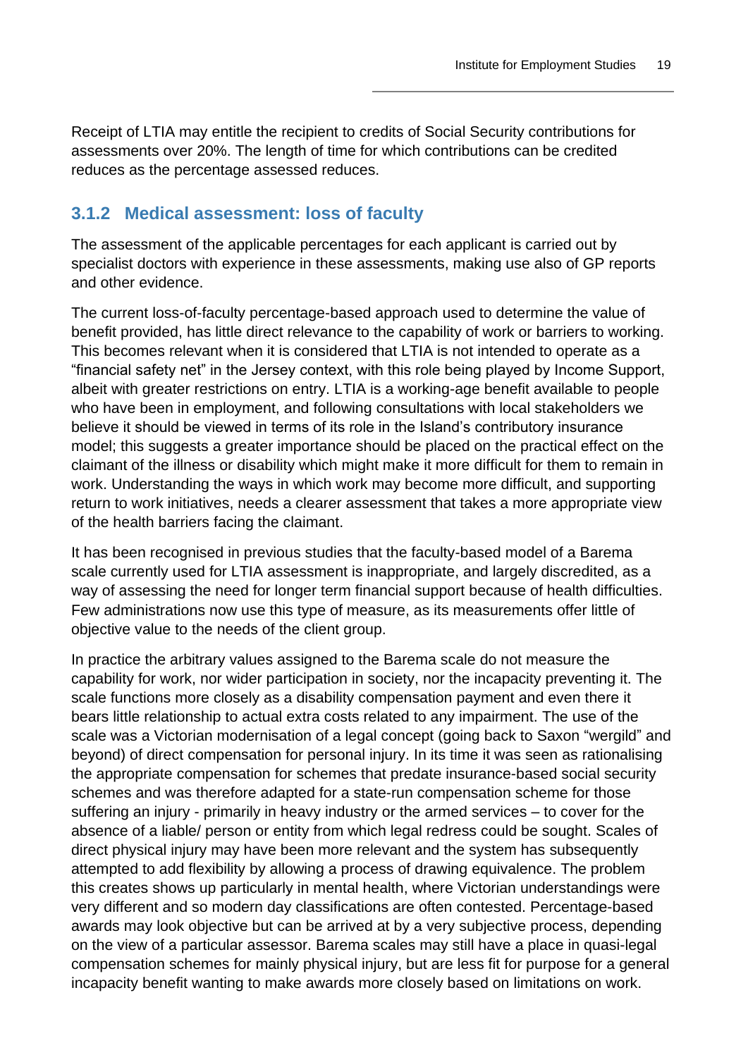Receipt of LTIA may entitle the recipient to credits of Social Security contributions for assessments over 20%. The length of time for which contributions can be credited reduces as the percentage assessed reduces.

### 3.1.2 Medical assessment: loss of faculty

The assessment of the applicable percentages for each applicant is carried out by specialist doctors with experience in these assessments, making use also of GP reports and other evidence.

The current loss-of-faculty percentage-based approach used to determine the value of benefit provided, has little direct relevance to the capability of work or barriers to working. This becomes relevant when it is considered that LTIA is not intended to operate as a "financial safety net" in the Jersey context, with this role being played by Income Support, albeit with greater restrictions on entry. LTIA is a working-age benefit available to people who have been in employment, and following consultations with local stakeholders we believe it should be viewed in terms of its role in the Island's contributory insurance model; this suggests a greater importance should be placed on the practical effect on the claimant of the illness or disability which might make it more difficult for them to remain in work. Understanding the ways in which work may become more difficult, and supporting return to work initiatives, needs a clearer assessment that takes a more appropriate view of the health barriers facing the claimant.

It has been recognised in previous studies that the faculty-based model of a Barema scale currently used for LTIA assessment is inappropriate, and largely discredited, as a way of assessing the need for longer term financial support because of health difficulties. Few administrations now use this type of measure, as its measurements offer little of objective value to the needs of the client group.

In practice the arbitrary values assigned to the Barema scale do not measure the capability for work, nor wider participation in society, nor the incapacity preventing it. The scale functions more closely as a disability compensation payment and even there it bears little relationship to actual extra costs related to any impairment. The use of the scale was a Victorian modernisation of a legal concept (going back to Saxon "wergild" and beyond) of direct compensation for personal injury. In its time it was seen as rationalising the appropriate compensation for schemes that predate insurance-based social security schemes and was therefore adapted for a state-run compensation scheme for those suffering an injury - primarily in heavy industry or the armed services – to cover for the absence of a liable/ person or entity from which legal redress could be sought. Scales of direct physical injury may have been more relevant and the system has subsequently attempted to add flexibility by allowing a process of drawing equivalence. The problem this creates shows up particularly in mental health, where Victorian understandings were very different and so modern day classifications are often contested. Percentage-based awards may look objective but can be arrived at by a very subjective process, depending on the view of a particular assessor. Barema scales may still have a place in quasi-legal compensation schemes for mainly physical injury, but are less fit for purpose for a general incapacity benefit wanting to make awards more closely based on limitations on work.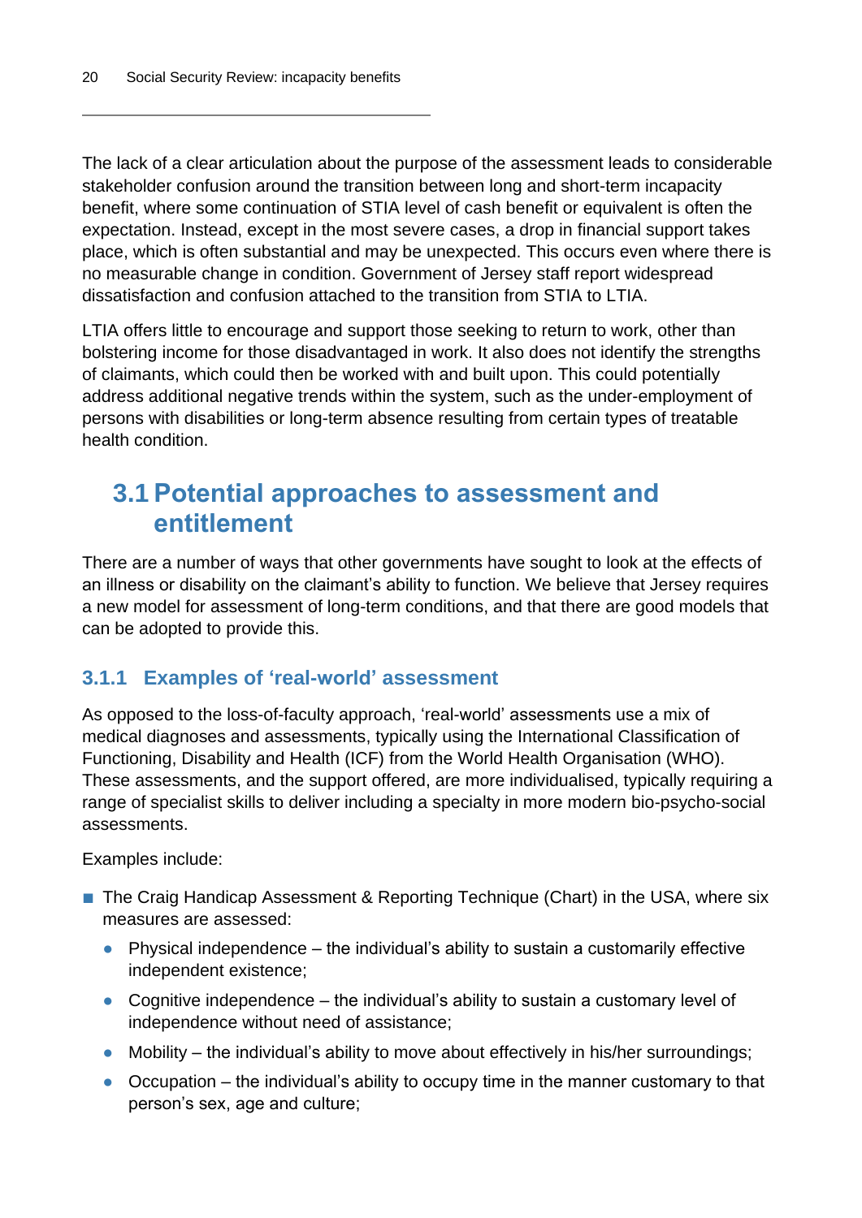The lack of a clear articulation about the purpose of the assessment leads to considerable stakeholder confusion around the transition between long and short-term incapacity benefit, where some continuation of STIA level of cash benefit or equivalent is often the expectation. Instead, except in the most severe cases, a drop in financial support takes place, which is often substantial and may be unexpected. This occurs even where there is no measurable change in condition. Government of Jersey staff report widespread dissatisfaction and confusion attached to the transition from STIA to LTIA.

LTIA offers little to encourage and support those seeking to return to work, other than bolstering income for those disadvantaged in work. It also does not identify the strengths of claimants, which could then be worked with and built upon. This could potentially address additional negative trends within the system, such as the under-employment of persons with disabilities or long-term absence resulting from certain types of treatable health condition.

## 3.1 Potential approaches to assessment and entitlement

There are a number of ways that other governments have sought to look at the effects of an illness or disability on the claimant's ability to function. We believe that Jersey requires a new model for assessment of long-term conditions, and that there are good models that can be adopted to provide this.

### 3.1.1 Examples of 'real-world' assessment

As opposed to the loss-of-faculty approach, 'real-world' assessments use a mix of medical diagnoses and assessments, typically using the International Classification of Functioning, Disability and Health (ICF) from the World Health Organisation (WHO). These assessments, and the support offered, are more individualised, typically requiring a range of specialist skills to deliver including a specialty in more modern bio-psycho-social assessments.

Examples include:

- The Craig Handicap Assessment & Reporting Technique (Chart) in the USA, where six measures are assessed:
  - Physical independence – the individual's ability to sustain a customarily effective independent existence;
  - Cognitive independence – the individual's ability to sustain a customary level of independence without need of assistance;
  - Mobility – the individual's ability to move about effectively in his/her surroundings;
  - Occupation – the individual's ability to occupy time in the manner customary to that person's sex, age and culture;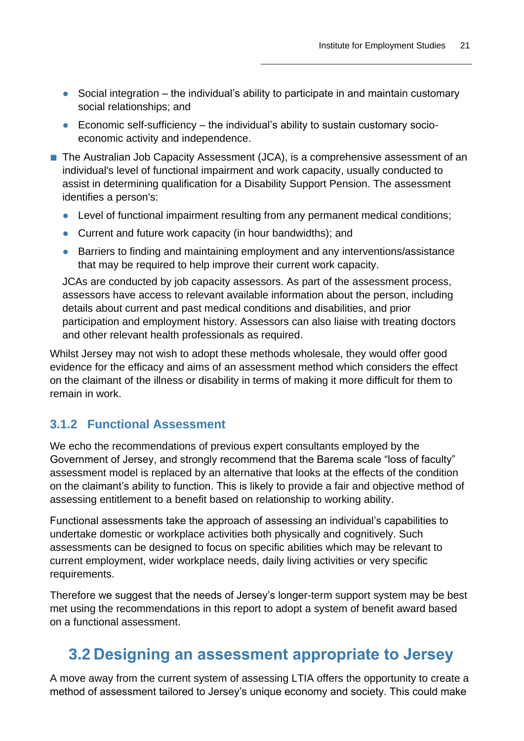- Social integration – the individual's ability to participate in and maintain customary social relationships; and
  - Economic self-sufficiency – the individual's ability to sustain customary socio-economic activity and independence.

- The Australian Job Capacity Assessment (JCA), is a comprehensive assessment of an individual's level of functional impairment and work capacity, usually conducted to assist in determining qualification for a Disability Support Pension. The assessment identifies a person's:
  - Level of functional impairment resulting from any permanent medical conditions;
  - Current and future work capacity (in hour bandwidths); and
  - Barriers to finding and maintaining employment and any interventions/assistance that may be required to help improve their current work capacity.

  JCAs are conducted by job capacity assessors. As part of the assessment process, assessors have access to relevant available information about the person, including details about current and past medical conditions and disabilities, and prior participation and employment history. Assessors can also liaise with treating doctors and other relevant health professionals as required.

Whilst Jersey may not wish to adopt these methods wholesale, they would offer good evidence for the efficacy and aims of an assessment method which considers the effect on the claimant of the illness or disability in terms of making it more difficult for them to remain in work.

### 3.1.2 Functional Assessment

We echo the recommendations of previous expert consultants employed by the Government of Jersey, and strongly recommend that the Barema scale "loss of faculty" assessment model is replaced by an alternative that looks at the effects of the condition on the claimant's ability to function. This is likely to provide a fair and objective method of assessing entitlement to a benefit based on relationship to working ability.

Functional assessments take the approach of assessing an individual's capabilities to undertake domestic or workplace activities both physically and cognitively. Such assessments can be designed to focus on specific abilities which may be relevant to current employment, wider workplace needs, daily living activities or very specific requirements.

Therefore we suggest that the needs of Jersey's longer-term support system may be best met using the recommendations in this report to adopt a system of benefit award based on a functional assessment.

## 3.2 Designing an assessment appropriate to Jersey

A move away from the current system of assessing LTIA offers the opportunity to create a method of assessment tailored to Jersey's unique economy and society. This could make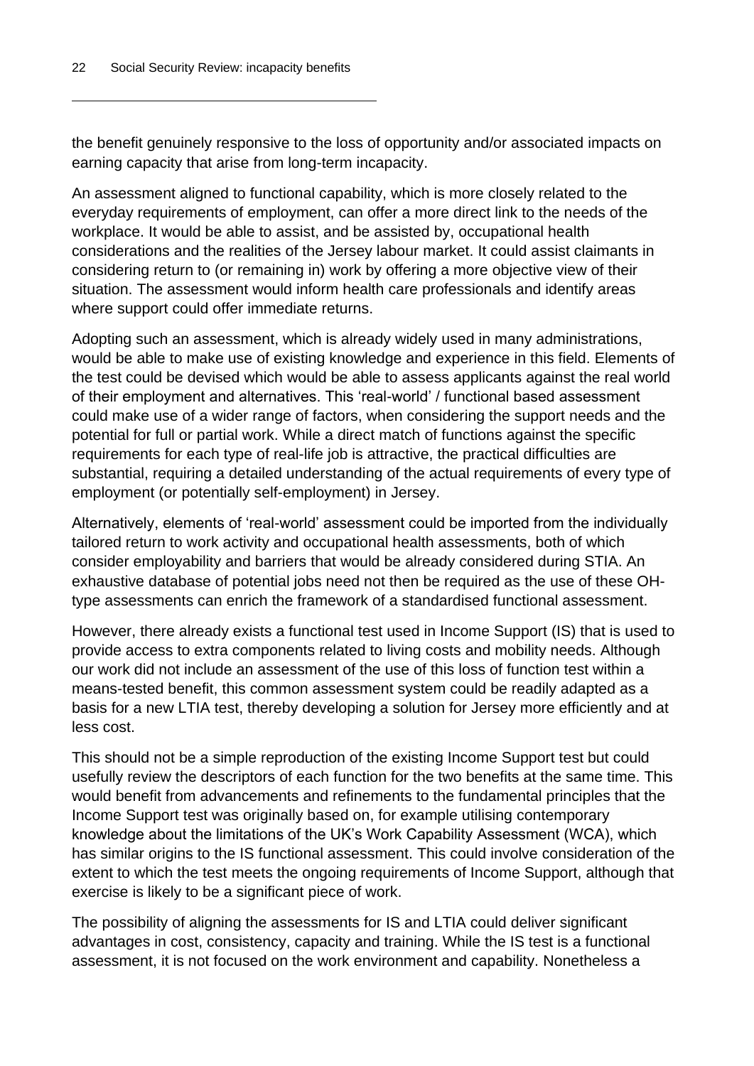the benefit genuinely responsive to the loss of opportunity and/or associated impacts on earning capacity that arise from long-term incapacity.

An assessment aligned to functional capability, which is more closely related to the everyday requirements of employment, can offer a more direct link to the needs of the workplace. It would be able to assist, and be assisted by, occupational health considerations and the realities of the Jersey labour market. It could assist claimants in considering return to (or remaining in) work by offering a more objective view of their situation. The assessment would inform health care professionals and identify areas where support could offer immediate returns.

Adopting such an assessment, which is already widely used in many administrations, would be able to make use of existing knowledge and experience in this field. Elements of the test could be devised which would be able to assess applicants against the real world of their employment and alternatives. This 'real-world' / functional based assessment could make use of a wider range of factors, when considering the support needs and the potential for full or partial work. While a direct match of functions against the specific requirements for each type of real-life job is attractive, the practical difficulties are substantial, requiring a detailed understanding of the actual requirements of every type of employment (or potentially self-employment) in Jersey.

Alternatively, elements of 'real-world' assessment could be imported from the individually tailored return to work activity and occupational health assessments, both of which consider employability and barriers that would be already considered during STIA. An exhaustive database of potential jobs need not then be required as the use of these OH-type assessments can enrich the framework of a standardised functional assessment.

However, there already exists a functional test used in Income Support (IS) that is used to provide access to extra components related to living costs and mobility needs. Although our work did not include an assessment of the use of this loss of function test within a means-tested benefit, this common assessment system could be readily adapted as a basis for a new LTIA test, thereby developing a solution for Jersey more efficiently and at less cost.

This should not be a simple reproduction of the existing Income Support test but could usefully review the descriptors of each function for the two benefits at the same time. This would benefit from advancements and refinements to the fundamental principles that the Income Support test was originally based on, for example utilising contemporary knowledge about the limitations of the UK's Work Capability Assessment (WCA), which has similar origins to the IS functional assessment. This could involve consideration of the extent to which the test meets the ongoing requirements of Income Support, although that exercise is likely to be a significant piece of work.

The possibility of aligning the assessments for IS and LTIA could deliver significant advantages in cost, consistency, capacity and training. While the IS test is a functional assessment, it is not focused on the work environment and capability. Nonetheless a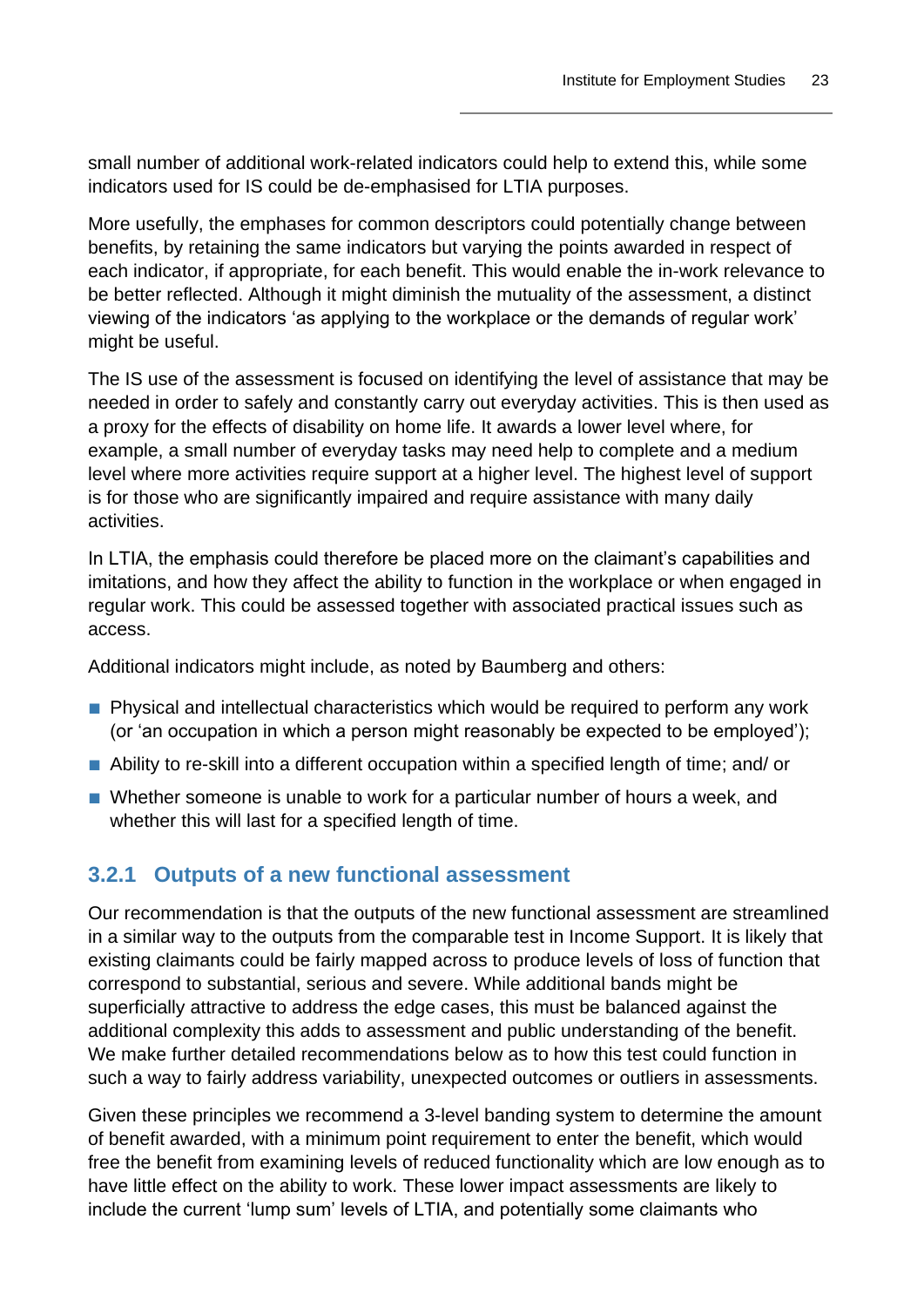small number of additional work-related indicators could help to extend this, while some indicators used for IS could be de-emphasised for LTIA purposes.

More usefully, the emphases for common descriptors could potentially change between benefits, by retaining the same indicators but varying the points awarded in respect of each indicator, if appropriate, for each benefit. This would enable the in-work relevance to be better reflected. Although it might diminish the mutuality of the assessment, a distinct viewing of the indicators 'as applying to the workplace or the demands of regular work' might be useful.

The IS use of the assessment is focused on identifying the level of assistance that may be needed in order to safely and constantly carry out everyday activities. This is then used as a proxy for the effects of disability on home life. It awards a lower level where, for example, a small number of everyday tasks may need help to complete and a medium level where more activities require support at a higher level. The highest level of support is for those who are significantly impaired and require assistance with many daily activities.

In LTIA, the emphasis could therefore be placed more on the claimant's capabilities and imitations, and how they affect the ability to function in the workplace or when engaged in regular work. This could be assessed together with associated practical issues such as access.

Additional indicators might include, as noted by Baumberg and others:

- Physical and intellectual characteristics which would be required to perform any work (or 'an occupation in which a person might reasonably be expected to be employed');
- Ability to re-skill into a different occupation within a specified length of time; and/ or
- Whether someone is unable to work for a particular number of hours a week, and whether this will last for a specified length of time.

### 3.2.1 Outputs of a new functional assessment

Our recommendation is that the outputs of the new functional assessment are streamlined in a similar way to the outputs from the comparable test in Income Support. It is likely that existing claimants could be fairly mapped across to produce levels of loss of function that correspond to substantial, serious and severe. While additional bands might be superficially attractive to address the edge cases, this must be balanced against the additional complexity this adds to assessment and public understanding of the benefit. We make further detailed recommendations below as to how this test could function in such a way to fairly address variability, unexpected outcomes or outliers in assessments.

Given these principles we recommend a 3-level banding system to determine the amount of benefit awarded, with a minimum point requirement to enter the benefit, which would free the benefit from examining levels of reduced functionality which are low enough as to have little effect on the ability to work. These lower impact assessments are likely to include the current 'lump sum' levels of LTIA, and potentially some claimants who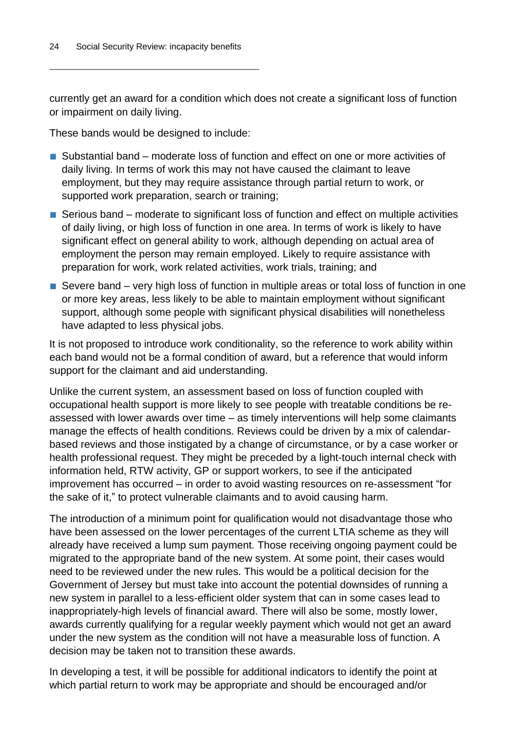currently get an award for a condition which does not create a significant loss of function or impairment on daily living.

These bands would be designed to include:

- Substantial band – moderate loss of function and effect on one or more activities of daily living. In terms of work this may not have caused the claimant to leave employment, but they may require assistance through partial return to work, or supported work preparation, search or training;
- Serious band – moderate to significant loss of function and effect on multiple activities of daily living, or high loss of function in one area. In terms of work is likely to have significant effect on general ability to work, although depending on actual area of employment the person may remain employed. Likely to require assistance with preparation for work, work related activities, work trials, training; and
- Severe band – very high loss of function in multiple areas or total loss of function in one or more key areas, less likely to be able to maintain employment without significant support, although some people with significant physical disabilities will nonetheless have adapted to less physical jobs.

It is not proposed to introduce work conditionality, so the reference to work ability within each band would not be a formal condition of award, but a reference that would inform support for the claimant and aid understanding.

Unlike the current system, an assessment based on loss of function coupled with occupational health support is more likely to see people with treatable conditions be re-assessed with lower awards over time – as timely interventions will help some claimants manage the effects of health conditions. Reviews could be driven by a mix of calendar-based reviews and those instigated by a change of circumstance, or by a case worker or health professional request. They might be preceded by a light-touch internal check with information held, RTW activity, GP or support workers, to see if the anticipated improvement has occurred – in order to avoid wasting resources on re-assessment "for the sake of it," to protect vulnerable claimants and to avoid causing harm.

The introduction of a minimum point for qualification would not disadvantage those who have been assessed on the lower percentages of the current LTIA scheme as they will already have received a lump sum payment. Those receiving ongoing payment could be migrated to the appropriate band of the new system. At some point, their cases would need to be reviewed under the new rules. This would be a political decision for the Government of Jersey but must take into account the potential downsides of running a new system in parallel to a less-efficient older system that can in some cases lead to inappropriately-high levels of financial award. There will also be some, mostly lower, awards currently qualifying for a regular weekly payment which would not get an award under the new system as the condition will not have a measurable loss of function. A decision may be taken not to transition these awards.

In developing a test, it will be possible for additional indicators to identify the point at which partial return to work may be appropriate and should be encouraged and/or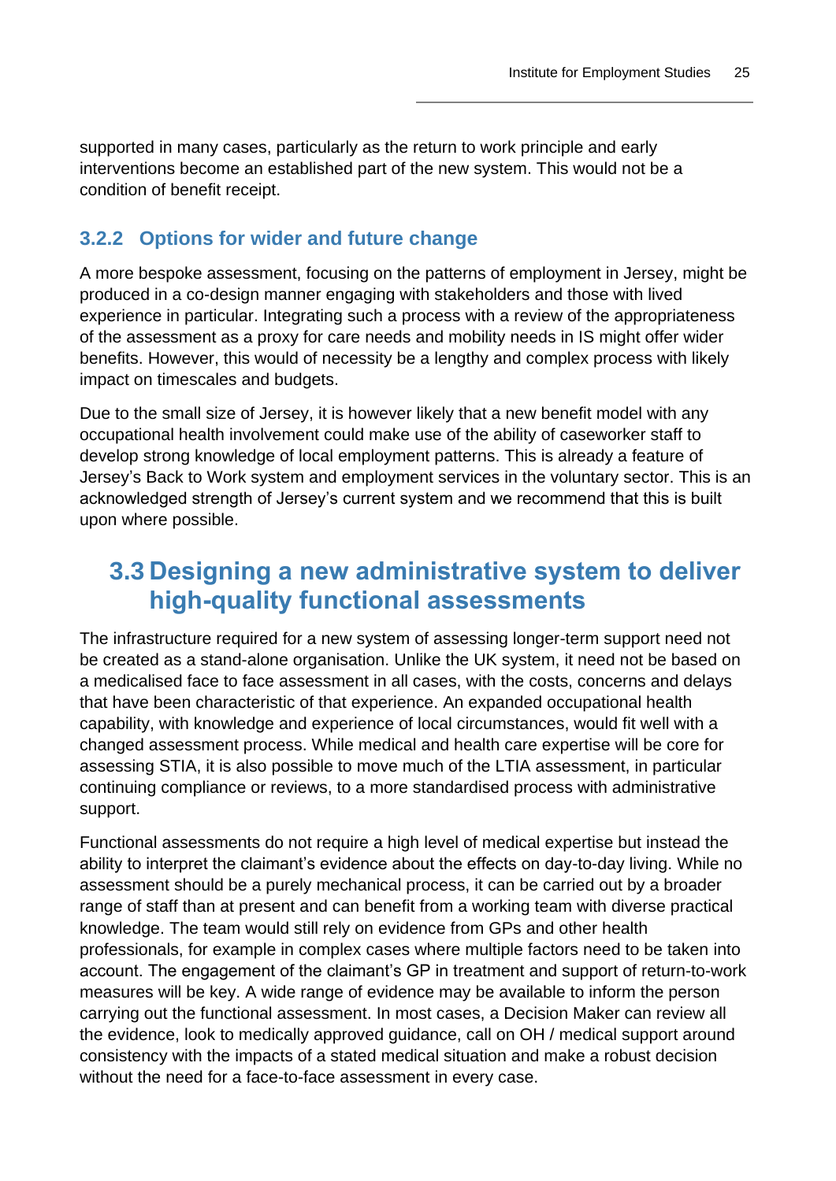supported in many cases, particularly as the return to work principle and early interventions become an established part of the new system. This would not be a condition of benefit receipt.

### 3.2.2 Options for wider and future change

A more bespoke assessment, focusing on the patterns of employment in Jersey, might be produced in a co-design manner engaging with stakeholders and those with lived experience in particular. Integrating such a process with a review of the appropriateness of the assessment as a proxy for care needs and mobility needs in IS might offer wider benefits. However, this would of necessity be a lengthy and complex process with likely impact on timescales and budgets.

Due to the small size of Jersey, it is however likely that a new benefit model with any occupational health involvement could make use of the ability of caseworker staff to develop strong knowledge of local employment patterns. This is already a feature of Jersey's Back to Work system and employment services in the voluntary sector. This is an acknowledged strength of Jersey's current system and we recommend that this is built upon where possible.

## 3.3 Designing a new administrative system to deliver high-quality functional assessments

The infrastructure required for a new system of assessing longer-term support need not be created as a stand-alone organisation. Unlike the UK system, it need not be based on a medicalised face to face assessment in all cases, with the costs, concerns and delays that have been characteristic of that experience. An expanded occupational health capability, with knowledge and experience of local circumstances, would fit well with a changed assessment process. While medical and health care expertise will be core for assessing STIA, it is also possible to move much of the LTIA assessment, in particular continuing compliance or reviews, to a more standardised process with administrative support.

Functional assessments do not require a high level of medical expertise but instead the ability to interpret the claimant's evidence about the effects on day-to-day living. While no assessment should be a purely mechanical process, it can be carried out by a broader range of staff than at present and can benefit from a working team with diverse practical knowledge. The team would still rely on evidence from GPs and other health professionals, for example in complex cases where multiple factors need to be taken into account. The engagement of the claimant's GP in treatment and support of return-to-work measures will be key. A wide range of evidence may be available to inform the person carrying out the functional assessment. In most cases, a Decision Maker can review all the evidence, look to medically approved guidance, call on OH / medical support around consistency with the impacts of a stated medical situation and make a robust decision without the need for a face-to-face assessment in every case.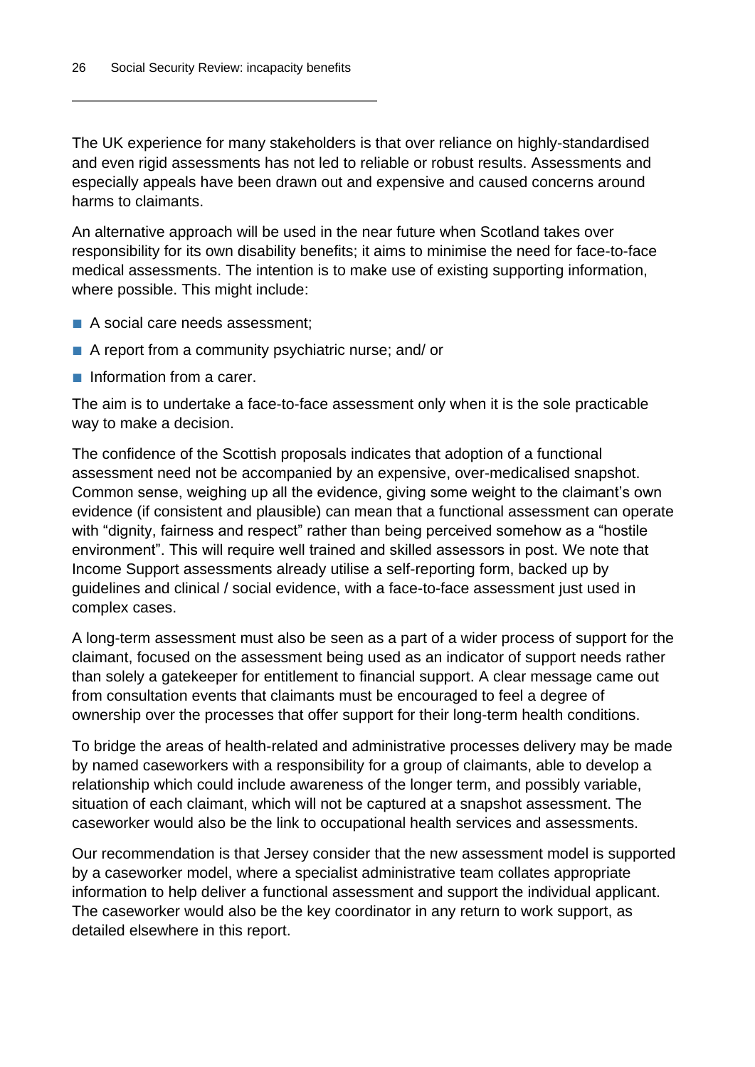The UK experience for many stakeholders is that over reliance on highly-standardised and even rigid assessments has not led to reliable or robust results. Assessments and especially appeals have been drawn out and expensive and caused concerns around harms to claimants.

An alternative approach will be used in the near future when Scotland takes over responsibility for its own disability benefits; it aims to minimise the need for face-to-face medical assessments. The intention is to make use of existing supporting information, where possible. This might include:

- A social care needs assessment;
- A report from a community psychiatric nurse; and/ or
- Information from a carer.

The aim is to undertake a face-to-face assessment only when it is the sole practicable way to make a decision.

The confidence of the Scottish proposals indicates that adoption of a functional assessment need not be accompanied by an expensive, over-medicalised snapshot. Common sense, weighing up all the evidence, giving some weight to the claimant's own evidence (if consistent and plausible) can mean that a functional assessment can operate with "dignity, fairness and respect" rather than being perceived somehow as a "hostile environment". This will require well trained and skilled assessors in post. We note that Income Support assessments already utilise a self-reporting form, backed up by guidelines and clinical / social evidence, with a face-to-face assessment just used in complex cases.

A long-term assessment must also be seen as a part of a wider process of support for the claimant, focused on the assessment being used as an indicator of support needs rather than solely a gatekeeper for entitlement to financial support. A clear message came out from consultation events that claimants must be encouraged to feel a degree of ownership over the processes that offer support for their long-term health conditions.

To bridge the areas of health-related and administrative processes delivery may be made by named caseworkers with a responsibility for a group of claimants, able to develop a relationship which could include awareness of the longer term, and possibly variable, situation of each claimant, which will not be captured at a snapshot assessment. The caseworker would also be the link to occupational health services and assessments.

Our recommendation is that Jersey consider that the new assessment model is supported by a caseworker model, where a specialist administrative team collates appropriate information to help deliver a functional assessment and support the individual applicant. The caseworker would also be the key coordinator in any return to work support, as detailed elsewhere in this report.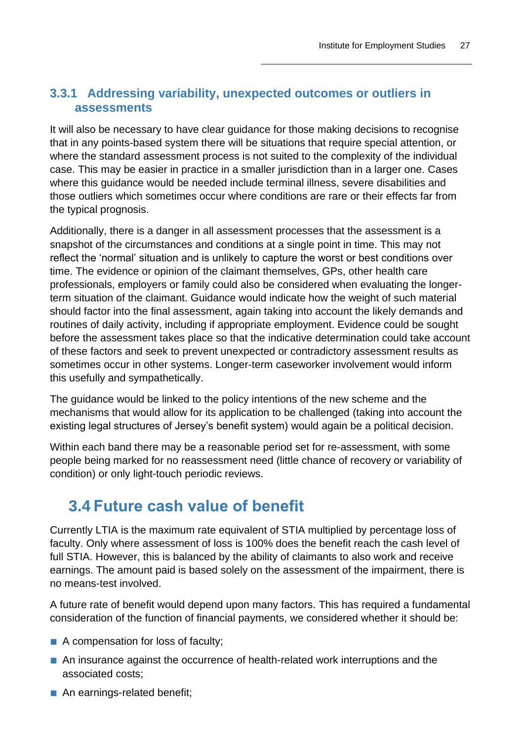### 3.3.1 Addressing variability, unexpected outcomes or outliers in assessments

It will also be necessary to have clear guidance for those making decisions to recognise that in any points-based system there will be situations that require special attention, or where the standard assessment process is not suited to the complexity of the individual case. This may be easier in practice in a smaller jurisdiction than in a larger one. Cases where this guidance would be needed include terminal illness, severe disabilities and those outliers which sometimes occur where conditions are rare or their effects far from the typical prognosis.

Additionally, there is a danger in all assessment processes that the assessment is a snapshot of the circumstances and conditions at a single point in time. This may not reflect the 'normal' situation and is unlikely to capture the worst or best conditions over time. The evidence or opinion of the claimant themselves, GPs, other health care professionals, employers or family could also be considered when evaluating the longer-term situation of the claimant. Guidance would indicate how the weight of such material should factor into the final assessment, again taking into account the likely demands and routines of daily activity, including if appropriate employment. Evidence could be sought before the assessment takes place so that the indicative determination could take account of these factors and seek to prevent unexpected or contradictory assessment results as sometimes occur in other systems. Longer-term caseworker involvement would inform this usefully and sympathetically.

The guidance would be linked to the policy intentions of the new scheme and the mechanisms that would allow for its application to be challenged (taking into account the existing legal structures of Jersey's benefit system) would again be a political decision.

Within each band there may be a reasonable period set for re-assessment, with some people being marked for no reassessment need (little chance of recovery or variability of condition) or only light-touch periodic reviews.

## 3.4 Future cash value of benefit

Currently LTIA is the maximum rate equivalent of STIA multiplied by percentage loss of faculty. Only where assessment of loss is 100% does the benefit reach the cash level of full STIA. However, this is balanced by the ability of claimants to also work and receive earnings. The amount paid is based solely on the assessment of the impairment, there is no means-test involved.

A future rate of benefit would depend upon many factors. This has required a fundamental consideration of the function of financial payments, we considered whether it should be:

- A compensation for loss of faculty;
- An insurance against the occurrence of health-related work interruptions and the associated costs;
- An earnings-related benefit;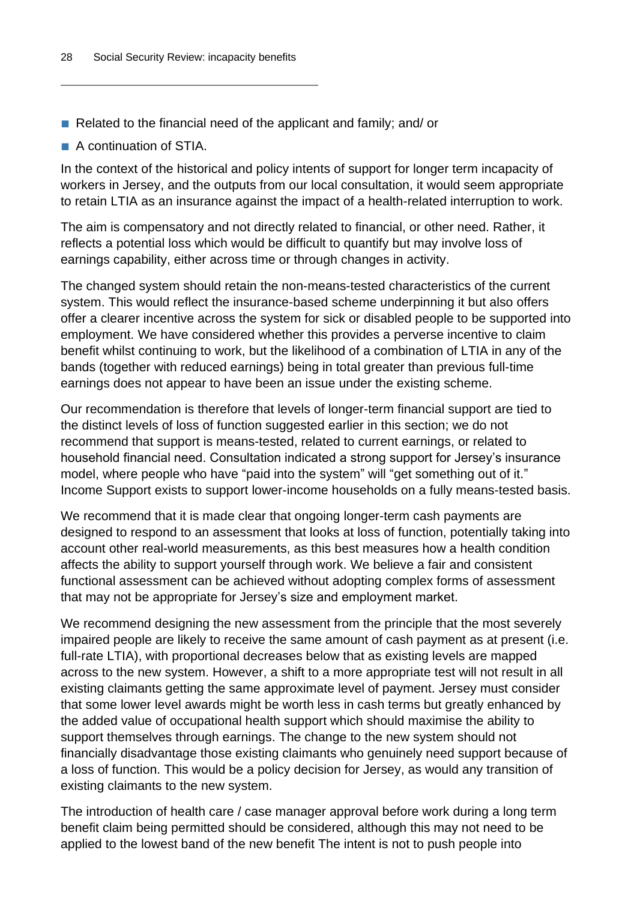- Related to the financial need of the applicant and family; and/ or
- A continuation of STIA.

In the context of the historical and policy intents of support for longer term incapacity of workers in Jersey, and the outputs from our local consultation, it would seem appropriate to retain LTIA as an insurance against the impact of a health-related interruption to work.

The aim is compensatory and not directly related to financial, or other need. Rather, it reflects a potential loss which would be difficult to quantify but may involve loss of earnings capability, either across time or through changes in activity.

The changed system should retain the non-means-tested characteristics of the current system. This would reflect the insurance-based scheme underpinning it but also offers offer a clearer incentive across the system for sick or disabled people to be supported into employment. We have considered whether this provides a perverse incentive to claim benefit whilst continuing to work, but the likelihood of a combination of LTIA in any of the bands (together with reduced earnings) being in total greater than previous full-time earnings does not appear to have been an issue under the existing scheme.

Our recommendation is therefore that levels of longer-term financial support are tied to the distinct levels of loss of function suggested earlier in this section; we do not recommend that support is means-tested, related to current earnings, or related to household financial need. Consultation indicated a strong support for Jersey's insurance model, where people who have "paid into the system" will "get something out of it." Income Support exists to support lower-income households on a fully means-tested basis.

We recommend that it is made clear that ongoing longer-term cash payments are designed to respond to an assessment that looks at loss of function, potentially taking into account other real-world measurements, as this best measures how a health condition affects the ability to support yourself through work. We believe a fair and consistent functional assessment can be achieved without adopting complex forms of assessment that may not be appropriate for Jersey's size and employment market.

We recommend designing the new assessment from the principle that the most severely impaired people are likely to receive the same amount of cash payment as at present (i.e. full-rate LTIA), with proportional decreases below that as existing levels are mapped across to the new system. However, a shift to a more appropriate test will not result in all existing claimants getting the same approximate level of payment. Jersey must consider that some lower level awards might be worth less in cash terms but greatly enhanced by the added value of occupational health support which should maximise the ability to support themselves through earnings. The change to the new system should not financially disadvantage those existing claimants who genuinely need support because of a loss of function. This would be a policy decision for Jersey, as would any transition of existing claimants to the new system.

The introduction of health care / case manager approval before work during a long term benefit claim being permitted should be considered, although this may not need to be applied to the lowest band of the new benefit The intent is not to push people into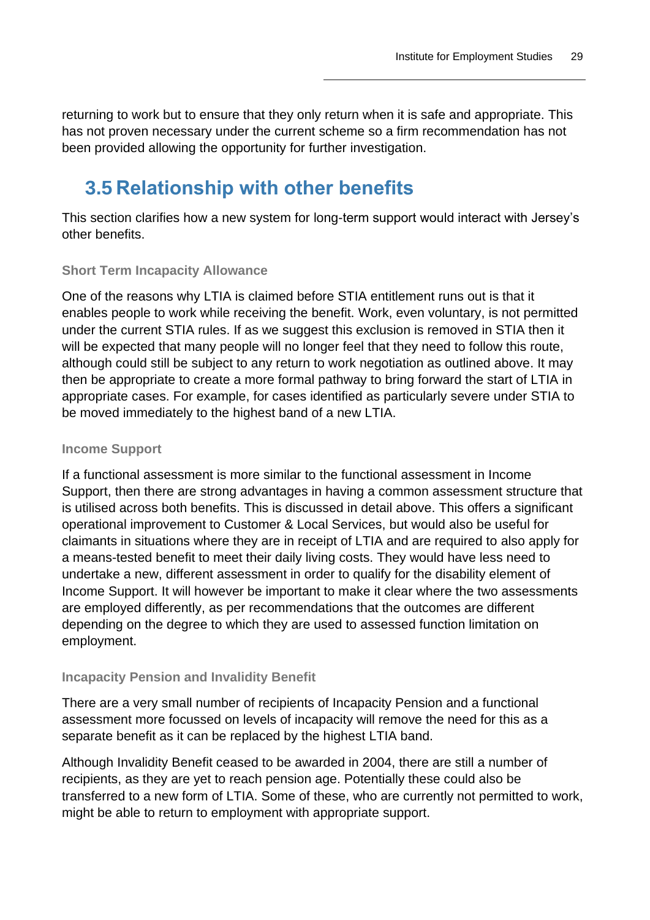returning to work but to ensure that they only return when it is safe and appropriate. This has not proven necessary under the current scheme so a firm recommendation has not been provided allowing the opportunity for further investigation.

## 3.5 Relationship with other benefits

This section clarifies how a new system for long-term support would interact with Jersey's other benefits.

#### Short Term Incapacity Allowance

One of the reasons why LTIA is claimed before STIA entitlement runs out is that it enables people to work while receiving the benefit. Work, even voluntary, is not permitted under the current STIA rules. If as we suggest this exclusion is removed in STIA then it will be expected that many people will no longer feel that they need to follow this route, although could still be subject to any return to work negotiation as outlined above. It may then be appropriate to create a more formal pathway to bring forward the start of LTIA in appropriate cases. For example, for cases identified as particularly severe under STIA to be moved immediately to the highest band of a new LTIA.

#### Income Support

If a functional assessment is more similar to the functional assessment in Income Support, then there are strong advantages in having a common assessment structure that is utilised across both benefits. This is discussed in detail above. This offers a significant operational improvement to Customer & Local Services, but would also be useful for claimants in situations where they are in receipt of LTIA and are required to also apply for a means-tested benefit to meet their daily living costs. They would have less need to undertake a new, different assessment in order to qualify for the disability element of Income Support. It will however be important to make it clear where the two assessments are employed differently, as per recommendations that the outcomes are different depending on the degree to which they are used to assessed function limitation on employment.

#### Incapacity Pension and Invalidity Benefit

There are a very small number of recipients of Incapacity Pension and a functional assessment more focussed on levels of incapacity will remove the need for this as a separate benefit as it can be replaced by the highest LTIA band.

Although Invalidity Benefit ceased to be awarded in 2004, there are still a number of recipients, as they are yet to reach pension age. Potentially these could also be transferred to a new form of LTIA. Some of these, who are currently not permitted to work, might be able to return to employment with appropriate support.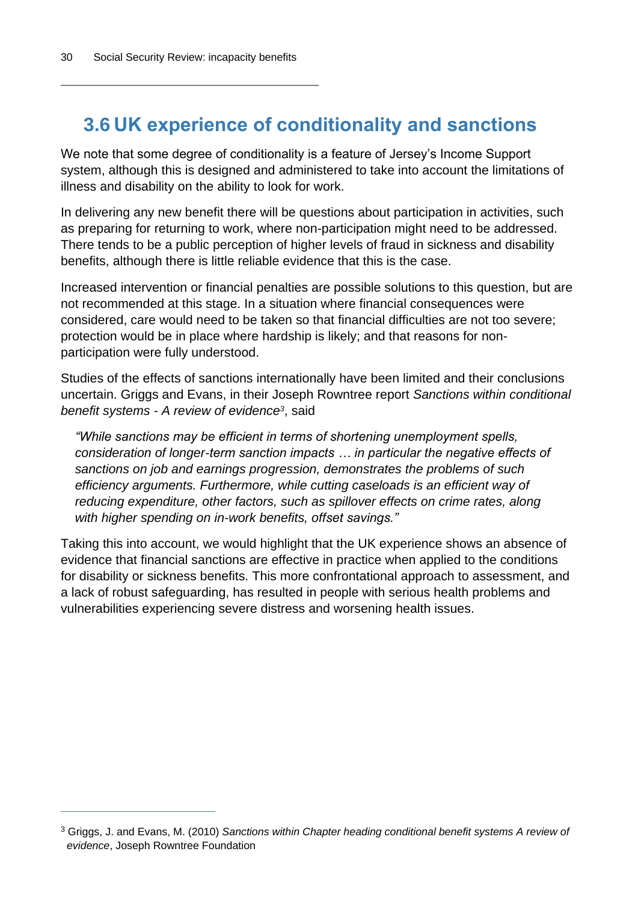## 3.6 UK experience of conditionality and sanctions

We note that some degree of conditionality is a feature of Jersey's Income Support system, although this is designed and administered to take into account the limitations of illness and disability on the ability to look for work.

In delivering any new benefit there will be questions about participation in activities, such as preparing for returning to work, where non-participation might need to be addressed. There tends to be a public perception of higher levels of fraud in sickness and disability benefits, although there is little reliable evidence that this is the case.

Increased intervention or financial penalties are possible solutions to this question, but are not recommended at this stage. In a situation where financial consequences were considered, care would need to be taken so that financial difficulties are not too severe; protection would be in place where hardship is likely; and that reasons for non-participation were fully understood.

Studies of the effects of sanctions internationally have been limited and their conclusions uncertain. Griggs and Evans, in their Joseph Rowntree report *Sanctions within conditional benefit systems - A review of evidence*[3], said

> *"While sanctions may be efficient in terms of shortening unemployment spells, consideration of longer-term sanction impacts … in particular the negative effects of sanctions on job and earnings progression, demonstrates the problems of such efficiency arguments. Furthermore, while cutting caseloads is an efficient way of reducing expenditure, other factors, such as spillover effects on crime rates, along with higher spending on in-work benefits, offset savings."*

Taking this into account, we would highlight that the UK experience shows an absence of evidence that financial sanctions are effective in practice when applied to the conditions for disability or sickness benefits. This more confrontational approach to assessment, and a lack of robust safeguarding, has resulted in people with serious health problems and vulnerabilities experiencing severe distress and worsening health issues.

---

[3] Griggs, J. and Evans, M. (2010) *Sanctions within Chapter heading conditional benefit systems A review of evidence*, Joseph Rowntree Foundation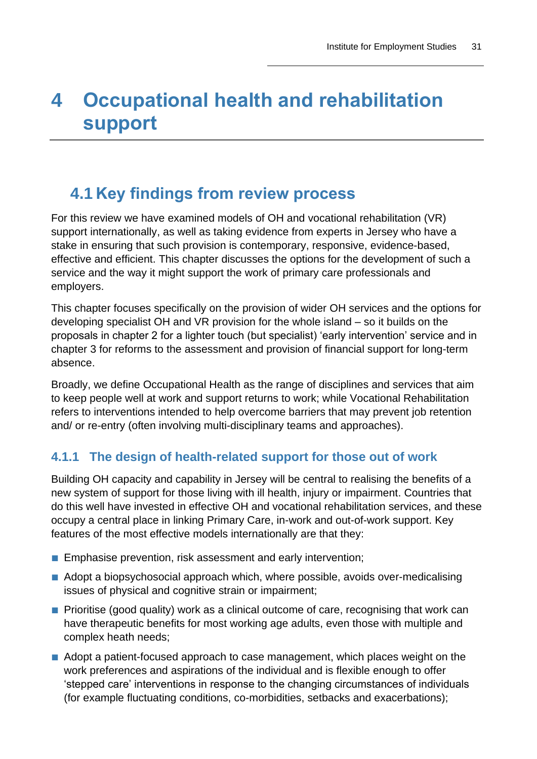# 4 Occupational health and rehabilitation support

## 4.1 Key findings from review process

For this review we have examined models of OH and vocational rehabilitation (VR) support internationally, as well as taking evidence from experts in Jersey who have a stake in ensuring that such provision is contemporary, responsive, evidence-based, effective and efficient. This chapter discusses the options for the development of such a service and the way it might support the work of primary care professionals and employers.

This chapter focuses specifically on the provision of wider OH services and the options for developing specialist OH and VR provision for the whole island – so it builds on the proposals in chapter 2 for a lighter touch (but specialist) 'early intervention' service and in chapter 3 for reforms to the assessment and provision of financial support for long-term absence.

Broadly, we define Occupational Health as the range of disciplines and services that aim to keep people well at work and support returns to work; while Vocational Rehabilitation refers to interventions intended to help overcome barriers that may prevent job retention and/ or re-entry (often involving multi-disciplinary teams and approaches).

### 4.1.1 The design of health-related support for those out of work

Building OH capacity and capability in Jersey will be central to realising the benefits of a new system of support for those living with ill health, injury or impairment. Countries that do this well have invested in effective OH and vocational rehabilitation services, and these occupy a central place in linking Primary Care, in-work and out-of-work support. Key features of the most effective models internationally are that they:

- Emphasise prevention, risk assessment and early intervention;
- Adopt a biopsychosocial approach which, where possible, avoids over-medicalising issues of physical and cognitive strain or impairment;
- Prioritise (good quality) work as a clinical outcome of care, recognising that work can have therapeutic benefits for most working age adults, even those with multiple and complex heath needs;
- Adopt a patient-focused approach to case management, which places weight on the work preferences and aspirations of the individual and is flexible enough to offer 'stepped care' interventions in response to the changing circumstances of individuals (for example fluctuating conditions, co-morbidities, setbacks and exacerbations);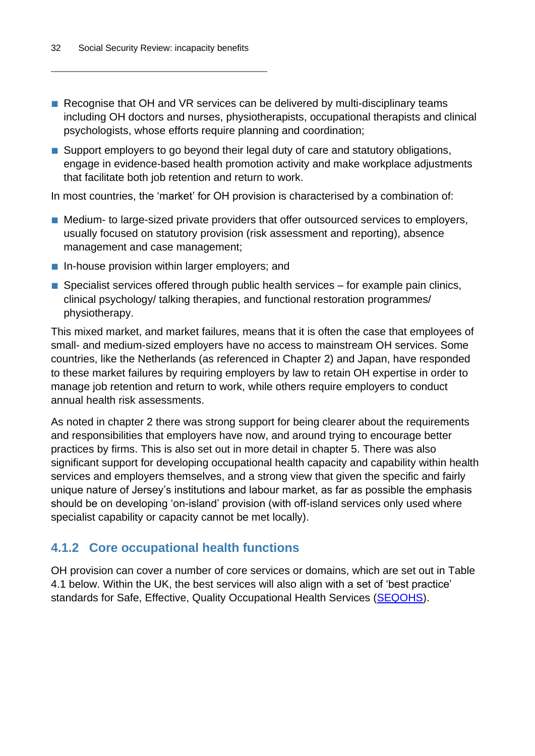- Recognise that OH and VR services can be delivered by multi-disciplinary teams including OH doctors and nurses, physiotherapists, occupational therapists and clinical psychologists, whose efforts require planning and coordination;
- Support employers to go beyond their legal duty of care and statutory obligations, engage in evidence-based health promotion activity and make workplace adjustments that facilitate both job retention and return to work.

In most countries, the 'market' for OH provision is characterised by a combination of:

- Medium- to large-sized private providers that offer outsourced services to employers, usually focused on statutory provision (risk assessment and reporting), absence management and case management;
- In-house provision within larger employers; and
- Specialist services offered through public health services – for example pain clinics, clinical psychology/ talking therapies, and functional restoration programmes/ physiotherapy.

This mixed market, and market failures, means that it is often the case that employees of small- and medium-sized employers have no access to mainstream OH services. Some countries, like the Netherlands (as referenced in Chapter 2) and Japan, have responded to these market failures by requiring employers by law to retain OH expertise in order to manage job retention and return to work, while others require employers to conduct annual health risk assessments.

As noted in chapter 2 there was strong support for being clearer about the requirements and responsibilities that employers have now, and around trying to encourage better practices by firms. This is also set out in more detail in chapter 5. There was also significant support for developing occupational health capacity and capability within health services and employers themselves, and a strong view that given the specific and fairly unique nature of Jersey's institutions and labour market, as far as possible the emphasis should be on developing 'on-island' provision (with off-island services only used where specialist capability or capacity cannot be met locally).

### 4.1.2 Core occupational health functions

OH provision can cover a number of core services or domains, which are set out in Table 4.1 below. Within the UK, the best services will also align with a set of 'best practice' standards for Safe, Effective, Quality Occupational Health Services (SEQOHS).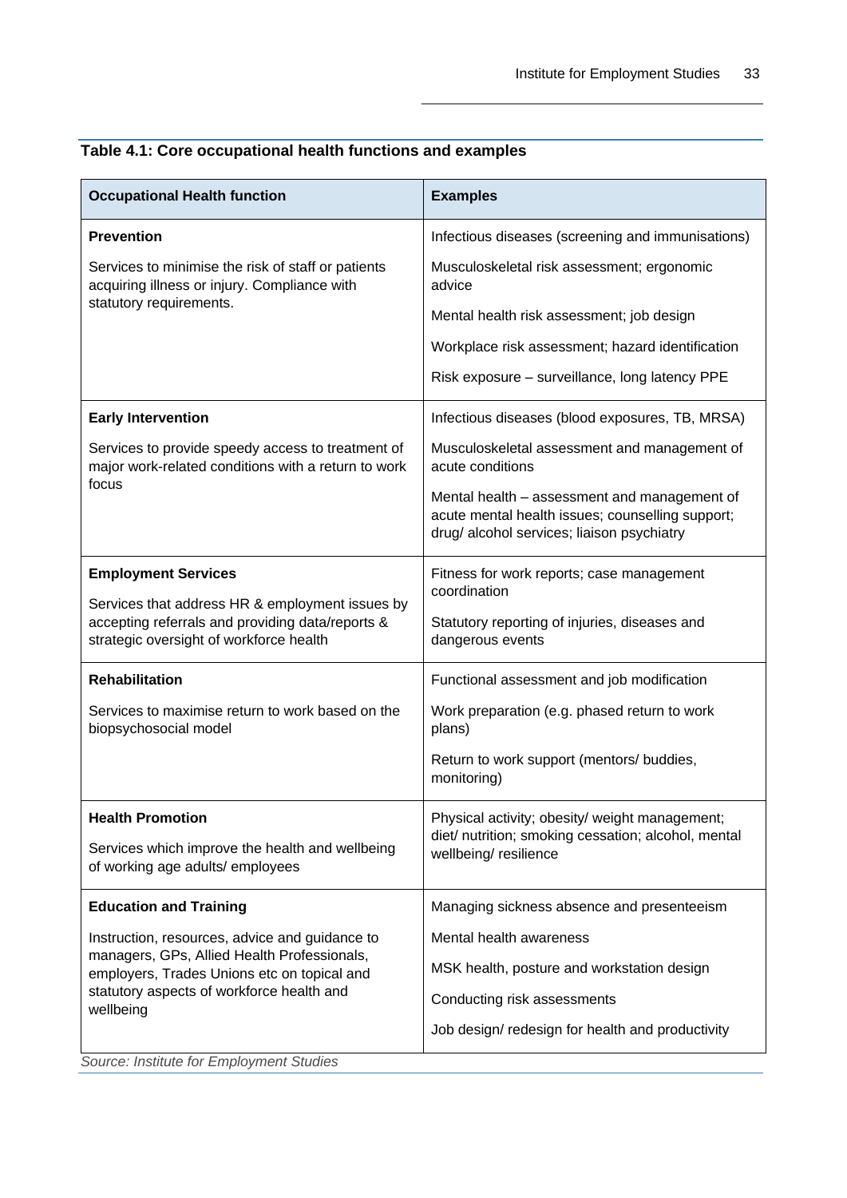**Table 4.1: Core occupational health functions and examples**

| Occupational Health function | Examples |
|---|---|
| **Prevention**<br><br>Services to minimise the risk of staff or patients acquiring illness or injury. Compliance with statutory requirements. | Infectious diseases (screening and immunisations)<br><br>Musculoskeletal risk assessment; ergonomic advice<br><br>Mental health risk assessment; job design<br><br>Workplace risk assessment; hazard identification<br><br>Risk exposure – surveillance, long latency PPE |
| **Early Intervention**<br><br>Services to provide speedy access to treatment of major work-related conditions with a return to work focus | Infectious diseases (blood exposures, TB, MRSA)<br><br>Musculoskeletal assessment and management of acute conditions<br><br>Mental health – assessment and management of acute mental health issues; counselling support; drug/ alcohol services; liaison psychiatry |
| **Employment Services**<br><br>Services that address HR & employment issues by accepting referrals and providing data/reports & strategic oversight of workforce health | Fitness for work reports; case management coordination<br><br>Statutory reporting of injuries, diseases and dangerous events |
| **Rehabilitation**<br><br>Services to maximise return to work based on the biopsychosocial model | Functional assessment and job modification<br><br>Work preparation (e.g. phased return to work plans)<br><br>Return to work support (mentors/ buddies, monitoring) |
| **Health Promotion**<br><br>Services which improve the health and wellbeing of working age adults/ employees | Physical activity; obesity/ weight management; diet/ nutrition; smoking cessation; alcohol, mental wellbeing/ resilience |
| **Education and Training**<br><br>Instruction, resources, advice and guidance to managers, GPs, Allied Health Professionals, employers, Trades Unions etc on topical and statutory aspects of workforce health and wellbeing | Managing sickness absence and presenteeism<br><br>Mental health awareness<br><br>MSK health, posture and workstation design<br><br>Conducting risk assessments<br><br>Job design/ redesign for health and productivity |

*Source: Institute for Employment Studies*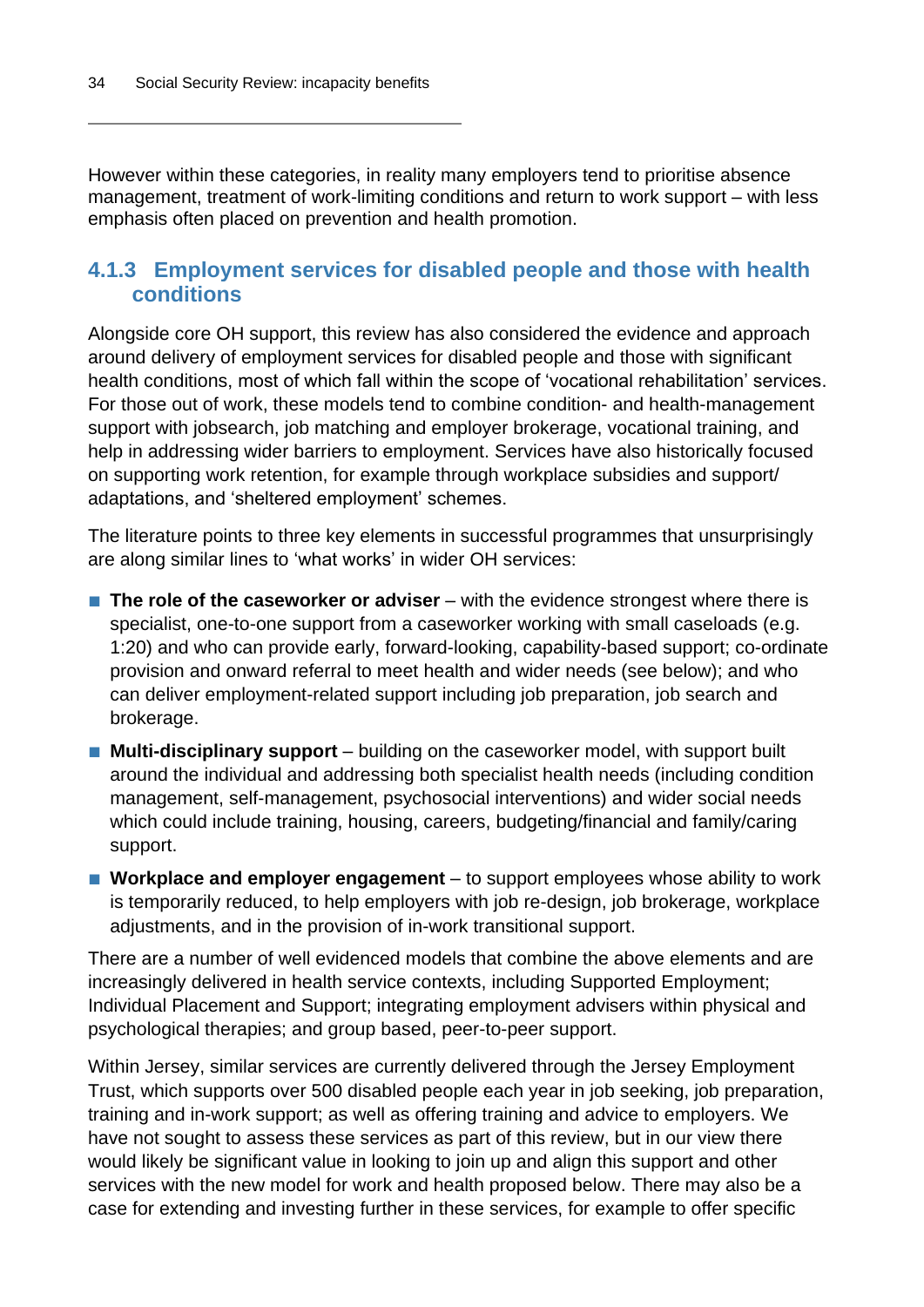However within these categories, in reality many employers tend to prioritise absence management, treatment of work-limiting conditions and return to work support – with less emphasis often placed on prevention and health promotion.

### 4.1.3 Employment services for disabled people and those with health conditions

Alongside core OH support, this review has also considered the evidence and approach around delivery of employment services for disabled people and those with significant health conditions, most of which fall within the scope of 'vocational rehabilitation' services. For those out of work, these models tend to combine condition- and health-management support with jobsearch, job matching and employer brokerage, vocational training, and help in addressing wider barriers to employment. Services have also historically focused on supporting work retention, for example through workplace subsidies and support/ adaptations, and 'sheltered employment' schemes.

The literature points to three key elements in successful programmes that unsurprisingly are along similar lines to 'what works' in wider OH services:

- **The role of the caseworker or adviser** – with the evidence strongest where there is specialist, one-to-one support from a caseworker working with small caseloads (e.g. 1:20) and who can provide early, forward-looking, capability-based support; co-ordinate provision and onward referral to meet health and wider needs (see below); and who can deliver employment-related support including job preparation, job search and brokerage.
- **Multi-disciplinary support** – building on the caseworker model, with support built around the individual and addressing both specialist health needs (including condition management, self-management, psychosocial interventions) and wider social needs which could include training, housing, careers, budgeting/financial and family/caring support.
- **Workplace and employer engagement** – to support employees whose ability to work is temporarily reduced, to help employers with job re-design, job brokerage, workplace adjustments, and in the provision of in-work transitional support.

There are a number of well evidenced models that combine the above elements and are increasingly delivered in health service contexts, including Supported Employment; Individual Placement and Support; integrating employment advisers within physical and psychological therapies; and group based, peer-to-peer support.

Within Jersey, similar services are currently delivered through the Jersey Employment Trust, which supports over 500 disabled people each year in job seeking, job preparation, training and in-work support; as well as offering training and advice to employers. We have not sought to assess these services as part of this review, but in our view there would likely be significant value in looking to join up and align this support and other services with the new model for work and health proposed below. There may also be a case for extending and investing further in these services, for example to offer specific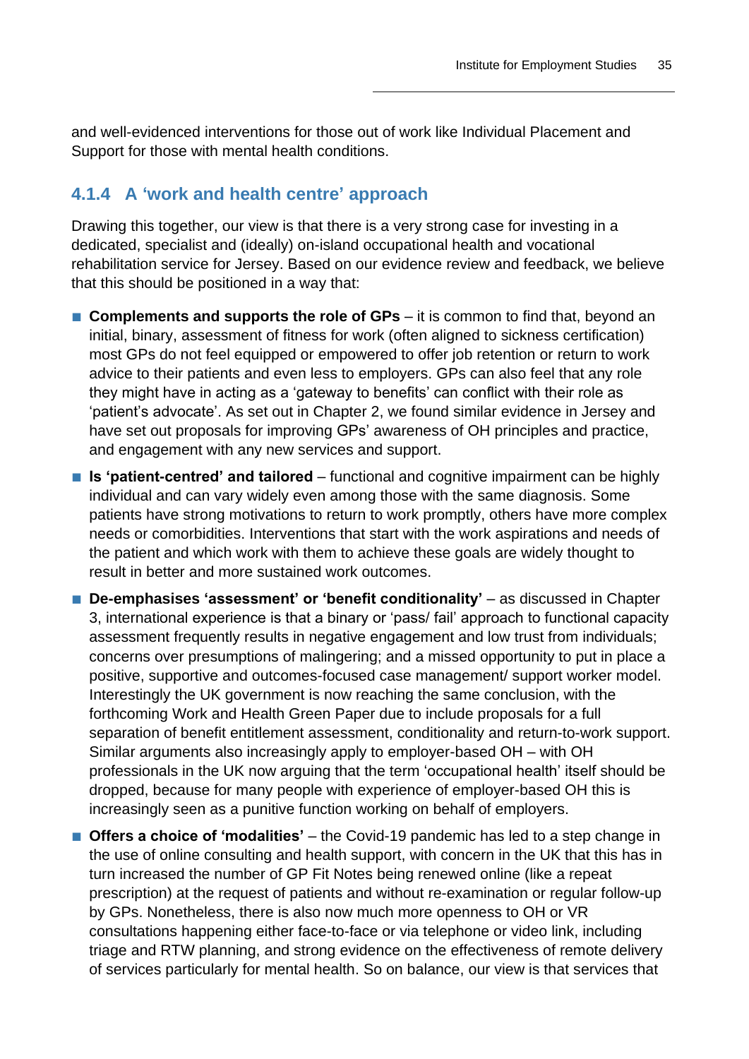and well-evidenced interventions for those out of work like Individual Placement and Support for those with mental health conditions.

### 4.1.4 A 'work and health centre' approach

Drawing this together, our view is that there is a very strong case for investing in a dedicated, specialist and (ideally) on-island occupational health and vocational rehabilitation service for Jersey. Based on our evidence review and feedback, we believe that this should be positioned in a way that:

- **Complements and supports the role of GPs** – it is common to find that, beyond an initial, binary, assessment of fitness for work (often aligned to sickness certification) most GPs do not feel equipped or empowered to offer job retention or return to work advice to their patients and even less to employers. GPs can also feel that any role they might have in acting as a 'gateway to benefits' can conflict with their role as 'patient's advocate'. As set out in Chapter 2, we found similar evidence in Jersey and have set out proposals for improving GPs' awareness of OH principles and practice, and engagement with any new services and support.
- **Is 'patient-centred' and tailored** – functional and cognitive impairment can be highly individual and can vary widely even among those with the same diagnosis. Some patients have strong motivations to return to work promptly, others have more complex needs or comorbidities. Interventions that start with the work aspirations and needs of the patient and which work with them to achieve these goals are widely thought to result in better and more sustained work outcomes.
- **De-emphasises 'assessment' or 'benefit conditionality'** – as discussed in Chapter 3, international experience is that a binary or 'pass/ fail' approach to functional capacity assessment frequently results in negative engagement and low trust from individuals; concerns over presumptions of malingering; and a missed opportunity to put in place a positive, supportive and outcomes-focused case management/ support worker model. Interestingly the UK government is now reaching the same conclusion, with the forthcoming Work and Health Green Paper due to include proposals for a full separation of benefit entitlement assessment, conditionality and return-to-work support. Similar arguments also increasingly apply to employer-based OH – with OH professionals in the UK now arguing that the term 'occupational health' itself should be dropped, because for many people with experience of employer-based OH this is increasingly seen as a punitive function working on behalf of employers.
- **Offers a choice of 'modalities'** – the Covid-19 pandemic has led to a step change in the use of online consulting and health support, with concern in the UK that this has in turn increased the number of GP Fit Notes being renewed online (like a repeat prescription) at the request of patients and without re-examination or regular follow-up by GPs. Nonetheless, there is also now much more openness to OH or VR consultations happening either face-to-face or via telephone or video link, including triage and RTW planning, and strong evidence on the effectiveness of remote delivery of services particularly for mental health. So on balance, our view is that services that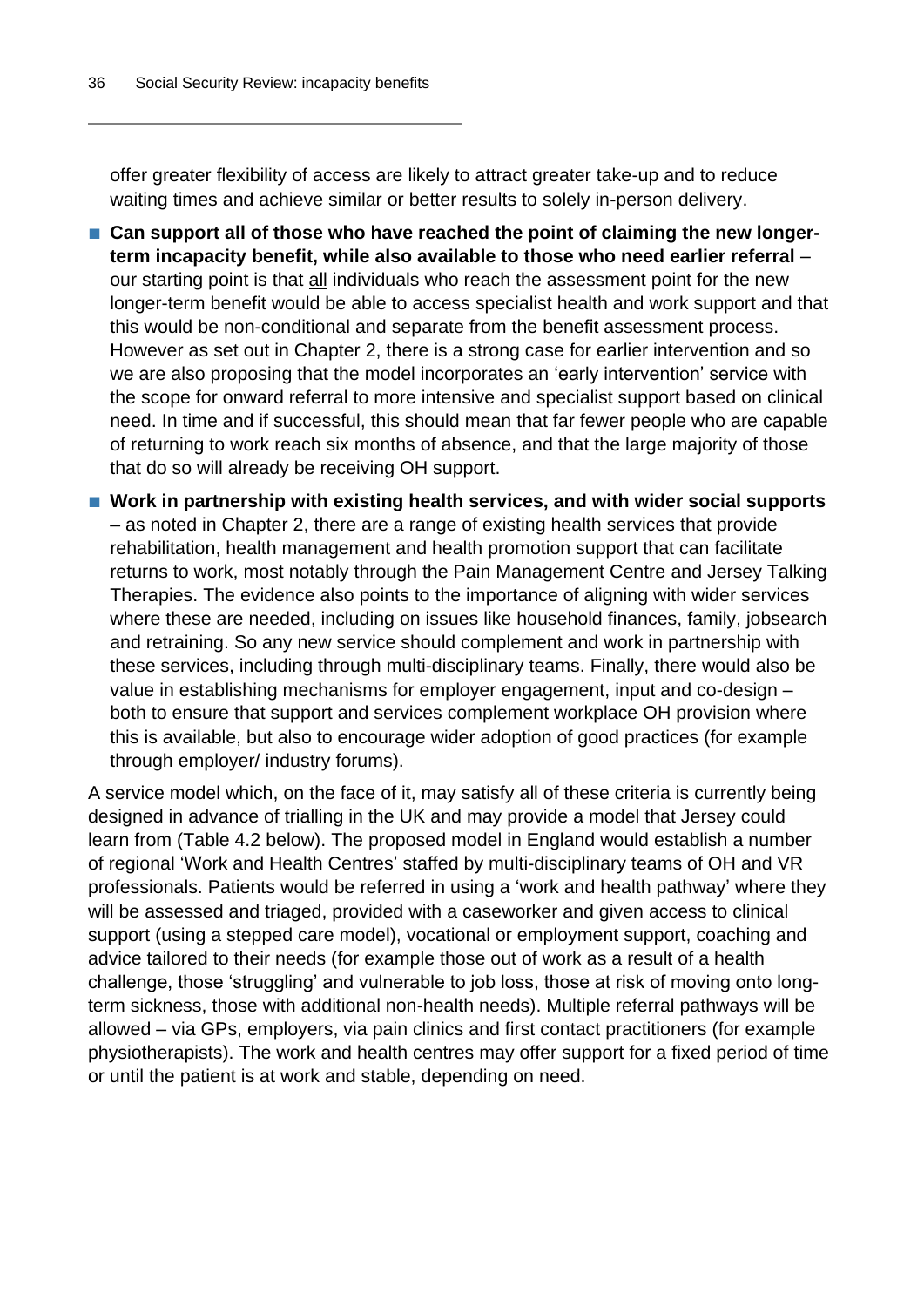offer greater flexibility of access are likely to attract greater take-up and to reduce waiting times and achieve similar or better results to solely in-person delivery.

- **Can support all of those who have reached the point of claiming the new longer-term incapacity benefit, while also available to those who need earlier referral** – our starting point is that all individuals who reach the assessment point for the new longer-term benefit would be able to access specialist health and work support and that this would be non-conditional and separate from the benefit assessment process. However as set out in Chapter 2, there is a strong case for earlier intervention and so we are also proposing that the model incorporates an 'early intervention' service with the scope for onward referral to more intensive and specialist support based on clinical need. In time and if successful, this should mean that far fewer people who are capable of returning to work reach six months of absence, and that the large majority of those that do so will already be receiving OH support.
- **Work in partnership with existing health services, and with wider social supports** – as noted in Chapter 2, there are a range of existing health services that provide rehabilitation, health management and health promotion support that can facilitate returns to work, most notably through the Pain Management Centre and Jersey Talking Therapies. The evidence also points to the importance of aligning with wider services where these are needed, including on issues like household finances, family, jobsearch and retraining. So any new service should complement and work in partnership with these services, including through multi-disciplinary teams. Finally, there would also be value in establishing mechanisms for employer engagement, input and co-design – both to ensure that support and services complement workplace OH provision where this is available, but also to encourage wider adoption of good practices (for example through employer/ industry forums).

A service model which, on the face of it, may satisfy all of these criteria is currently being designed in advance of trialling in the UK and may provide a model that Jersey could learn from (Table 4.2 below). The proposed model in England would establish a number of regional 'Work and Health Centres' staffed by multi-disciplinary teams of OH and VR professionals. Patients would be referred in using a 'work and health pathway' where they will be assessed and triaged, provided with a caseworker and given access to clinical support (using a stepped care model), vocational or employment support, coaching and advice tailored to their needs (for example those out of work as a result of a health challenge, those 'struggling' and vulnerable to job loss, those at risk of moving onto long-term sickness, those with additional non-health needs). Multiple referral pathways will be allowed – via GPs, employers, via pain clinics and first contact practitioners (for example physiotherapists). The work and health centres may offer support for a fixed period of time or until the patient is at work and stable, depending on need.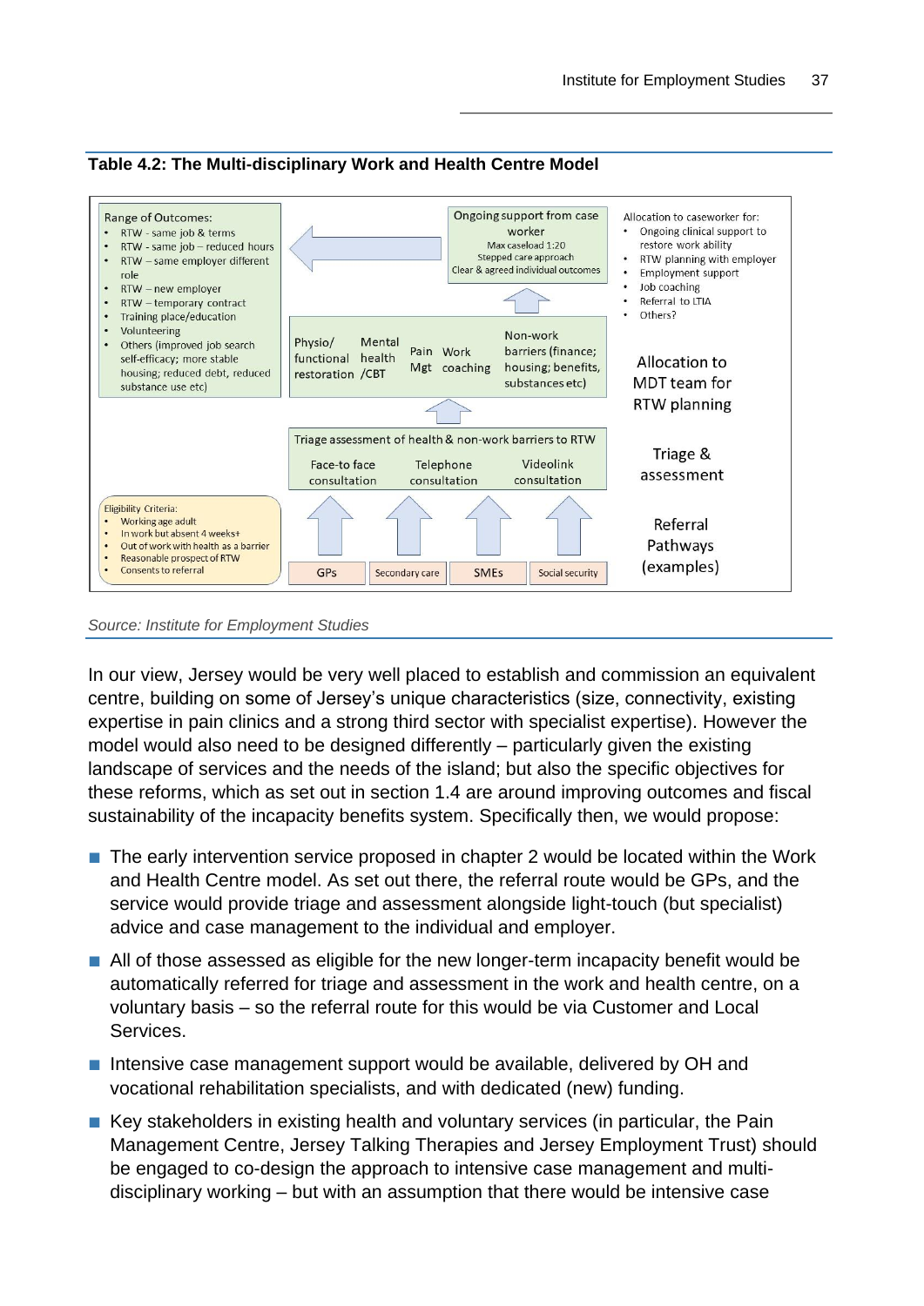**Table 4.2: The Multi-disciplinary Work and Health Centre Model**

| Range of Outcomes / Eligibility | Model | Stage |
|---|---|---|
| Range of Outcomes: RTW - same job & terms; RTW - same job – reduced hours; RTW – same employer different role; RTW – new employer; RTW – temporary contract; Training place/education; Volunteering; Others (improved job search self-efficacy; more stable housing; reduced debt, reduced substance use etc) | Ongoing support from case worker – Max caseload 1:20; Stepped care approach; Clear & agreed individual outcomes | Allocation to caseworker for: Ongoing clinical support to restore work ability; RTW planning with employer; Employment support; Job coaching; Referral to LTIA; Others? |
| | Physio/ functional restoration; Mental health /CBT; Pain Mgt; Work coaching; Non-work barriers (finance; housing; benefits, substances etc) | Allocation to MDT team for RTW planning |
| | Triage assessment of health & non-work barriers to RTW: Face-to face consultation; Telephone consultation; Videolink consultation | Triage & assessment |
| Eligibility Criteria: Working age adult; In work but absent 4 weeks+; Out of work with health as a barrier; Reasonable prospect of RTW; Consents to referral | GPs; Secondary care; SMEs; Social security | Referral Pathways (examples) |

*Source: Institute for Employment Studies*

In our view, Jersey would be very well placed to establish and commission an equivalent centre, building on some of Jersey's unique characteristics (size, connectivity, existing expertise in pain clinics and a strong third sector with specialist expertise). However the model would also need to be designed differently – particularly given the existing landscape of services and the needs of the island; but also the specific objectives for these reforms, which as set out in section 1.4 are around improving outcomes and fiscal sustainability of the incapacity benefits system. Specifically then, we would propose:

- The early intervention service proposed in chapter 2 would be located within the Work and Health Centre model. As set out there, the referral route would be GPs, and the service would provide triage and assessment alongside light-touch (but specialist) advice and case management to the individual and employer.
- All of those assessed as eligible for the new longer-term incapacity benefit would be automatically referred for triage and assessment in the work and health centre, on a voluntary basis – so the referral route for this would be via Customer and Local Services.
- Intensive case management support would be available, delivered by OH and vocational rehabilitation specialists, and with dedicated (new) funding.
- Key stakeholders in existing health and voluntary services (in particular, the Pain Management Centre, Jersey Talking Therapies and Jersey Employment Trust) should be engaged to co-design the approach to intensive case management and multi-disciplinary working – but with an assumption that there would be intensive case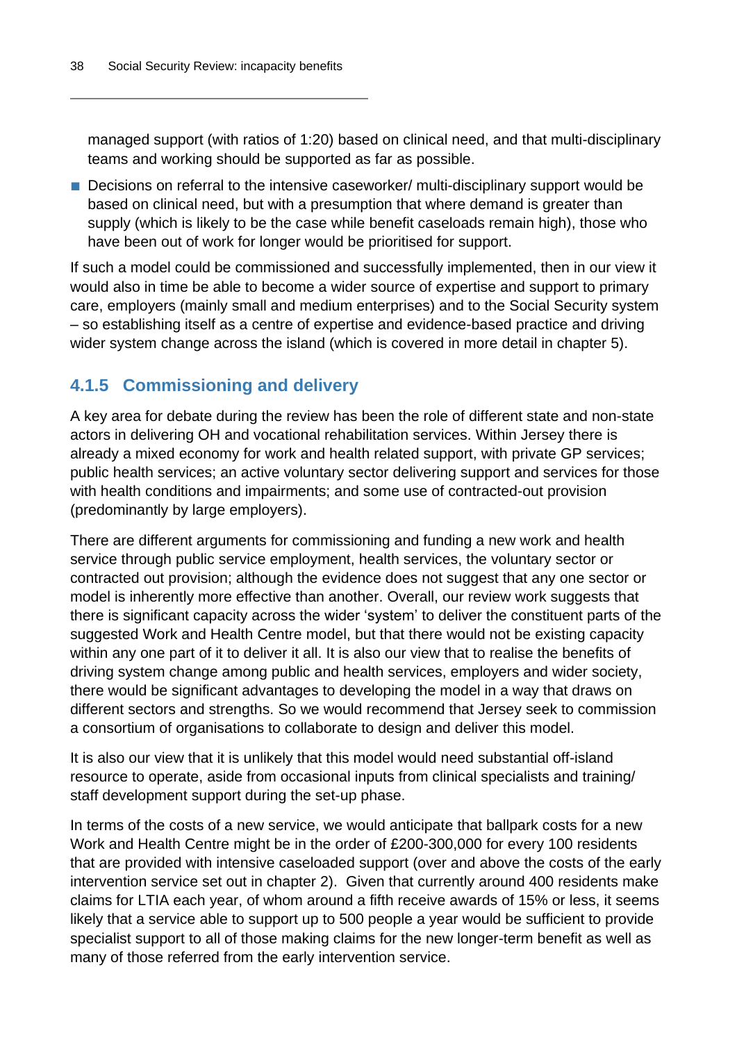managed support (with ratios of 1:20) based on clinical need, and that multi-disciplinary teams and working should be supported as far as possible.

- Decisions on referral to the intensive caseworker/ multi-disciplinary support would be based on clinical need, but with a presumption that where demand is greater than supply (which is likely to be the case while benefit caseloads remain high), those who have been out of work for longer would be prioritised for support.

If such a model could be commissioned and successfully implemented, then in our view it would also in time be able to become a wider source of expertise and support to primary care, employers (mainly small and medium enterprises) and to the Social Security system – so establishing itself as a centre of expertise and evidence-based practice and driving wider system change across the island (which is covered in more detail in chapter 5).

### 4.1.5 Commissioning and delivery

A key area for debate during the review has been the role of different state and non-state actors in delivering OH and vocational rehabilitation services. Within Jersey there is already a mixed economy for work and health related support, with private GP services; public health services; an active voluntary sector delivering support and services for those with health conditions and impairments; and some use of contracted-out provision (predominantly by large employers).

There are different arguments for commissioning and funding a new work and health service through public service employment, health services, the voluntary sector or contracted out provision; although the evidence does not suggest that any one sector or model is inherently more effective than another. Overall, our review work suggests that there is significant capacity across the wider 'system' to deliver the constituent parts of the suggested Work and Health Centre model, but that there would not be existing capacity within any one part of it to deliver it all. It is also our view that to realise the benefits of driving system change among public and health services, employers and wider society, there would be significant advantages to developing the model in a way that draws on different sectors and strengths. So we would recommend that Jersey seek to commission a consortium of organisations to collaborate to design and deliver this model.

It is also our view that it is unlikely that this model would need substantial off-island resource to operate, aside from occasional inputs from clinical specialists and training/ staff development support during the set-up phase.

In terms of the costs of a new service, we would anticipate that ballpark costs for a new Work and Health Centre might be in the order of £200-300,000 for every 100 residents that are provided with intensive caseloaded support (over and above the costs of the early intervention service set out in chapter 2). Given that currently around 400 residents make claims for LTIA each year, of whom around a fifth receive awards of 15% or less, it seems likely that a service able to support up to 500 people a year would be sufficient to provide specialist support to all of those making claims for the new longer-term benefit as well as many of those referred from the early intervention service.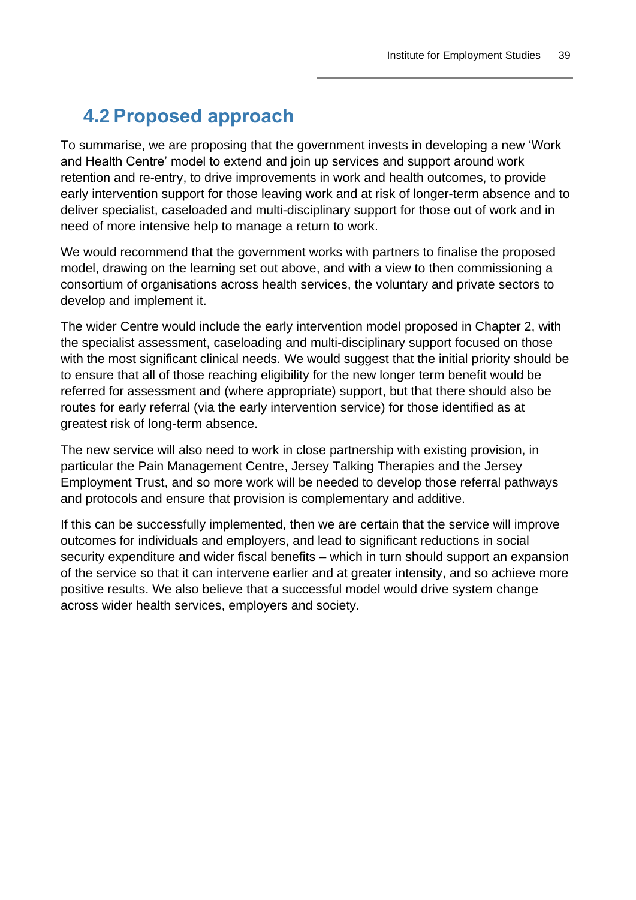## 4.2 Proposed approach

To summarise, we are proposing that the government invests in developing a new 'Work and Health Centre' model to extend and join up services and support around work retention and re-entry, to drive improvements in work and health outcomes, to provide early intervention support for those leaving work and at risk of longer-term absence and to deliver specialist, caseloaded and multi-disciplinary support for those out of work and in need of more intensive help to manage a return to work.

We would recommend that the government works with partners to finalise the proposed model, drawing on the learning set out above, and with a view to then commissioning a consortium of organisations across health services, the voluntary and private sectors to develop and implement it.

The wider Centre would include the early intervention model proposed in Chapter 2, with the specialist assessment, caseloading and multi-disciplinary support focused on those with the most significant clinical needs. We would suggest that the initial priority should be to ensure that all of those reaching eligibility for the new longer term benefit would be referred for assessment and (where appropriate) support, but that there should also be routes for early referral (via the early intervention service) for those identified as at greatest risk of long-term absence.

The new service will also need to work in close partnership with existing provision, in particular the Pain Management Centre, Jersey Talking Therapies and the Jersey Employment Trust, and so more work will be needed to develop those referral pathways and protocols and ensure that provision is complementary and additive.

If this can be successfully implemented, then we are certain that the service will improve outcomes for individuals and employers, and lead to significant reductions in social security expenditure and wider fiscal benefits – which in turn should support an expansion of the service so that it can intervene earlier and at greater intensity, and so achieve more positive results. We also believe that a successful model would drive system change across wider health services, employers and society.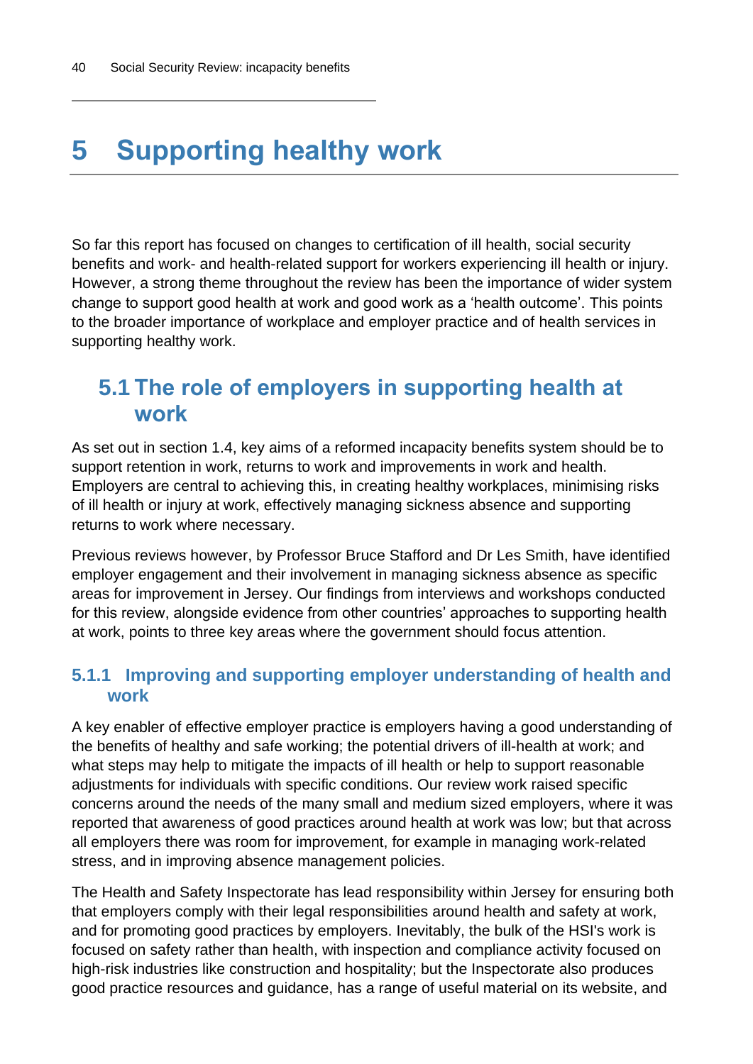# 5 Supporting healthy work

So far this report has focused on changes to certification of ill health, social security benefits and work- and health-related support for workers experiencing ill health or injury. However, a strong theme throughout the review has been the importance of wider system change to support good health at work and good work as a 'health outcome'. This points to the broader importance of workplace and employer practice and of health services in supporting healthy work.

## 5.1 The role of employers in supporting health at work

As set out in section 1.4, key aims of a reformed incapacity benefits system should be to support retention in work, returns to work and improvements in work and health. Employers are central to achieving this, in creating healthy workplaces, minimising risks of ill health or injury at work, effectively managing sickness absence and supporting returns to work where necessary.

Previous reviews however, by Professor Bruce Stafford and Dr Les Smith, have identified employer engagement and their involvement in managing sickness absence as specific areas for improvement in Jersey. Our findings from interviews and workshops conducted for this review, alongside evidence from other countries' approaches to supporting health at work, points to three key areas where the government should focus attention.

### 5.1.1 Improving and supporting employer understanding of health and work

A key enabler of effective employer practice is employers having a good understanding of the benefits of healthy and safe working; the potential drivers of ill-health at work; and what steps may help to mitigate the impacts of ill health or help to support reasonable adjustments for individuals with specific conditions. Our review work raised specific concerns around the needs of the many small and medium sized employers, where it was reported that awareness of good practices around health at work was low; but that across all employers there was room for improvement, for example in managing work-related stress, and in improving absence management policies.

The Health and Safety Inspectorate has lead responsibility within Jersey for ensuring both that employers comply with their legal responsibilities around health and safety at work, and for promoting good practices by employers. Inevitably, the bulk of the HSI's work is focused on safety rather than health, with inspection and compliance activity focused on high-risk industries like construction and hospitality; but the Inspectorate also produces good practice resources and guidance, has a range of useful material on its website, and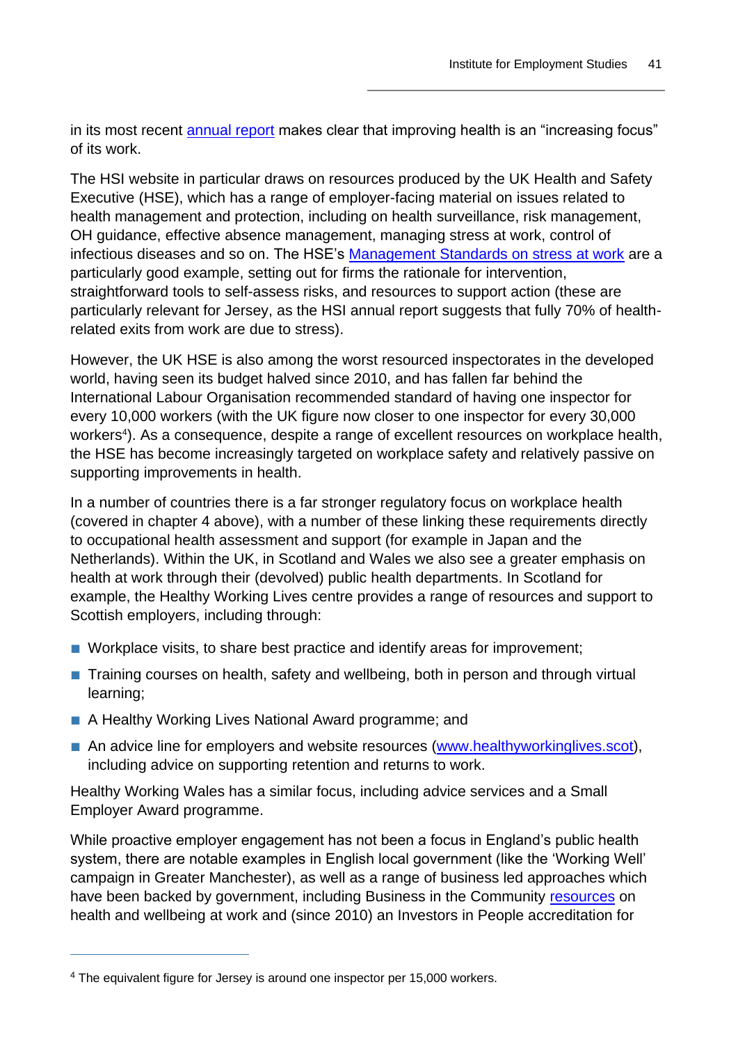in its most recent annual report makes clear that improving health is an "increasing focus" of its work.

The HSI website in particular draws on resources produced by the UK Health and Safety Executive (HSE), which has a range of employer-facing material on issues related to health management and protection, including on health surveillance, risk management, OH guidance, effective absence management, managing stress at work, control of infectious diseases and so on. The HSE's Management Standards on stress at work are a particularly good example, setting out for firms the rationale for intervention, straightforward tools to self-assess risks, and resources to support action (these are particularly relevant for Jersey, as the HSI annual report suggests that fully 70% of health-related exits from work are due to stress).

However, the UK HSE is also among the worst resourced inspectorates in the developed world, having seen its budget halved since 2010, and has fallen far behind the International Labour Organisation recommended standard of having one inspector for every 10,000 workers (with the UK figure now closer to one inspector for every 30,000 workers[4]). As a consequence, despite a range of excellent resources on workplace health, the HSE has become increasingly targeted on workplace safety and relatively passive on supporting improvements in health.

In a number of countries there is a far stronger regulatory focus on workplace health (covered in chapter 4 above), with a number of these linking these requirements directly to occupational health assessment and support (for example in Japan and the Netherlands). Within the UK, in Scotland and Wales we also see a greater emphasis on health at work through their (devolved) public health departments. In Scotland for example, the Healthy Working Lives centre provides a range of resources and support to Scottish employers, including through:

- Workplace visits, to share best practice and identify areas for improvement;
- Training courses on health, safety and wellbeing, both in person and through virtual learning;
- A Healthy Working Lives National Award programme; and
- An advice line for employers and website resources (www.healthyworkinglives.scot), including advice on supporting retention and returns to work.

Healthy Working Wales has a similar focus, including advice services and a Small Employer Award programme.

While proactive employer engagement has not been a focus in England's public health system, there are notable examples in English local government (like the 'Working Well' campaign in Greater Manchester), as well as a range of business led approaches which have been backed by government, including Business in the Community resources on health and wellbeing at work and (since 2010) an Investors in People accreditation for

[4] The equivalent figure for Jersey is around one inspector per 15,000 workers.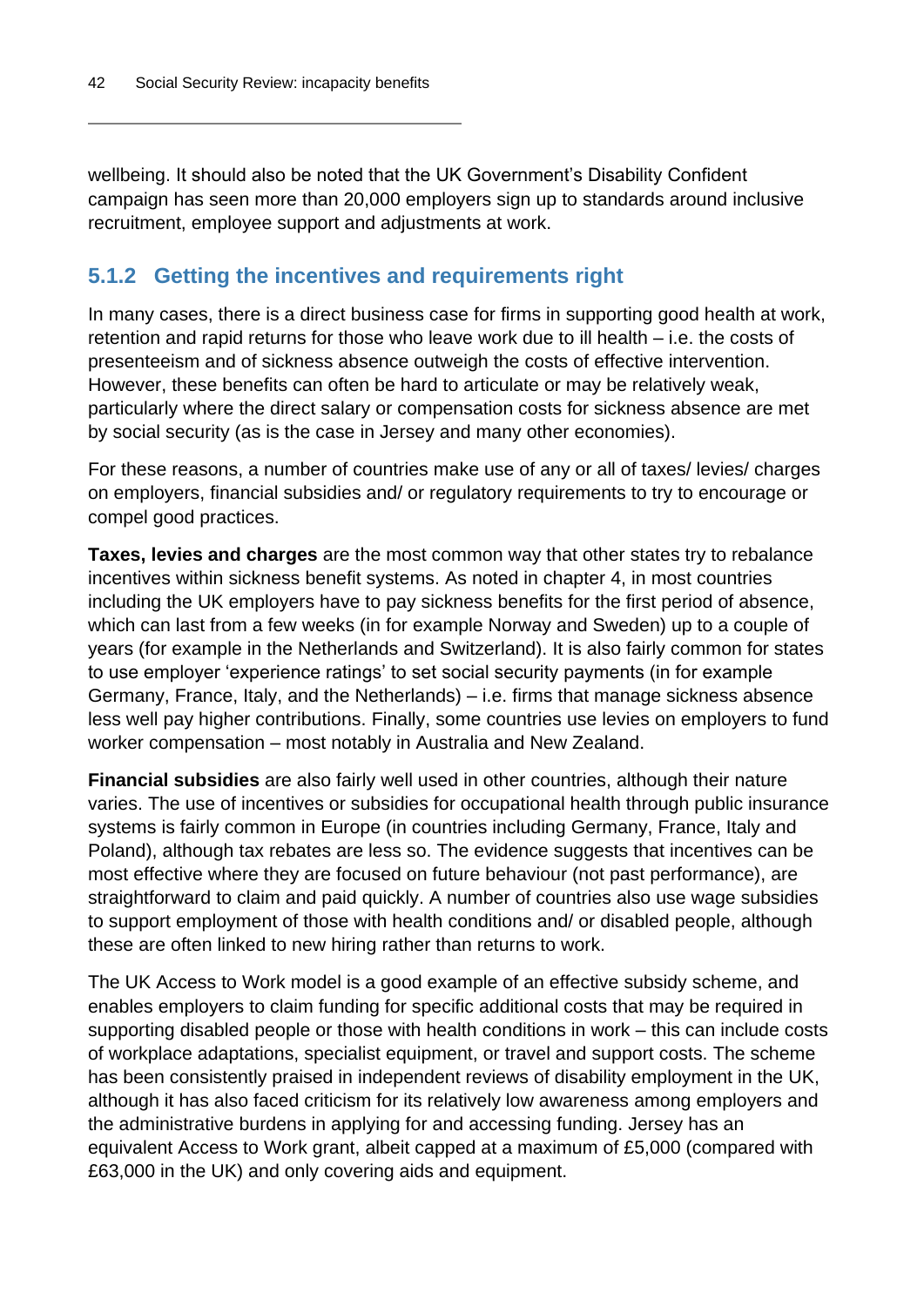wellbeing. It should also be noted that the UK Government's Disability Confident campaign has seen more than 20,000 employers sign up to standards around inclusive recruitment, employee support and adjustments at work.

### 5.1.2 Getting the incentives and requirements right

In many cases, there is a direct business case for firms in supporting good health at work, retention and rapid returns for those who leave work due to ill health – i.e. the costs of presenteeism and of sickness absence outweigh the costs of effective intervention. However, these benefits can often be hard to articulate or may be relatively weak, particularly where the direct salary or compensation costs for sickness absence are met by social security (as is the case in Jersey and many other economies).

For these reasons, a number of countries make use of any or all of taxes/ levies/ charges on employers, financial subsidies and/ or regulatory requirements to try to encourage or compel good practices.

**Taxes, levies and charges** are the most common way that other states try to rebalance incentives within sickness benefit systems. As noted in chapter 4, in most countries including the UK employers have to pay sickness benefits for the first period of absence, which can last from a few weeks (in for example Norway and Sweden) up to a couple of years (for example in the Netherlands and Switzerland). It is also fairly common for states to use employer 'experience ratings' to set social security payments (in for example Germany, France, Italy, and the Netherlands) – i.e. firms that manage sickness absence less well pay higher contributions. Finally, some countries use levies on employers to fund worker compensation – most notably in Australia and New Zealand.

**Financial subsidies** are also fairly well used in other countries, although their nature varies. The use of incentives or subsidies for occupational health through public insurance systems is fairly common in Europe (in countries including Germany, France, Italy and Poland), although tax rebates are less so. The evidence suggests that incentives can be most effective where they are focused on future behaviour (not past performance), are straightforward to claim and paid quickly. A number of countries also use wage subsidies to support employment of those with health conditions and/ or disabled people, although these are often linked to new hiring rather than returns to work.

The UK Access to Work model is a good example of an effective subsidy scheme, and enables employers to claim funding for specific additional costs that may be required in supporting disabled people or those with health conditions in work – this can include costs of workplace adaptations, specialist equipment, or travel and support costs. The scheme has been consistently praised in independent reviews of disability employment in the UK, although it has also faced criticism for its relatively low awareness among employers and the administrative burdens in applying for and accessing funding. Jersey has an equivalent Access to Work grant, albeit capped at a maximum of £5,000 (compared with £63,000 in the UK) and only covering aids and equipment.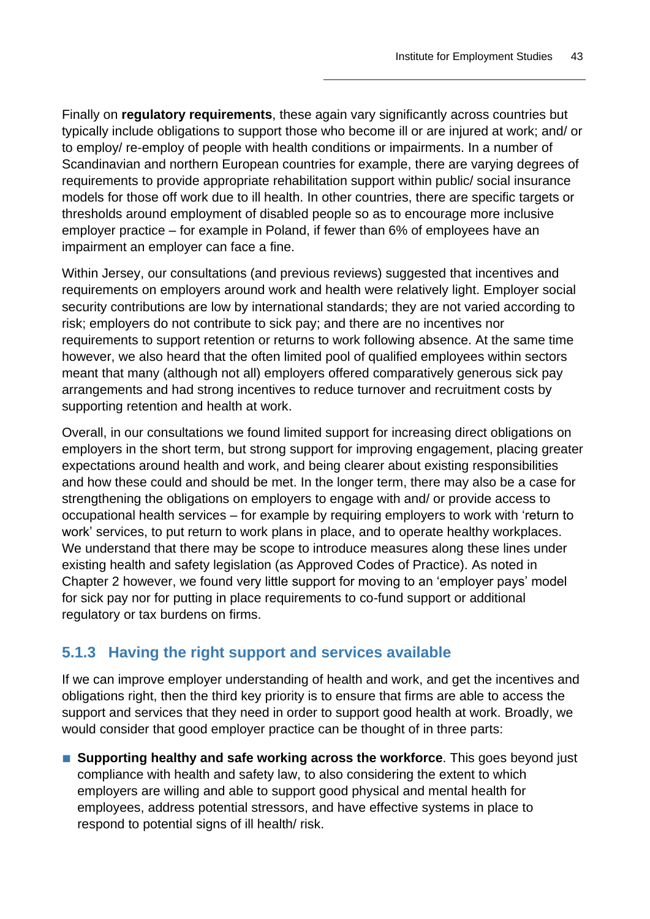Finally on **regulatory requirements**, these again vary significantly across countries but typically include obligations to support those who become ill or are injured at work; and/ or to employ/ re-employ of people with health conditions or impairments. In a number of Scandinavian and northern European countries for example, there are varying degrees of requirements to provide appropriate rehabilitation support within public/ social insurance models for those off work due to ill health. In other countries, there are specific targets or thresholds around employment of disabled people so as to encourage more inclusive employer practice – for example in Poland, if fewer than 6% of employees have an impairment an employer can face a fine.

Within Jersey, our consultations (and previous reviews) suggested that incentives and requirements on employers around work and health were relatively light. Employer social security contributions are low by international standards; they are not varied according to risk; employers do not contribute to sick pay; and there are no incentives nor requirements to support retention or returns to work following absence. At the same time however, we also heard that the often limited pool of qualified employees within sectors meant that many (although not all) employers offered comparatively generous sick pay arrangements and had strong incentives to reduce turnover and recruitment costs by supporting retention and health at work.

Overall, in our consultations we found limited support for increasing direct obligations on employers in the short term, but strong support for improving engagement, placing greater expectations around health and work, and being clearer about existing responsibilities and how these could and should be met. In the longer term, there may also be a case for strengthening the obligations on employers to engage with and/ or provide access to occupational health services – for example by requiring employers to work with 'return to work' services, to put return to work plans in place, and to operate healthy workplaces. We understand that there may be scope to introduce measures along these lines under existing health and safety legislation (as Approved Codes of Practice). As noted in Chapter 2 however, we found very little support for moving to an 'employer pays' model for sick pay nor for putting in place requirements to co-fund support or additional regulatory or tax burdens on firms.

### 5.1.3 Having the right support and services available

If we can improve employer understanding of health and work, and get the incentives and obligations right, then the third key priority is to ensure that firms are able to access the support and services that they need in order to support good health at work. Broadly, we would consider that good employer practice can be thought of in three parts:

- **Supporting healthy and safe working across the workforce**. This goes beyond just compliance with health and safety law, to also considering the extent to which employers are willing and able to support good physical and mental health for employees, address potential stressors, and have effective systems in place to respond to potential signs of ill health/ risk.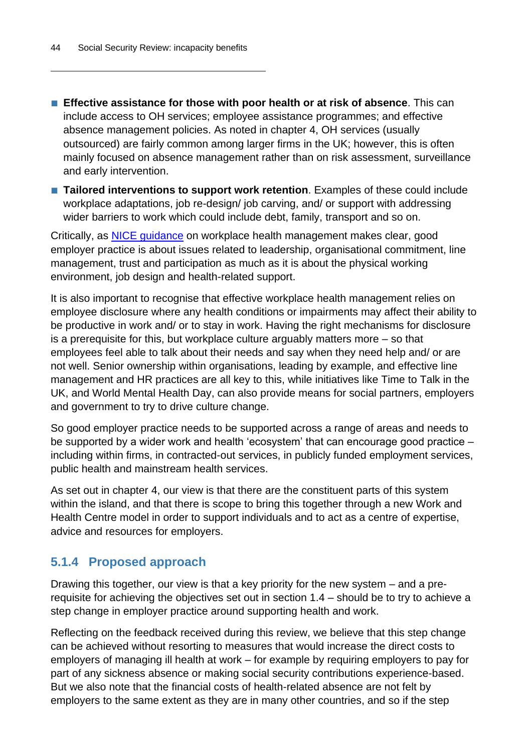- **Effective assistance for those with poor health or at risk of absence**. This can include access to OH services; employee assistance programmes; and effective absence management policies. As noted in chapter 4, OH services (usually outsourced) are fairly common among larger firms in the UK; however, this is often mainly focused on absence management rather than on risk assessment, surveillance and early intervention.
- **Tailored interventions to support work retention**. Examples of these could include workplace adaptations, job re-design/ job carving, and/ or support with addressing wider barriers to work which could include debt, family, transport and so on.

Critically, as NICE guidance on workplace health management makes clear, good employer practice is about issues related to leadership, organisational commitment, line management, trust and participation as much as it is about the physical working environment, job design and health-related support.

It is also important to recognise that effective workplace health management relies on employee disclosure where any health conditions or impairments may affect their ability to be productive in work and/ or to stay in work. Having the right mechanisms for disclosure is a prerequisite for this, but workplace culture arguably matters more – so that employees feel able to talk about their needs and say when they need help and/ or are not well. Senior ownership within organisations, leading by example, and effective line management and HR practices are all key to this, while initiatives like Time to Talk in the UK, and World Mental Health Day, can also provide means for social partners, employers and government to try to drive culture change.

So good employer practice needs to be supported across a range of areas and needs to be supported by a wider work and health 'ecosystem' that can encourage good practice – including within firms, in contracted-out services, in publicly funded employment services, public health and mainstream health services.

As set out in chapter 4, our view is that there are the constituent parts of this system within the island, and that there is scope to bring this together through a new Work and Health Centre model in order to support individuals and to act as a centre of expertise, advice and resources for employers.

### 5.1.4 Proposed approach

Drawing this together, our view is that a key priority for the new system – and a pre-requisite for achieving the objectives set out in section 1.4 – should be to try to achieve a step change in employer practice around supporting health and work.

Reflecting on the feedback received during this review, we believe that this step change can be achieved without resorting to measures that would increase the direct costs to employers of managing ill health at work – for example by requiring employers to pay for part of any sickness absence or making social security contributions experience-based. But we also note that the financial costs of health-related absence are not felt by employers to the same extent as they are in many other countries, and so if the step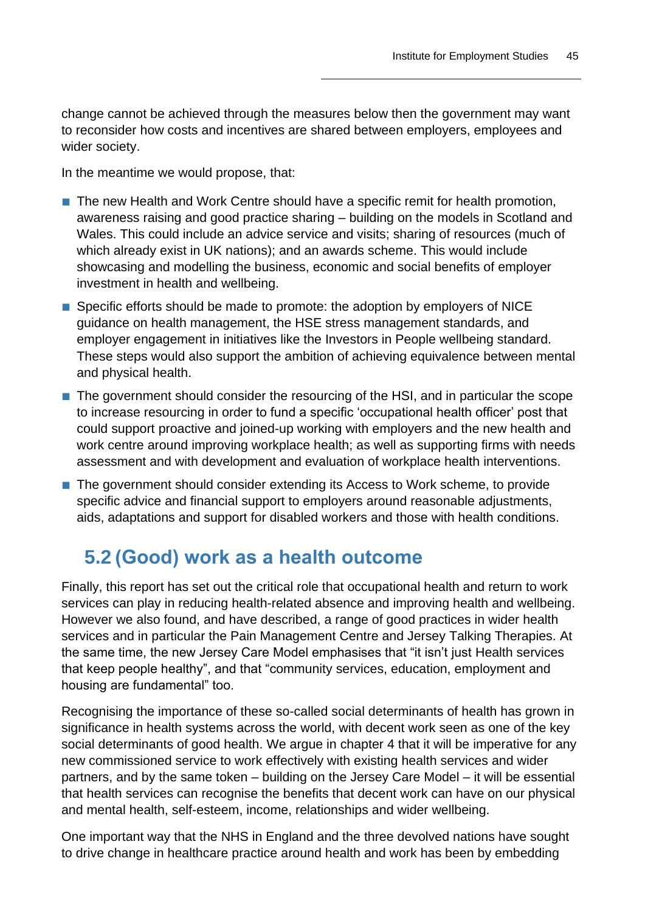change cannot be achieved through the measures below then the government may want to reconsider how costs and incentives are shared between employers, employees and wider society.

In the meantime we would propose, that:

- The new Health and Work Centre should have a specific remit for health promotion, awareness raising and good practice sharing – building on the models in Scotland and Wales. This could include an advice service and visits; sharing of resources (much of which already exist in UK nations); and an awards scheme. This would include showcasing and modelling the business, economic and social benefits of employer investment in health and wellbeing.
- Specific efforts should be made to promote: the adoption by employers of NICE guidance on health management, the HSE stress management standards, and employer engagement in initiatives like the Investors in People wellbeing standard. These steps would also support the ambition of achieving equivalence between mental and physical health.
- The government should consider the resourcing of the HSI, and in particular the scope to increase resourcing in order to fund a specific 'occupational health officer' post that could support proactive and joined-up working with employers and the new health and work centre around improving workplace health; as well as supporting firms with needs assessment and with development and evaluation of workplace health interventions.
- The government should consider extending its Access to Work scheme, to provide specific advice and financial support to employers around reasonable adjustments, aids, adaptations and support for disabled workers and those with health conditions.

## 5.2 (Good) work as a health outcome

Finally, this report has set out the critical role that occupational health and return to work services can play in reducing health-related absence and improving health and wellbeing. However we also found, and have described, a range of good practices in wider health services and in particular the Pain Management Centre and Jersey Talking Therapies. At the same time, the new Jersey Care Model emphasises that "it isn't just Health services that keep people healthy", and that "community services, education, employment and housing are fundamental" too.

Recognising the importance of these so-called social determinants of health has grown in significance in health systems across the world, with decent work seen as one of the key social determinants of good health. We argue in chapter 4 that it will be imperative for any new commissioned service to work effectively with existing health services and wider partners, and by the same token – building on the Jersey Care Model – it will be essential that health services can recognise the benefits that decent work can have on our physical and mental health, self-esteem, income, relationships and wider wellbeing.

One important way that the NHS in England and the three devolved nations have sought to drive change in healthcare practice around health and work has been by embedding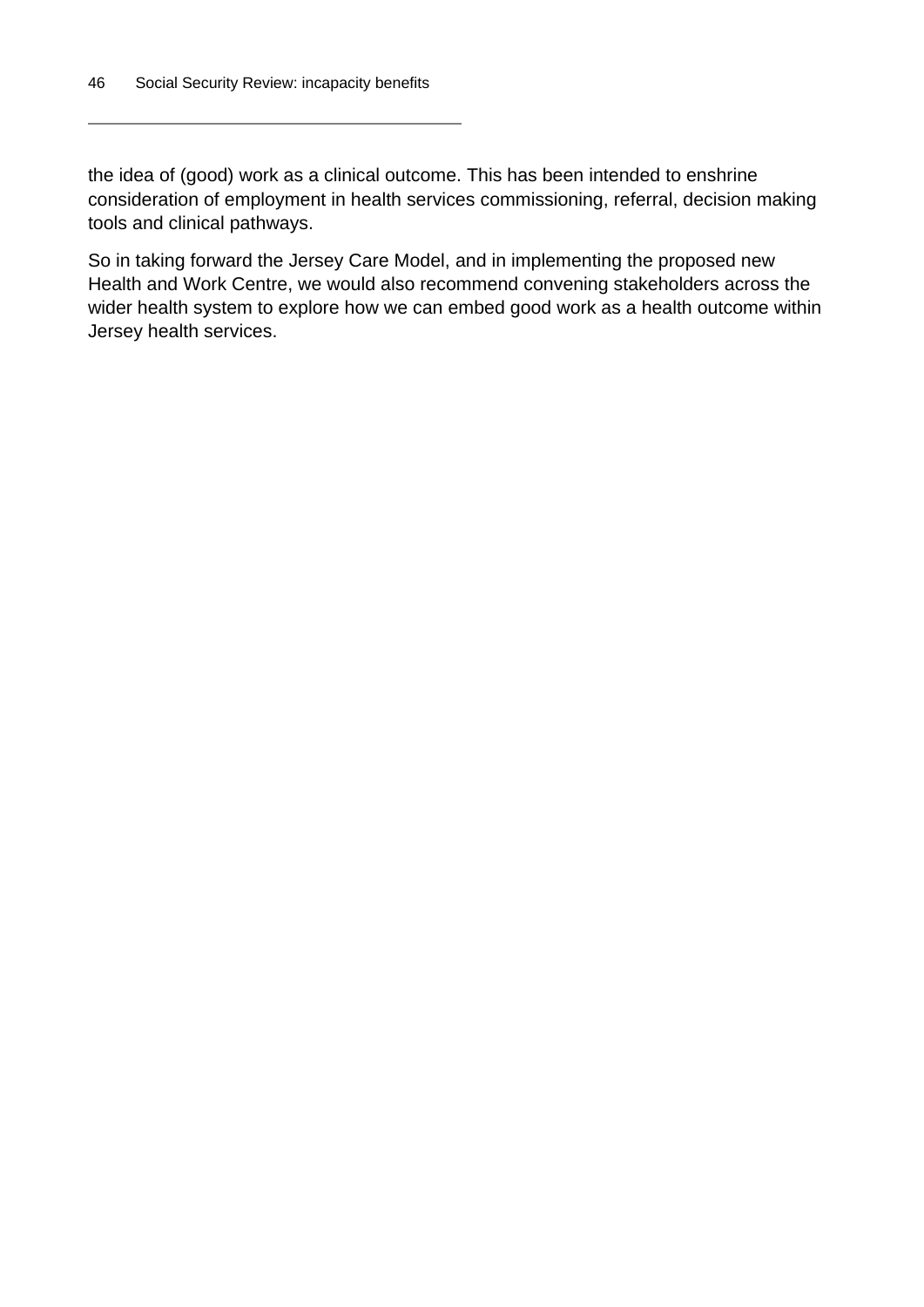the idea of (good) work as a clinical outcome. This has been intended to enshrine consideration of employment in health services commissioning, referral, decision making tools and clinical pathways.

So in taking forward the Jersey Care Model, and in implementing the proposed new Health and Work Centre, we would also recommend convening stakeholders across the wider health system to explore how we can embed good work as a health outcome within Jersey health services.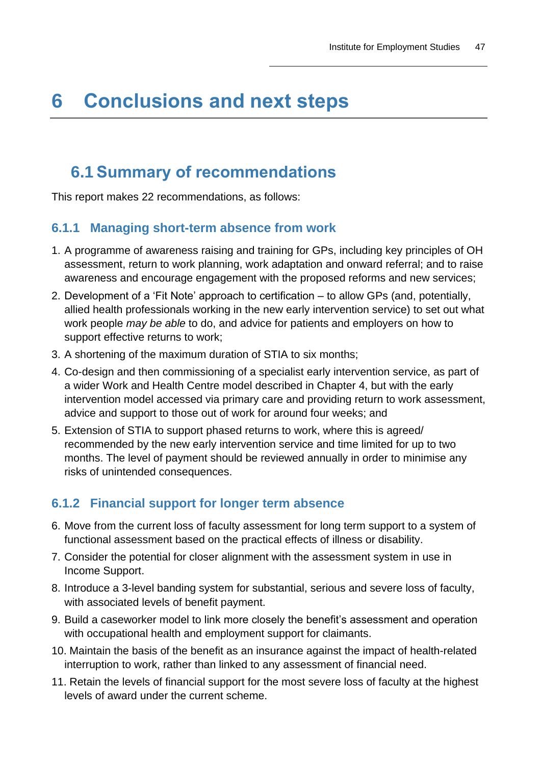# 6 Conclusions and next steps

## 6.1 Summary of recommendations

This report makes 22 recommendations, as follows:

### 6.1.1 Managing short-term absence from work

1. A programme of awareness raising and training for GPs, including key principles of OH assessment, return to work planning, work adaptation and onward referral; and to raise awareness and encourage engagement with the proposed reforms and new services;
2. Development of a 'Fit Note' approach to certification – to allow GPs (and, potentially, allied health professionals working in the new early intervention service) to set out what work people *may be able* to do, and advice for patients and employers on how to support effective returns to work;
3. A shortening of the maximum duration of STIA to six months;
4. Co-design and then commissioning of a specialist early intervention service, as part of a wider Work and Health Centre model described in Chapter 4, but with the early intervention model accessed via primary care and providing return to work assessment, advice and support to those out of work for around four weeks; and
5. Extension of STIA to support phased returns to work, where this is agreed/ recommended by the new early intervention service and time limited for up to two months. The level of payment should be reviewed annually in order to minimise any risks of unintended consequences.

### 6.1.2 Financial support for longer term absence

6. Move from the current loss of faculty assessment for long term support to a system of functional assessment based on the practical effects of illness or disability.
7. Consider the potential for closer alignment with the assessment system in use in Income Support.
8. Introduce a 3-level banding system for substantial, serious and severe loss of faculty, with associated levels of benefit payment.
9. Build a caseworker model to link more closely the benefit's assessment and operation with occupational health and employment support for claimants.
10. Maintain the basis of the benefit as an insurance against the impact of health-related interruption to work, rather than linked to any assessment of financial need.
11. Retain the levels of financial support for the most severe loss of faculty at the highest levels of award under the current scheme.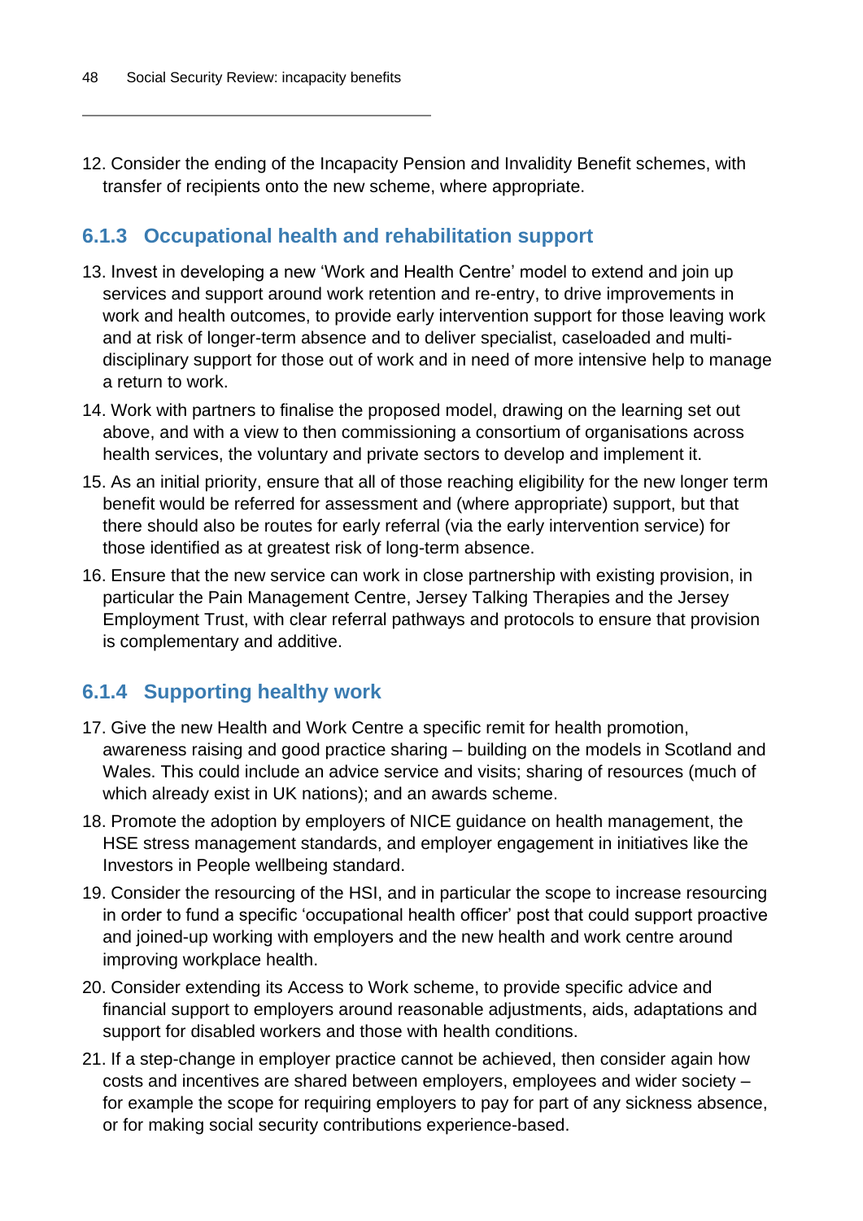12. Consider the ending of the Incapacity Pension and Invalidity Benefit schemes, with transfer of recipients onto the new scheme, where appropriate.

### 6.1.3 Occupational health and rehabilitation support

13. Invest in developing a new 'Work and Health Centre' model to extend and join up services and support around work retention and re-entry, to drive improvements in work and health outcomes, to provide early intervention support for those leaving work and at risk of longer-term absence and to deliver specialist, caseloaded and multi-disciplinary support for those out of work and in need of more intensive help to manage a return to work.
14. Work with partners to finalise the proposed model, drawing on the learning set out above, and with a view to then commissioning a consortium of organisations across health services, the voluntary and private sectors to develop and implement it.
15. As an initial priority, ensure that all of those reaching eligibility for the new longer term benefit would be referred for assessment and (where appropriate) support, but that there should also be routes for early referral (via the early intervention service) for those identified as at greatest risk of long-term absence.
16. Ensure that the new service can work in close partnership with existing provision, in particular the Pain Management Centre, Jersey Talking Therapies and the Jersey Employment Trust, with clear referral pathways and protocols to ensure that provision is complementary and additive.

### 6.1.4 Supporting healthy work

17. Give the new Health and Work Centre a specific remit for health promotion, awareness raising and good practice sharing – building on the models in Scotland and Wales. This could include an advice service and visits; sharing of resources (much of which already exist in UK nations); and an awards scheme.
18. Promote the adoption by employers of NICE guidance on health management, the HSE stress management standards, and employer engagement in initiatives like the Investors in People wellbeing standard.
19. Consider the resourcing of the HSI, and in particular the scope to increase resourcing in order to fund a specific 'occupational health officer' post that could support proactive and joined-up working with employers and the new health and work centre around improving workplace health.
20. Consider extending its Access to Work scheme, to provide specific advice and financial support to employers around reasonable adjustments, aids, adaptations and support for disabled workers and those with health conditions.
21. If a step-change in employer practice cannot be achieved, then consider again how costs and incentives are shared between employers, employees and wider society – for example the scope for requiring employers to pay for part of any sickness absence, or for making social security contributions experience-based.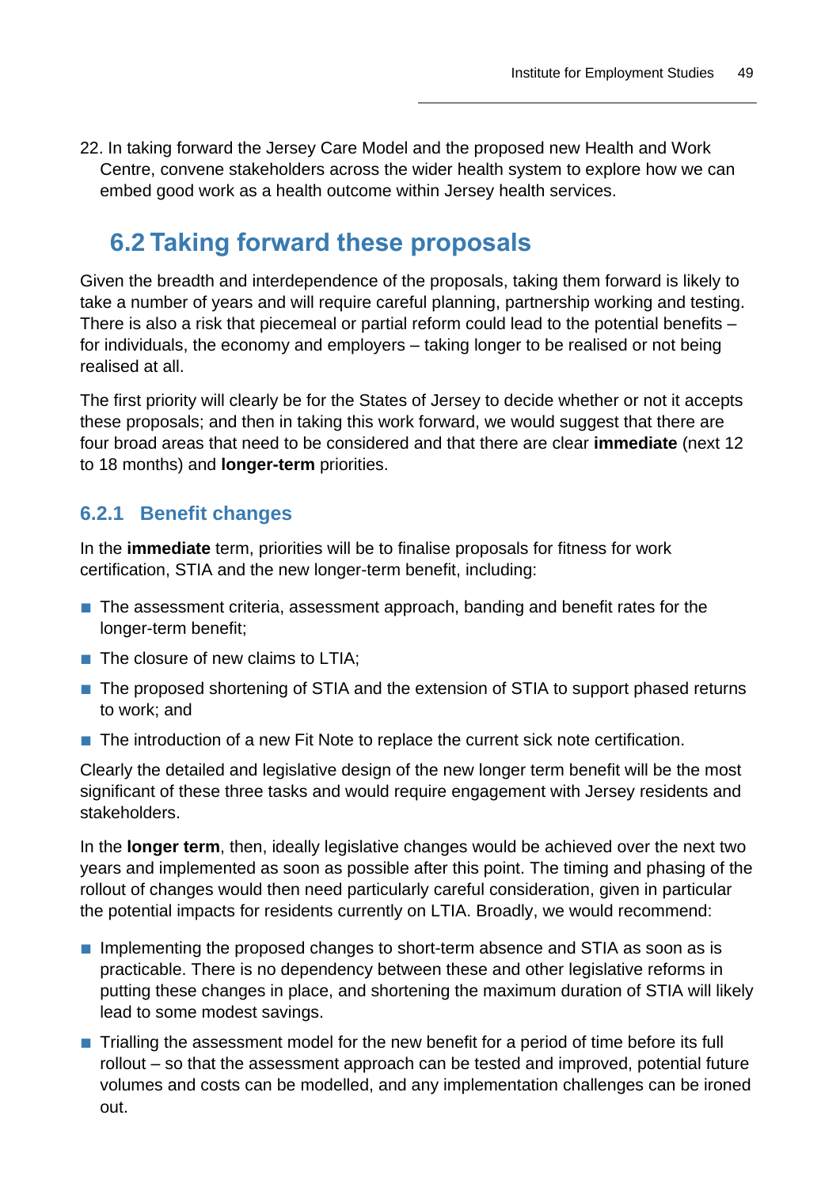22. In taking forward the Jersey Care Model and the proposed new Health and Work Centre, convene stakeholders across the wider health system to explore how we can embed good work as a health outcome within Jersey health services.

## 6.2 Taking forward these proposals

Given the breadth and interdependence of the proposals, taking them forward is likely to take a number of years and will require careful planning, partnership working and testing. There is also a risk that piecemeal or partial reform could lead to the potential benefits – for individuals, the economy and employers – taking longer to be realised or not being realised at all.

The first priority will clearly be for the States of Jersey to decide whether or not it accepts these proposals; and then in taking this work forward, we would suggest that there are four broad areas that need to be considered and that there are clear **immediate** (next 12 to 18 months) and **longer-term** priorities.

### 6.2.1 Benefit changes

In the **immediate** term, priorities will be to finalise proposals for fitness for work certification, STIA and the new longer-term benefit, including:

- The assessment criteria, assessment approach, banding and benefit rates for the longer-term benefit;
- The closure of new claims to LTIA;
- The proposed shortening of STIA and the extension of STIA to support phased returns to work; and
- The introduction of a new Fit Note to replace the current sick note certification.

Clearly the detailed and legislative design of the new longer term benefit will be the most significant of these three tasks and would require engagement with Jersey residents and stakeholders.

In the **longer term**, then, ideally legislative changes would be achieved over the next two years and implemented as soon as possible after this point. The timing and phasing of the rollout of changes would then need particularly careful consideration, given in particular the potential impacts for residents currently on LTIA. Broadly, we would recommend:

- Implementing the proposed changes to short-term absence and STIA as soon as is practicable. There is no dependency between these and other legislative reforms in putting these changes in place, and shortening the maximum duration of STIA will likely lead to some modest savings.
- Trialling the assessment model for the new benefit for a period of time before its full rollout – so that the assessment approach can be tested and improved, potential future volumes and costs can be modelled, and any implementation challenges can be ironed out.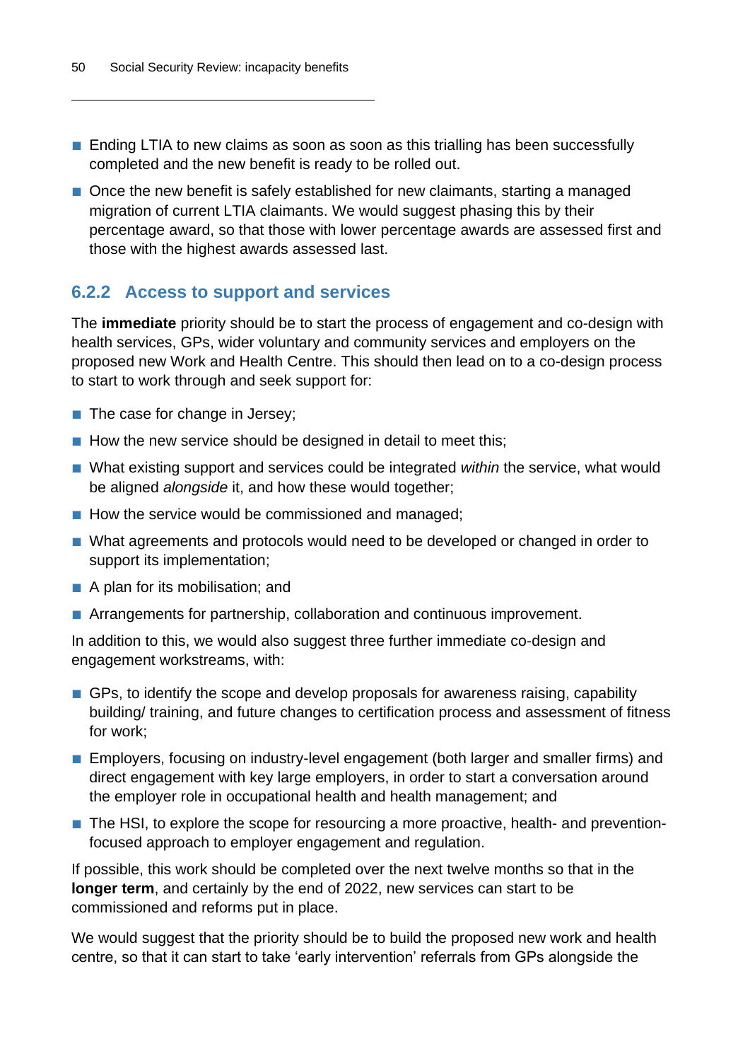- Ending LTIA to new claims as soon as soon as this trialling has been successfully completed and the new benefit is ready to be rolled out.
- Once the new benefit is safely established for new claimants, starting a managed migration of current LTIA claimants. We would suggest phasing this by their percentage award, so that those with lower percentage awards are assessed first and those with the highest awards assessed last.

### 6.2.2 Access to support and services

The **immediate** priority should be to start the process of engagement and co-design with health services, GPs, wider voluntary and community services and employers on the proposed new Work and Health Centre. This should then lead on to a co-design process to start to work through and seek support for:

- The case for change in Jersey;
- How the new service should be designed in detail to meet this;
- What existing support and services could be integrated *within* the service, what would be aligned *alongside* it, and how these would together;
- How the service would be commissioned and managed;
- What agreements and protocols would need to be developed or changed in order to support its implementation;
- A plan for its mobilisation; and
- Arrangements for partnership, collaboration and continuous improvement.

In addition to this, we would also suggest three further immediate co-design and engagement workstreams, with:

- GPs, to identify the scope and develop proposals for awareness raising, capability building/ training, and future changes to certification process and assessment of fitness for work;
- Employers, focusing on industry-level engagement (both larger and smaller firms) and direct engagement with key large employers, in order to start a conversation around the employer role in occupational health and health management; and
- The HSI, to explore the scope for resourcing a more proactive, health- and prevention-focused approach to employer engagement and regulation.

If possible, this work should be completed over the next twelve months so that in the **longer term**, and certainly by the end of 2022, new services can start to be commissioned and reforms put in place.

We would suggest that the priority should be to build the proposed new work and health centre, so that it can start to take 'early intervention' referrals from GPs alongside the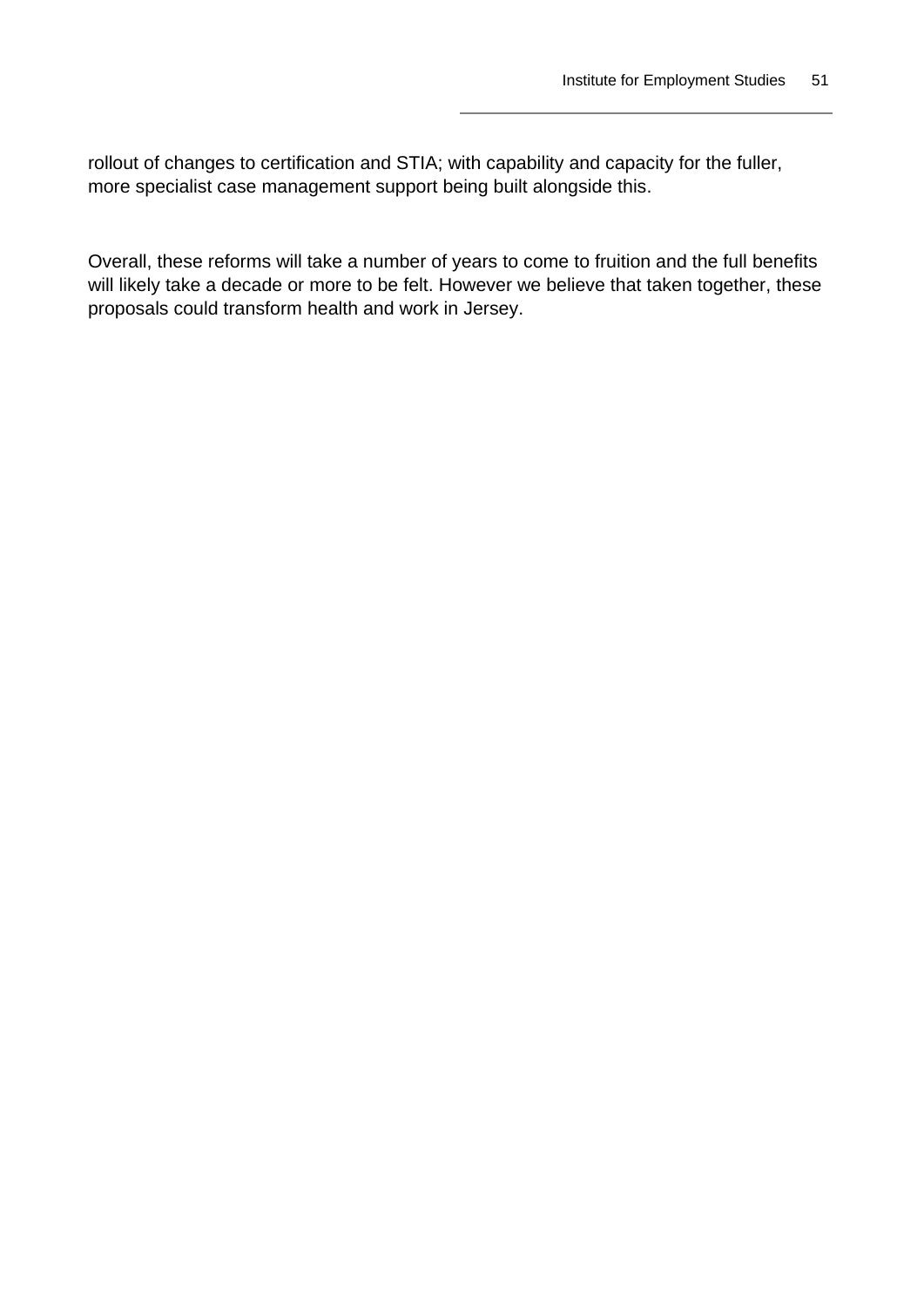rollout of changes to certification and STIA; with capability and capacity for the fuller, more specialist case management support being built alongside this.

Overall, these reforms will take a number of years to come to fruition and the full benefits will likely take a decade or more to be felt. However we believe that taken together, these proposals could transform health and work in Jersey.